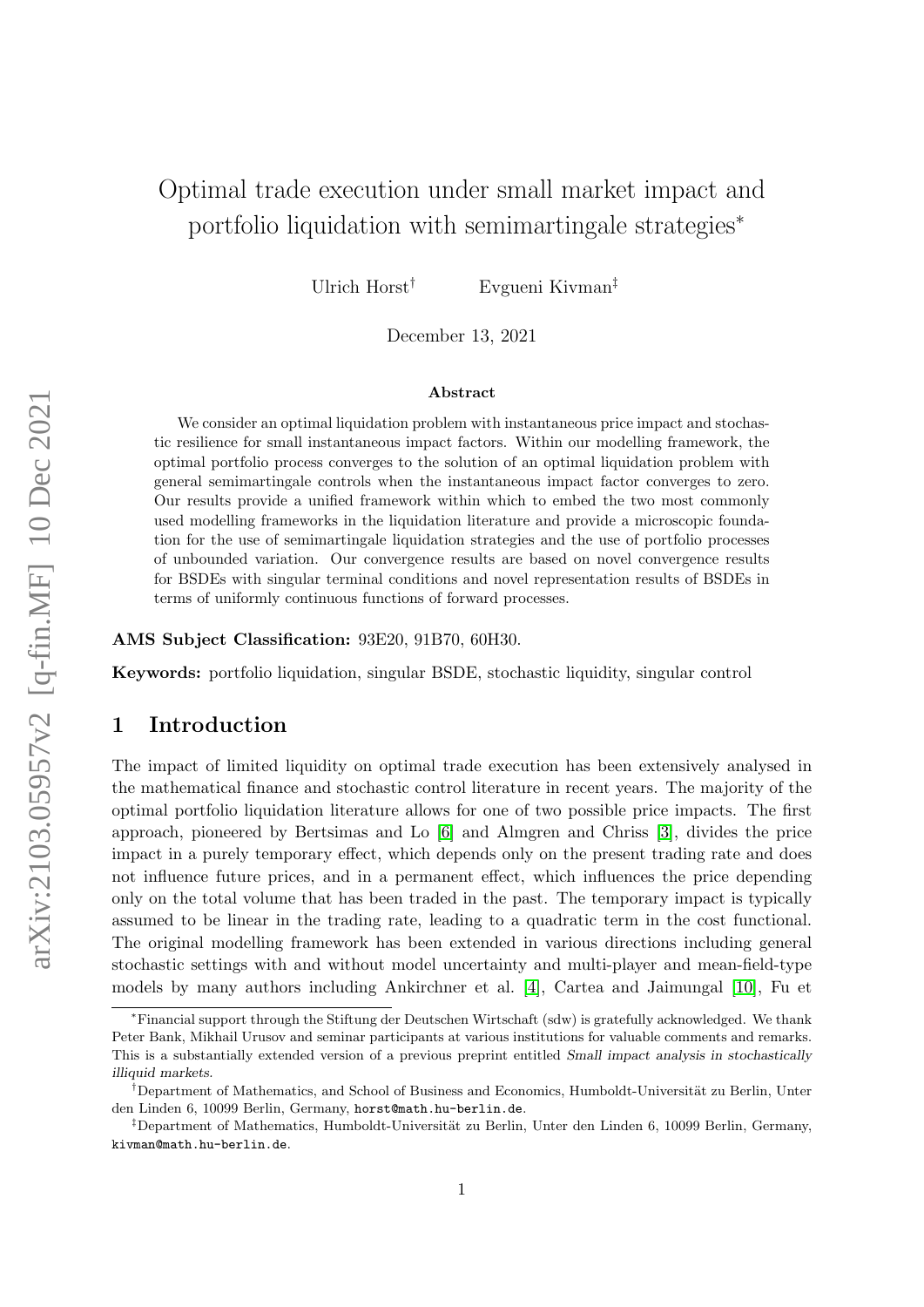# Optimal trade execution under small market impact and portfolio liquidation with semimartingale strategies*

Ulrich Horst[†] Evgueni Kivman[‡]

December 13, 2021

### Abstract

We consider an optimal liquidation problem with instantaneous price impact and stochastic resilience for small instantaneous impact factors. Within our modelling framework, the optimal portfolio process converges to the solution of an optimal liquidation problem with general semimartingale controls when the instantaneous impact factor converges to zero. Our results provide a unified framework within which to embed the two most commonly used modelling frameworks in the liquidation literature and provide a microscopic foundation for the use of semimartingale liquidation strategies and the use of portfolio processes of unbounded variation. Our convergence results are based on novel convergence results for BSDEs with singular terminal conditions and novel representation results of BSDEs in terms of uniformly continuous functions of forward processes.

**AMS Subject Classification:** 93E20, 91B70, 60H30.

**Keywords:** portfolio liquidation, singular BSDE, stochastic liquidity, singular control

## 1 Introduction

The impact of limited liquidity on optimal trade execution has been extensively analysed in the mathematical finance and stochastic control literature in recent years. The majority of the optimal portfolio liquidation literature allows for one of two possible price impacts. The first approach, pioneered by Bertsimas and Lo [6] and Almgren and Chriss [3], divides the price impact in a purely temporary effect, which depends only on the present trading rate and does not influence future prices, and in a permanent effect, which influences the price depending only on the total volume that has been traded in the past. The temporary impact is typically assumed to be linear in the trading rate, leading to a quadratic term in the cost functional. The original modelling framework has been extended in various directions including general stochastic settings with and without model uncertainty and multi-player and mean-field-type models by many authors including Ankirchner et al. [4], Cartea and Jaimungal [10], Fu et

---

*Financial support through the Stiftung der Deutschen Wirtschaft (sdw) is gratefully acknowledged. We thank Peter Bank, Mikhail Urusov and seminar participants at various institutions for valuable comments and remarks. This is a substantially extended version of a previous preprint entitled *Small impact analysis in stochastically illiquid markets*.

[†]Department of Mathematics, and School of Business and Economics, Humboldt-Universität zu Berlin, Unter den Linden 6, 10099 Berlin, Germany, horst@math.hu-berlin.de.

[‡]Department of Mathematics, Humboldt-Universität zu Berlin, Unter den Linden 6, 10099 Berlin, Germany, kivman@math.hu-berlin.de.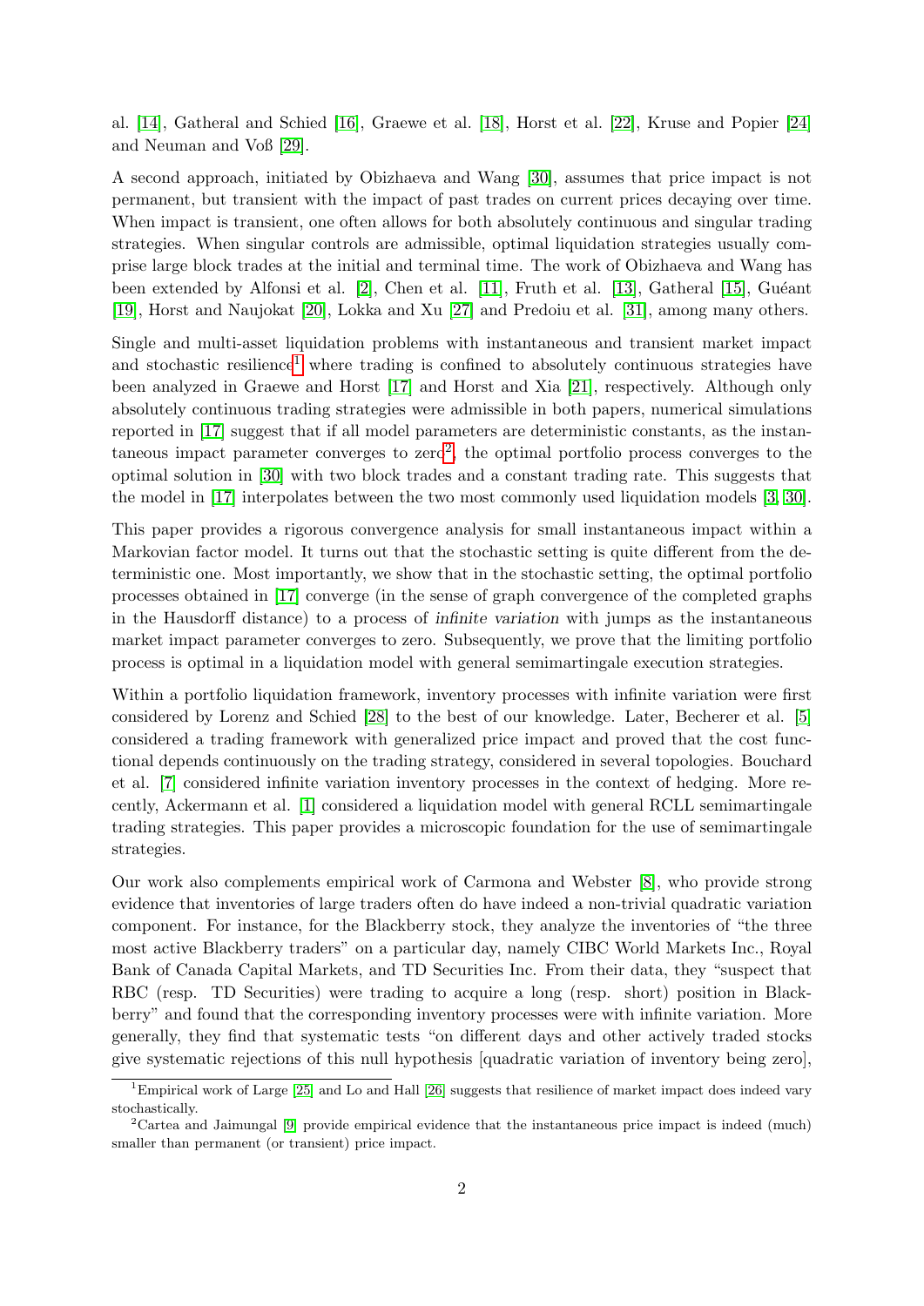al. [14], Gatheral and Schied [16], Graewe et al. [18], Horst et al. [22], Kruse and Popier [24] and Neuman and Voß [29].

A second approach, initiated by Obizhaeva and Wang [30], assumes that price impact is not permanent, but transient with the impact of past trades on current prices decaying over time. When impact is transient, one often allows for both absolutely continuous and singular trading strategies. When singular controls are admissible, optimal liquidation strategies usually comprise large block trades at the initial and terminal time. The work of Obizhaeva and Wang has been extended by Alfonsi et al. [2], Chen et al. [11], Fruth et al. [13], Gatheral [15], Guéant [19], Horst and Naujokat [20], Lokka and Xu [27] and Predoiu et al. [31], among many others.

Single and multi-asset liquidation problems with instantaneous and transient market impact and stochastic resilience[1] where trading is confined to absolutely continuous strategies have been analyzed in Graewe and Horst [17] and Horst and Xia [21], respectively. Although only absolutely continuous trading strategies were admissible in both papers, numerical simulations reported in [17] suggest that if all model parameters are deterministic constants, as the instantaneous impact parameter converges to zero[2], the optimal portfolio process converges to the optimal solution in [30] with two block trades and a constant trading rate. This suggests that the model in [17] interpolates between the two most commonly used liquidation models [3, 30].

This paper provides a rigorous convergence analysis for small instantaneous impact within a Markovian factor model. It turns out that the stochastic setting is quite different from the deterministic one. Most importantly, we show that in the stochastic setting, the optimal portfolio processes obtained in [17] converge (in the sense of graph convergence of the completed graphs in the Hausdorff distance) to a process of *infinite variation* with jumps as the instantaneous market impact parameter converges to zero. Subsequently, we prove that the limiting portfolio process is optimal in a liquidation model with general semimartingale execution strategies.

Within a portfolio liquidation framework, inventory processes with infinite variation were first considered by Lorenz and Schied [28] to the best of our knowledge. Later, Becherer et al. [5] considered a trading framework with generalized price impact and proved that the cost functional depends continuously on the trading strategy, considered in several topologies. Bouchard et al. [7] considered infinite variation inventory processes in the context of hedging. More recently, Ackermann et al. [1] considered a liquidation model with general RCLL semimartingale trading strategies. This paper provides a microscopic foundation for the use of semimartingale strategies.

Our work also complements empirical work of Carmona and Webster [8], who provide strong evidence that inventories of large traders often do have indeed a non-trivial quadratic variation component. For instance, for the Blackberry stock, they analyze the inventories of "the three most active Blackberry traders" on a particular day, namely CIBC World Markets Inc., Royal Bank of Canada Capital Markets, and TD Securities Inc. From their data, they "suspect that RBC (resp. TD Securities) were trading to acquire a long (resp. short) position in Blackberry" and found that the corresponding inventory processes were with infinite variation. More generally, they find that systematic tests "on different days and other actively traded stocks give systematic rejections of this null hypothesis [quadratic variation of inventory being zero],

[1] Empirical work of Large [25] and Lo and Hall [26] suggests that resilience of market impact does indeed vary stochastically.

[2] Cartea and Jaimungal [9] provide empirical evidence that the instantaneous price impact is indeed (much) smaller than permanent (or transient) price impact.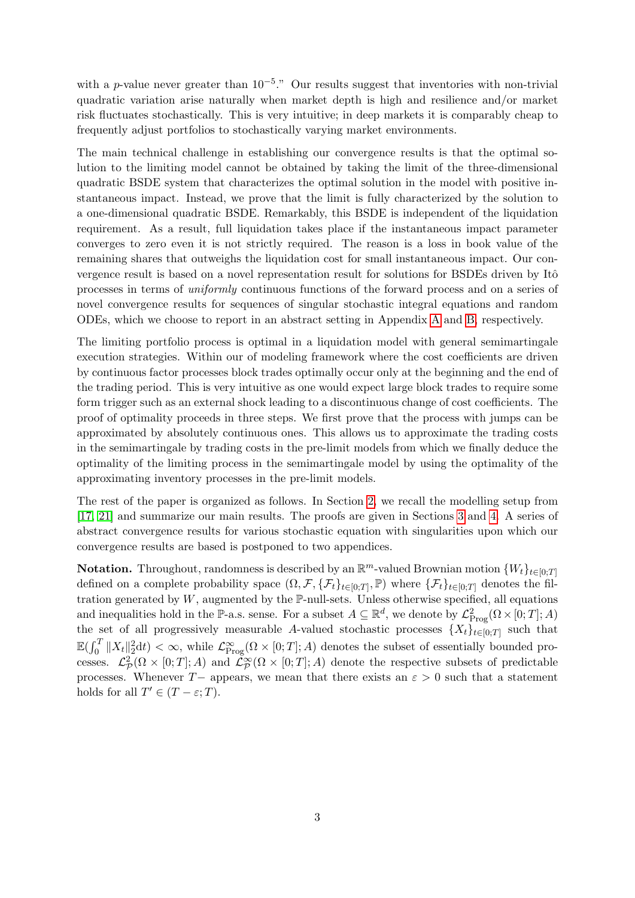with a $p$-value never greater than $10^{-5}$." Our results suggest that inventories with non-trivial quadratic variation arise naturally when market depth is high and resilience and/or market risk fluctuates stochastically. This is very intuitive; in deep markets it is comparably cheap to frequently adjust portfolios to stochastically varying market environments.

The main technical challenge in establishing our convergence results is that the optimal solution to the limiting model cannot be obtained by taking the limit of the three-dimensional quadratic BSDE system that characterizes the optimal solution in the model with positive instantaneous impact. Instead, we prove that the limit is fully characterized by the solution to a one-dimensional quadratic BSDE. Remarkably, this BSDE is independent of the liquidation requirement. As a result, full liquidation takes place if the instantaneous impact parameter converges to zero even it is not strictly required. The reason is a loss in book value of the remaining shares that outweighs the liquidation cost for small instantaneous impact. Our convergence result is based on a novel representation result for solutions for BSDEs driven by Itô processes in terms of *uniformly* continuous functions of the forward process and on a series of novel convergence results for sequences of singular stochastic integral equations and random ODEs, which we choose to report in an abstract setting in Appendix A and B, respectively.

The limiting portfolio process is optimal in a liquidation model with general semimartingale execution strategies. Within our of modeling framework where the cost coefficients are driven by continuous factor processes block trades optimally occur only at the beginning and the end of the trading period. This is very intuitive as one would expect large block trades to require some form trigger such as an external shock leading to a discontinuous change of cost coefficients. The proof of optimality proceeds in three steps. We first prove that the process with jumps can be approximated by absolutely continuous ones. This allows us to approximate the trading costs in the semimartingale by trading costs in the pre-limit models from which we finally deduce the optimality of the limiting process in the semimartingale model by using the optimality of the approximating inventory processes in the pre-limit models.

The rest of the paper is organized as follows. In Section 2, we recall the modelling setup from [17, 21] and summarize our main results. The proofs are given in Sections 3 and 4. A series of abstract convergence results for various stochastic equation with singularities upon which our convergence results are based is postponed to two appendices.

**Notation.** Throughout, randomness is described by an $\mathbb{R}^m$-valued Brownian motion $\{W_t\}_{t\in[0;T]}$ defined on a complete probability space $(\Omega, \mathcal{F}, \{\mathcal{F}_t\}_{t\in[0;T]}, \mathbb{P})$ where $\{\mathcal{F}_t\}_{t\in[0;T]}$ denotes the filtration generated by $W$, augmented by the $\mathbb{P}$-null-sets. Unless otherwise specified, all equations and inequalities hold in the $\mathbb{P}$-a.s. sense. For a subset $A \subseteq \mathbb{R}^d$, we denote by $\mathcal{L}^2_{\mathrm{Prog}}(\Omega \times [0;T]; A)$ the set of all progressively measurable $A$-valued stochastic processes $\{X_t\}_{t\in[0;T]}$ such that $\mathbb{E}(\int_0^T \|X_t\|_2^2 \mathrm{d}t) < \infty$, while $\mathcal{L}^\infty_{\mathrm{Prog}}(\Omega \times [0;T]; A)$ denotes the subset of essentially bounded processes. $\mathcal{L}^2_{\mathcal{P}}(\Omega \times [0;T]; A)$ and $\mathcal{L}^\infty_{\mathcal{P}}(\Omega \times [0;T]; A)$ denote the respective subsets of predictable processes. Whenever $T-$ appears, we mean that there exists an $\varepsilon > 0$ such that a statement holds for all $T' \in (T - \varepsilon; T)$.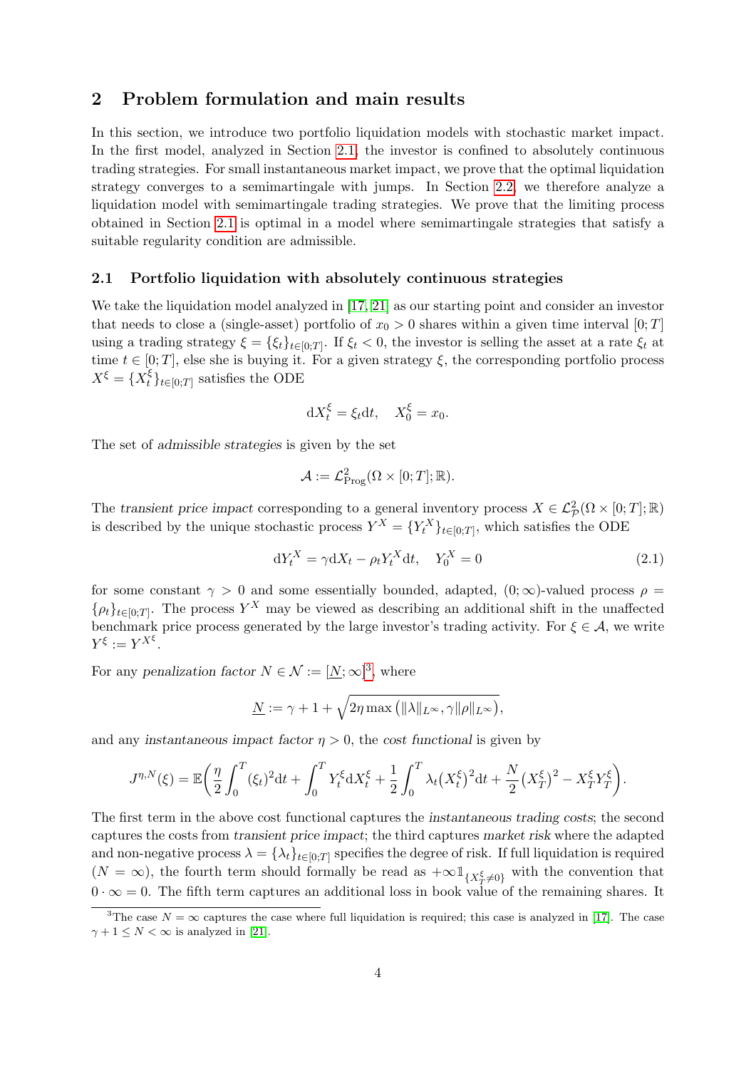## 2 Problem formulation and main results

In this section, we introduce two portfolio liquidation models with stochastic market impact. In the first model, analyzed in Section 2.1, the investor is confined to absolutely continuous trading strategies. For small instantaneous market impact, we prove that the optimal liquidation strategy converges to a semimartingale with jumps. In Section 2.2, we therefore analyze a liquidation model with semimartingale trading strategies. We prove that the limiting process obtained in Section 2.1 is optimal in a model where semimartingale strategies that satisfy a suitable regularity condition are admissible.

### 2.1 Portfolio liquidation with absolutely continuous strategies

We take the liquidation model analyzed in [17, 21] as our starting point and consider an investor that needs to close a (single-asset) portfolio of $x_0 > 0$ shares within a given time interval $[0;T]$ using a trading strategy $\xi = \{\xi_t\}_{t\in[0;T]}$. If $\xi_t < 0$, the investor is selling the asset at a rate $\xi_t$ at time $t \in [0;T]$, else she is buying it. For a given strategy $\xi$, the corresponding portfolio process $X^\xi = \{X^\xi_t\}_{t\in[0;T]}$ satisfies the ODE

$$\mathrm{d}X^\xi_t = \xi_t \mathrm{d}t, \quad X^\xi_0 = x_0.$$

The set of *admissible strategies* is given by the set

$$\mathcal{A} := \mathcal{L}^2_{\mathrm{Prog}}(\Omega \times [0;T]; \mathbb{R}).$$

The *transient price impact* corresponding to a general inventory process $X \in \mathcal{L}^2_{\mathcal{P}}(\Omega \times [0;T]; \mathbb{R})$ is described by the unique stochastic process $Y^X = \{Y^X_t\}_{t\in[0;T]}$, which satisfies the ODE

$$\mathrm{d}Y^X_t = \gamma \mathrm{d}X_t - \rho_t Y^X_t \mathrm{d}t, \quad Y^X_0 = 0 \tag{2.1}$$

for some constant $\gamma > 0$ and some essentially bounded, adapted, $(0;\infty)$-valued process $\rho = \{\rho_t\}_{t\in[0;T]}$. The process $Y^X$ may be viewed as describing an additional shift in the unaffected benchmark price process generated by the large investor's trading activity. For $\xi \in \mathcal{A}$, we write $Y^\xi := Y^{X^\xi}$.

For any *penalization factor* $N \in \mathcal{N} := [\underline{N};\infty]$[3], where

$$\underline{N} := \gamma + 1 + \sqrt{2\eta \max\left(\|\lambda\|_{L^\infty}, \gamma\|\rho\|_{L^\infty}\right)},$$

and any *instantaneous impact factor* $\eta > 0$, the *cost functional* is given by

$$J^{\eta,N}(\xi) = \mathbb{E}\left(\frac{\eta}{2}\int_0^T (\xi_t)^2 \mathrm{d}t + \int_0^T Y^\xi_t \mathrm{d}X^\xi_t + \frac{1}{2}\int_0^T \lambda_t \left(X^\xi_t\right)^2 \mathrm{d}t + \frac{N}{2}\left(X^\xi_T\right)^2 - X^\xi_T Y^\xi_T\right).$$

The first term in the above cost functional captures the *instantaneous trading costs*; the second captures the costs from *transient price impact*; the third captures *market risk* where the adapted and non-negative process $\lambda = \{\lambda_t\}_{t\in[0;T]}$ specifies the degree of risk. If full liquidation is required ($N = \infty$), the fourth term should formally be read as $+\infty \mathbb{1}_{\{X^\xi_T \neq 0\}}$ with the convention that $0 \cdot \infty = 0$. The fifth term captures an additional loss in book value of the remaining shares. It

[3] The case $N = \infty$ captures the case where full liquidation is required; this case is analyzed in [17]. The case $\gamma + 1 \leq N < \infty$ is analyzed in [21].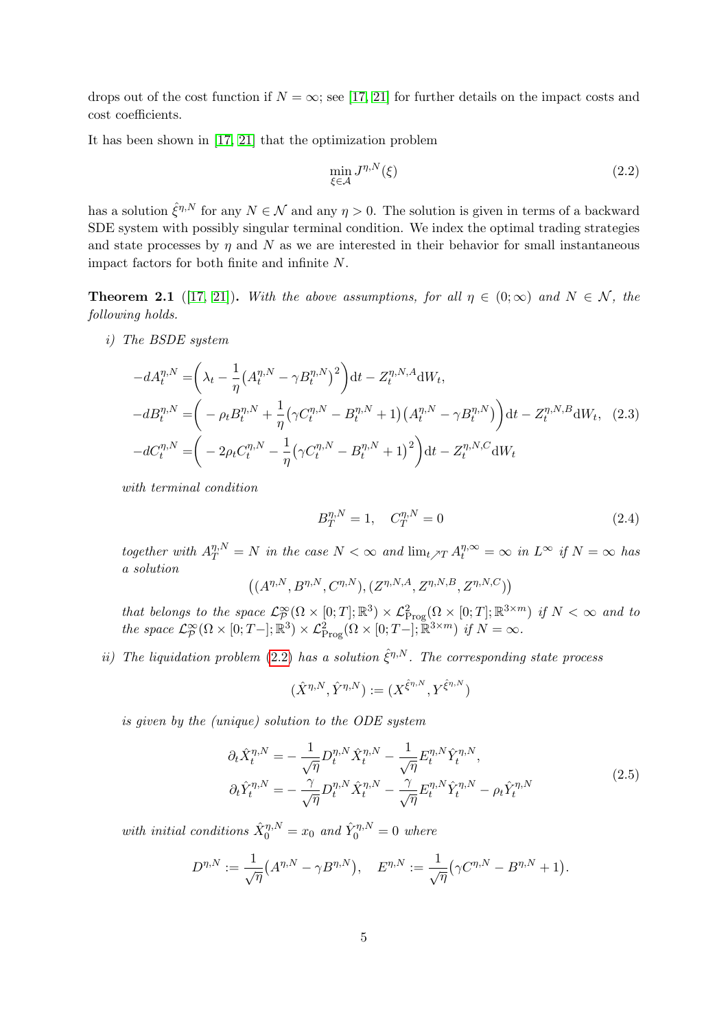drops out of the cost function if $N = \infty$; see [17, 21] for further details on the impact costs and cost coefficients.

It has been shown in [17, 21] that the optimization problem

$$\min_{\xi \in \mathcal{A}} J^{\eta,N}(\xi) \tag{2.2}$$

has a solution $\hat{\xi}^{\eta,N}$ for any $N \in \mathcal{N}$ and any $\eta > 0$. The solution is given in terms of a backward SDE system with possibly singular terminal condition. We index the optimal trading strategies and state processes by $\eta$ and $N$ as we are interested in their behavior for small instantaneous impact factors for both finite and infinite $N$.

**Theorem 2.1** ([17, 21]). *With the above assumptions, for all $\eta \in (0;\infty)$ and $N \in \mathcal{N}$, the following holds.*

*i) The BSDE system*

$$\begin{aligned}
-dA_t^{\eta,N} =& \bigg( \lambda_t - \frac{1}{\eta}\big(A_t^{\eta,N} - \gamma B_t^{\eta,N}\big)^2 \bigg)\mathrm{d}t - Z_t^{\eta,N,A}\mathrm{d}W_t, \\
-dB_t^{\eta,N} =& \bigg( -\rho_t B_t^{\eta,N} + \frac{1}{\eta}\big(\gamma C_t^{\eta,N} - B_t^{\eta,N} + 1\big)\big(A_t^{\eta,N} - \gamma B_t^{\eta,N}\big) \bigg)\mathrm{d}t - Z_t^{\eta,N,B}\mathrm{d}W_t, \\
-dC_t^{\eta,N} =& \bigg( -2\rho_t C_t^{\eta,N} - \frac{1}{\eta}\big(\gamma C_t^{\eta,N} - B_t^{\eta,N} + 1\big)^2 \bigg)\mathrm{d}t - Z_t^{\eta,N,C}\mathrm{d}W_t
\end{aligned} \tag{2.3}$$

*with terminal condition*

$$B_T^{\eta,N} = 1, \quad C_T^{\eta,N} = 0 \tag{2.4}$$

*together with $A_T^{\eta,N} = N$ in the case $N < \infty$ and $\lim_{t \nearrow T} A_t^{\eta,\infty} = \infty$ in $L^\infty$ if $N = \infty$ has a solution*

$$\big((A^{\eta,N}, B^{\eta,N}, C^{\eta,N}), (Z^{\eta,N,A}, Z^{\eta,N,B}, Z^{\eta,N,C})\big)$$

*that belongs to the space $\mathcal{L}^\infty_{\mathcal{P}}(\Omega \times [0;T];\mathbb{R}^3) \times \mathcal{L}^2_{\mathrm{Prog}}(\Omega \times [0;T];\mathbb{R}^{3\times m})$ if $N < \infty$ and to the space $\mathcal{L}^\infty_{\mathcal{P}}(\Omega \times [0;T-];\mathbb{R}^3) \times \mathcal{L}^2_{\mathrm{Prog}}(\Omega \times [0;T-];\mathbb{R}^{3\times m})$ if $N = \infty$.*

*ii) The liquidation problem (2.2) has a solution $\hat{\xi}^{\eta,N}$. The corresponding state process*

$$(\hat{X}^{\eta,N}, \hat{Y}^{\eta,N}) := (X^{\hat{\xi}^{\eta,N}}, Y^{\hat{\xi}^{\eta,N}})$$

*is given by the (unique) solution to the ODE system*

$$\begin{aligned}
\partial_t \hat{X}_t^{\eta,N} =& -\frac{1}{\sqrt{\eta}} D_t^{\eta,N}\hat{X}_t^{\eta,N} - \frac{1}{\sqrt{\eta}} E_t^{\eta,N}\hat{Y}_t^{\eta,N}, \\
\partial_t \hat{Y}_t^{\eta,N} =& -\frac{\gamma}{\sqrt{\eta}} D_t^{\eta,N}\hat{X}_t^{\eta,N} - \frac{\gamma}{\sqrt{\eta}} E_t^{\eta,N}\hat{Y}_t^{\eta,N} - \rho_t \hat{Y}_t^{\eta,N}
\end{aligned} \tag{2.5}$$

*with initial conditions $\hat{X}_0^{\eta,N} = x_0$ and $\hat{Y}_0^{\eta,N} = 0$ where*

$$D^{\eta,N} := \frac{1}{\sqrt{\eta}}\big(A^{\eta,N} - \gamma B^{\eta,N}\big), \quad E^{\eta,N} := \frac{1}{\sqrt{\eta}}\big(\gamma C^{\eta,N} - B^{\eta,N} + 1\big).$$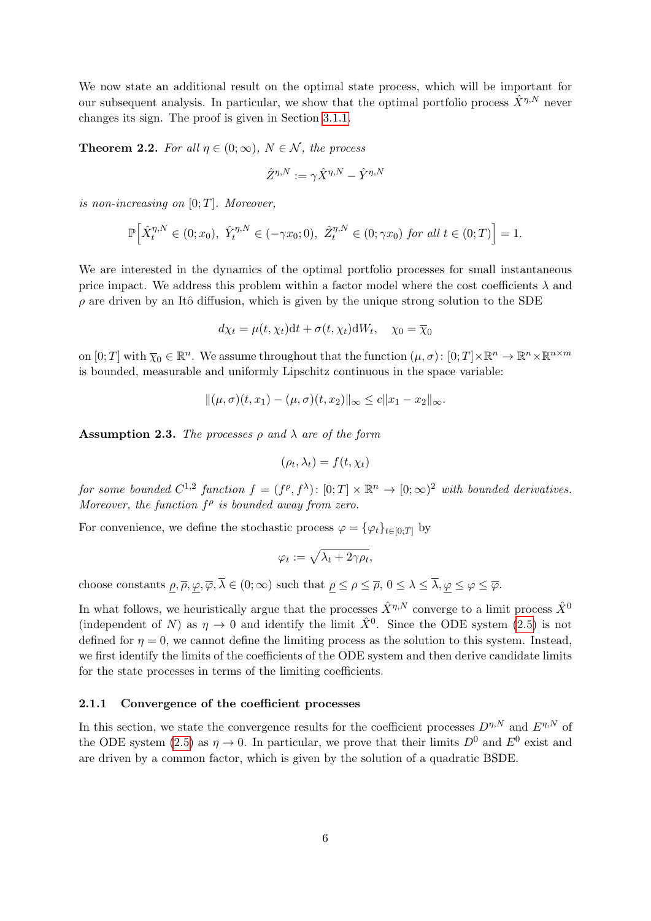We now state an additional result on the optimal state process, which will be important for our subsequent analysis. In particular, we show that the optimal portfolio process $\hat{X}^{\eta,N}$ never changes its sign. The proof is given in Section 3.1.1.

**Theorem 2.2.** *For all $\eta \in (0;\infty)$, $N \in \mathcal{N}$, the process*

$$\hat{Z}^{\eta,N} := \gamma \hat{X}^{\eta,N} - \hat{Y}^{\eta,N}$$

*is non-increasing on $[0;T]$. Moreover,*

$$\mathbb{P}\Big[\hat{X}^{\eta,N}_t \in (0;x_0),\ \hat{Y}^{\eta,N}_t \in (-\gamma x_0;0),\ \hat{Z}^{\eta,N}_t \in (0;\gamma x_0) \text{ for all } t \in (0;T)\Big] = 1.$$

We are interested in the dynamics of the optimal portfolio processes for small instantaneous price impact. We address this problem within a factor model where the cost coefficients $\lambda$ and $\rho$ are driven by an Itô diffusion, which is given by the unique strong solution to the SDE

$$d\chi_t = \mu(t,\chi_t)\mathrm{d}t + \sigma(t,\chi_t)\mathrm{d}W_t, \quad \chi_0 = \overline{\chi}_0$$

on $[0;T]$ with $\overline{\chi}_0 \in \mathbb{R}^n$. We assume throughout that the function $(\mu,\sigma)\colon [0;T]\times\mathbb{R}^n \to \mathbb{R}^n \times \mathbb{R}^{n\times m}$ is bounded, measurable and uniformly Lipschitz continuous in the space variable:

$$\|(\mu,\sigma)(t,x_1) - (\mu,\sigma)(t,x_2)\|_\infty \le c\|x_1 - x_2\|_\infty.$$

**Assumption 2.3.** *The processes $\rho$ and $\lambda$ are of the form*

$$(\rho_t, \lambda_t) = f(t,\chi_t)$$

*for some bounded $C^{1,2}$ function $f = (f^\rho, f^\lambda)\colon [0;T]\times\mathbb{R}^n \to [0;\infty)^2$ with bounded derivatives. Moreover, the function $f^\rho$ is bounded away from zero.*

For convenience, we define the stochastic process $\varphi = \{\varphi_t\}_{t\in[0;T]}$ by

$$\varphi_t := \sqrt{\lambda_t + 2\gamma\rho_t},$$

choose constants $\underline{\rho}, \overline{\rho}, \underline{\varphi}, \overline{\varphi}, \overline{\lambda} \in (0;\infty)$ such that $\underline{\rho} \le \rho \le \overline{\rho}$, $0 \le \lambda \le \overline{\lambda}$, $\underline{\varphi} \le \varphi \le \overline{\varphi}$.

In what follows, we heuristically argue that the processes $\hat{X}^{\eta,N}$ converge to a limit process $\hat{X}^0$ (independent of $N$) as $\eta \to 0$ and identify the limit $\hat{X}^0$. Since the ODE system (2.5) is not defined for $\eta = 0$, we cannot define the limiting process as the solution to this system. Instead, we first identify the limits of the coefficients of the ODE system and then derive candidate limits for the state processes in terms of the limiting coefficients.

### 2.1.1 Convergence of the coefficient processes

In this section, we state the convergence results for the coefficient processes $D^{\eta,N}$ and $E^{\eta,N}$ of the ODE system (2.5) as $\eta \to 0$. In particular, we prove that their limits $D^0$ and $E^0$ exist and are driven by a common factor, which is given by the solution of a quadratic BSDE.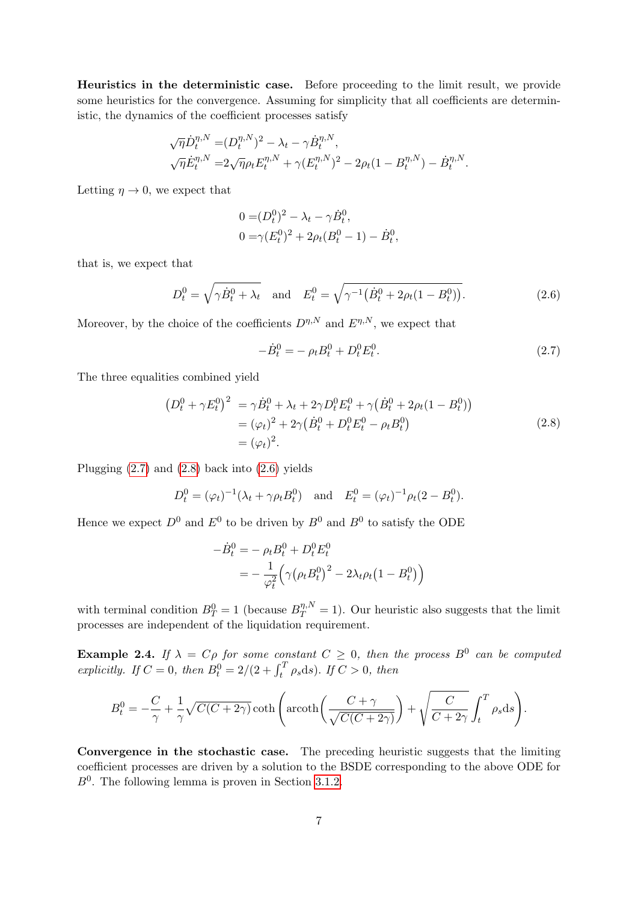**Heuristics in the deterministic case.** Before proceeding to the limit result, we provide some heuristics for the convergence. Assuming for simplicity that all coefficients are deterministic, the dynamics of the coefficient processes satisfy

$$
\begin{aligned}
\sqrt{\eta}\dot{D}^{\eta,N}_t =& (D^{\eta,N}_t)^2 - \lambda_t - \gamma \dot{B}^{\eta,N}_t,\\
\sqrt{\eta}\dot{E}^{\eta,N}_t =& 2\sqrt{\eta}\rho_t E^{\eta,N}_t + \gamma (E^{\eta,N}_t)^2 - 2\rho_t(1-B^{\eta,N}_t) - \dot{B}^{\eta,N}_t.
\end{aligned}
$$

Letting $\eta \to 0$, we expect that

$$
\begin{aligned}
0 =& (D^0_t)^2 - \lambda_t - \gamma \dot{B}^0_t,\\
0 =& \gamma (E^0_t)^2 + 2\rho_t(B^0_t - 1) - \dot{B}^0_t,
\end{aligned}
$$

that is, we expect that

$$
D^0_t = \sqrt{\gamma \dot{B}^0_t + \lambda_t} \quad \text{and} \quad E^0_t = \sqrt{\gamma^{-1}\big(\dot{B}^0_t + 2\rho_t(1-B^0_t)\big)}. \tag{2.6}
$$

Moreover, by the choice of the coefficients $D^{\eta,N}$ and $E^{\eta,N}$, we expect that

$$
-\dot{B}^0_t = -\rho_t B^0_t + D^0_t E^0_t. \tag{2.7}
$$

The three equalities combined yield

$$
\begin{aligned}
\big(D^0_t + \gamma E^0_t\big)^2 &= \gamma \dot{B}^0_t + \lambda_t + 2\gamma D^0_t E^0_t + \gamma\big(\dot{B}^0_t + 2\rho_t(1-B^0_t)\big)\\
&= (\varphi_t)^2 + 2\gamma\big(\dot{B}^0_t + D^0_t E^0_t - \rho_t B^0_t\big)\\
&= (\varphi_t)^2.
\end{aligned} \tag{2.8}
$$

Plugging (2.7) and (2.8) back into (2.6) yields

$$
D^0_t = (\varphi_t)^{-1}(\lambda_t + \gamma\rho_t B^0_t) \quad \text{and} \quad E^0_t = (\varphi_t)^{-1}\rho_t(2 - B^0_t).
$$

Hence we expect $D^0$ and $E^0$ to be driven by $B^0$ and $B^0$ to satisfy the ODE

$$
\begin{aligned}
-\dot{B}^0_t =& -\rho_t B^0_t + D^0_t E^0_t\\
=& -\frac{1}{\varphi_t^2}\Big(\gamma\big(\rho_t B^0_t\big)^2 - 2\lambda_t\rho_t\big(1 - B^0_t\big)\Big)
\end{aligned}
$$

with terminal condition $B^0_T = 1$ (because $B^{\eta,N}_T = 1$). Our heuristic also suggests that the limit processes are independent of the liquidation requirement.

**Example 2.4.** *If $\lambda = C\rho$ for some constant $C \geq 0$, then the process $B^0$ can be computed explicitly. If $C = 0$, then $B^0_t = 2/(2 + \int_t^T \rho_s \mathrm{d}s)$. If $C > 0$, then*

$$
B^0_t = -\frac{C}{\gamma} + \frac{1}{\gamma}\sqrt{C(C+2\gamma)}\coth\left(\operatorname{arcoth}\left(\frac{C+\gamma}{\sqrt{C(C+2\gamma)}}\right) + \sqrt{\frac{C}{C+2\gamma}}\int_t^T \rho_s \mathrm{d}s\right).
$$

**Convergence in the stochastic case.** The preceding heuristic suggests that the limiting coefficient processes are driven by a solution to the BSDE corresponding to the above ODE for $B^0$. The following lemma is proven in Section 3.1.2.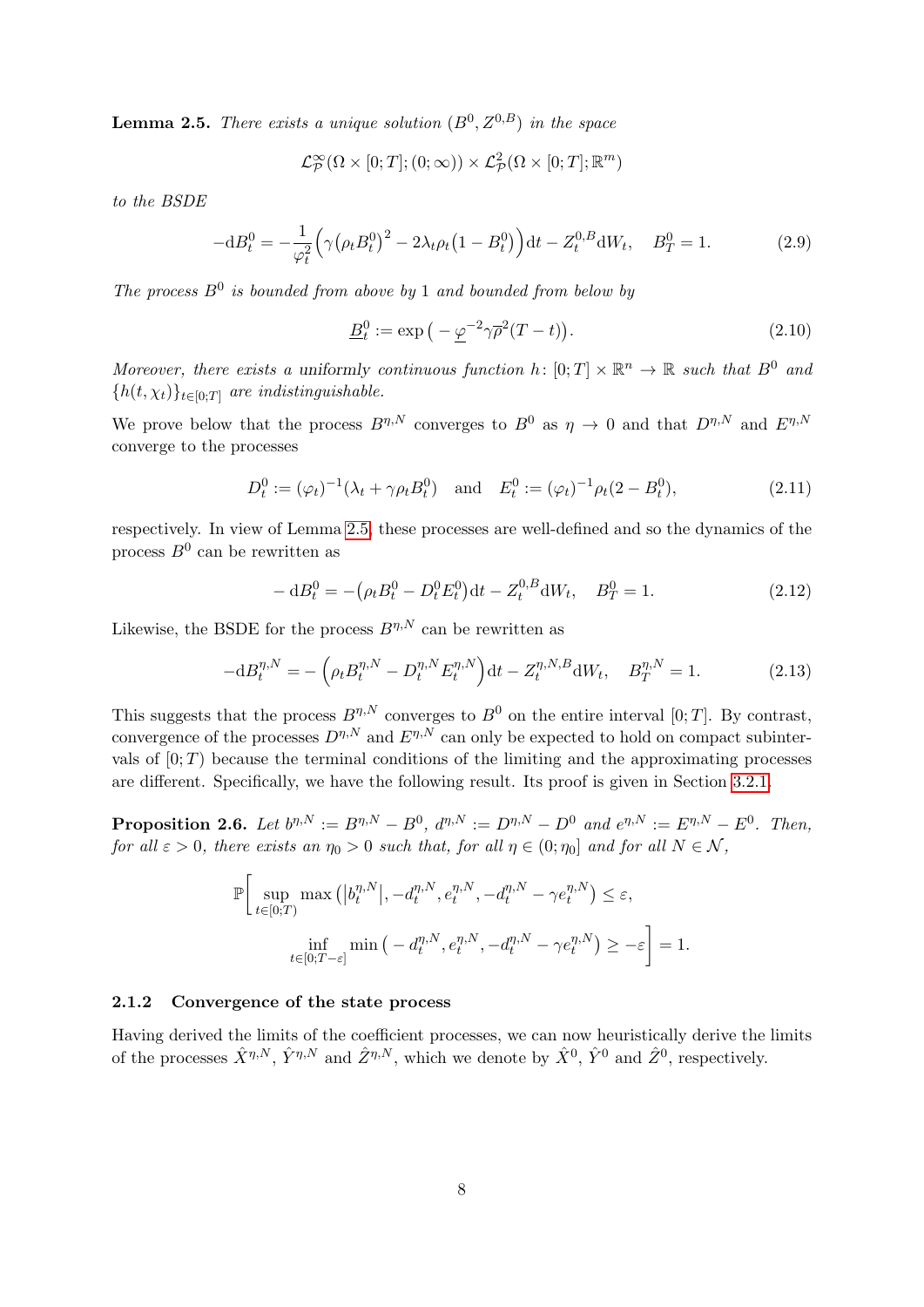**Lemma 2.5.** *There exists a unique solution $(B^0, Z^{0,B})$ in the space*

$$\mathcal{L}^\infty_{\mathcal{P}}(\Omega \times [0;T]; (0;\infty)) \times \mathcal{L}^2_{\mathcal{P}}(\Omega \times [0;T]; \mathbb{R}^m)$$

*to the BSDE*

$$-\mathrm{d}B^0_t = -\frac{1}{\varphi_t^2}\Big(\gamma\big(\rho_t B^0_t\big)^2 - 2\lambda_t\rho_t\big(1 - B^0_t\big)\Big)\mathrm{d}t - Z^{0,B}_t \mathrm{d}W_t, \quad B^0_T = 1. \tag{2.9}$$

*The process $B^0$ is bounded from above by 1 and bounded from below by*

$$\underline{B}^0_t := \exp\big(-\underline{\varphi}^{-2}\gamma\overline{\rho}^2(T-t)\big). \tag{2.10}$$

*Moreover, there exists a* uniformly *continuous function $h\colon [0;T] \times \mathbb{R}^n \to \mathbb{R}$ such that $B^0$ and $\{h(t,\chi_t)\}_{t\in[0;T]}$ are indistinguishable.*

We prove below that the process $B^{\eta,N}$ converges to $B^0$ as $\eta \to 0$ and that $D^{\eta,N}$ and $E^{\eta,N}$ converge to the processes

$$D^0_t := (\varphi_t)^{-1}(\lambda_t + \gamma\rho_t B^0_t) \quad \text{and} \quad E^0_t := (\varphi_t)^{-1}\rho_t(2 - B^0_t), \tag{2.11}$$

respectively. In view of Lemma 2.5, these processes are well-defined and so the dynamics of the process $B^0$ can be rewritten as

$$-\mathrm{d}B^0_t = -\big(\rho_t B^0_t - D^0_t E^0_t\big)\mathrm{d}t - Z^{0,B}_t \mathrm{d}W_t, \quad B^0_T = 1. \tag{2.12}$$

Likewise, the BSDE for the process $B^{\eta,N}$ can be rewritten as

$$-\mathrm{d}B^{\eta,N}_t = -\Big(\rho_t B^{\eta,N}_t - D^{\eta,N}_t E^{\eta,N}_t\Big)\mathrm{d}t - Z^{\eta,N,B}_t \mathrm{d}W_t, \quad B^{\eta,N}_T = 1. \tag{2.13}$$

This suggests that the process $B^{\eta,N}$ converges to $B^0$ on the entire interval $[0;T]$. By contrast, convergence of the processes $D^{\eta,N}$ and $E^{\eta,N}$ can only be expected to hold on compact subintervals of $[0;T)$ because the terminal conditions of the limiting and the approximating processes are different. Specifically, we have the following result. Its proof is given in Section 3.2.1.

**Proposition 2.6.** *Let $b^{\eta,N} := B^{\eta,N} - B^0$, $d^{\eta,N} := D^{\eta,N} - D^0$ and $e^{\eta,N} := E^{\eta,N} - E^0$. Then, for all $\varepsilon > 0$, there exists an $\eta_0 > 0$ such that, for all $\eta \in (0;\eta_0]$ and for all $N \in \mathcal{N}$,*

$$\mathbb{P}\bigg[\sup_{t\in[0;T)} \max\big(|b^{\eta,N}_t|, -d^{\eta,N}_t, e^{\eta,N}_t, -d^{\eta,N}_t - \gamma e^{\eta,N}_t\big) \le \varepsilon,$$
$$\inf_{t\in[0;T-\varepsilon]} \min\big(-d^{\eta,N}_t, e^{\eta,N}_t, -d^{\eta,N}_t - \gamma e^{\eta,N}_t\big) \ge -\varepsilon\bigg] = 1.$$

### 2.1.2 Convergence of the state process

Having derived the limits of the coefficient processes, we can now heuristically derive the limits of the processes $\hat{X}^{\eta,N}$, $\hat{Y}^{\eta,N}$ and $\hat{Z}^{\eta,N}$, which we denote by $\hat{X}^0$, $\hat{Y}^0$ and $\hat{Z}^0$, respectively.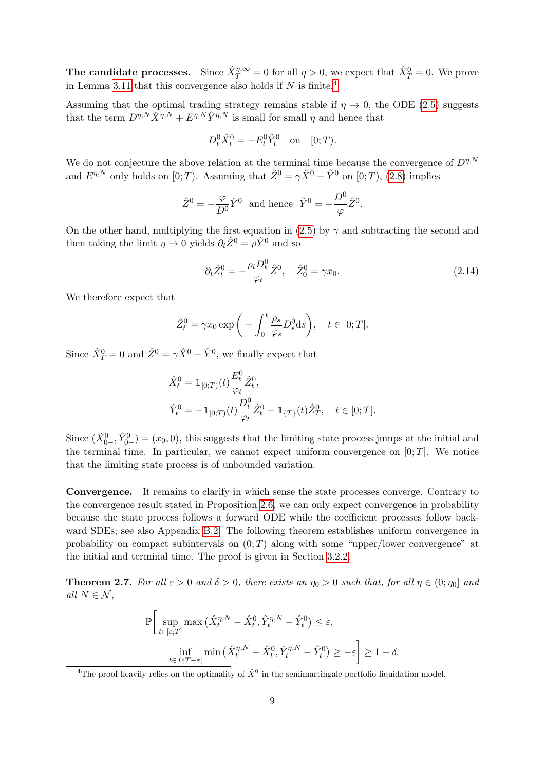**The candidate processes.** Since $\hat{X}^{\eta,\infty}_T = 0$ for all $\eta > 0$, we expect that $\hat{X}^0_T = 0$. We prove in Lemma 3.11 that this convergence also holds if $N$ is finite.[4]

Assuming that the optimal trading strategy remains stable if $\eta \to 0$, the ODE (2.5) suggests that the term $D^{\eta,N}\hat{X}^{\eta,N} + E^{\eta,N}\hat{Y}^{\eta,N}$ is small for small $\eta$ and hence that

$$D^0_t \hat{X}^0_t = -E^0_t \hat{Y}^0_t \quad \text{on} \quad [0;T).$$

We do not conjecture the above relation at the terminal time because the convergence of $D^{\eta,N}$ and $E^{\eta,N}$ only holds on $[0;T)$. Assuming that $\hat{Z}^0 = \gamma \hat{X}^0 - \hat{Y}^0$ on $[0;T)$, (2.8) implies

$$\hat{Z}^0 = -\frac{\varphi}{D^0}\hat{Y}^0 \;\text{ and hence }\; \hat{Y}^0 = -\frac{D^0}{\varphi}\hat{Z}^0.$$

On the other hand, multiplying the first equation in (2.5) by $\gamma$ and subtracting the second and then taking the limit $\eta \to 0$ yields $\partial_t \hat{Z}^0 = \rho \hat{Y}^0$ and so

$$\partial_t \hat{Z}^0_t = -\frac{\rho_t D^0_t}{\varphi_t}\hat{Z}^0, \quad \hat{Z}^0_0 = \gamma x_0. \tag{2.14}$$

We therefore expect that

$$\hat{Z}^0_t = \gamma x_0 \exp\left(-\int_0^t \frac{\rho_s}{\varphi_s} D^0_s \mathrm{d}s\right), \quad t \in [0;T].$$

Since $\hat{X}^0_T = 0$ and $\hat{Z}^0 = \gamma \hat{X}^0 - \hat{Y}^0$, we finally expect that

$$\begin{aligned}
\hat{X}^0_t &= \mathbb{1}_{[0;T)}(t)\frac{E^0_t}{\varphi_t}\hat{Z}^0_t, \\
\hat{Y}^0_t &= -\mathbb{1}_{[0;T)}(t)\frac{D^0_t}{\varphi_t}\hat{Z}^0_t - \mathbb{1}_{\{T\}}(t)\hat{Z}^0_T, \quad t \in [0;T].
\end{aligned}$$

Since $(\hat{X}^0_{0-}, \hat{Y}^0_{0-}) = (x_0, 0)$, this suggests that the limiting state process jumps at the initial and the terminal time. In particular, we cannot expect uniform convergence on $[0;T]$. We notice that the limiting state process is of unbounded variation.

**Convergence.** It remains to clarify in which sense the state processes converge. Contrary to the convergence result stated in Proposition 2.6, we can only expect convergence in probability because the state process follows a forward ODE while the coefficient processes follow backward SDEs; see also Appendix B.2. The following theorem establishes uniform convergence in probability on compact subintervals on $(0;T)$ along with some "upper/lower convergence" at the initial and terminal time. The proof is given in Section 3.2.2.

**Theorem 2.7.** *For all $\varepsilon > 0$ and $\delta > 0$, there exists an $\eta_0 > 0$ such that, for all $\eta \in (0;\eta_0]$ and all $N \in \mathcal{N}$,*

$$\mathbb{P}\Bigg[\sup_{t\in[\varepsilon;T]} \max\left(\hat{X}^{\eta,N}_t - \hat{X}^0_t, \hat{Y}^{\eta,N}_t - \hat{Y}^0_t\right) \le \varepsilon, \\
\inf_{t\in[0;T-\varepsilon]} \min\left(\hat{X}^{\eta,N}_t - \hat{X}^0_t, \hat{Y}^{\eta,N}_t - \hat{Y}^0_t\right) \ge -\varepsilon\Bigg] \ge 1-\delta.$$

[4] The proof heavily relies on the optimality of $\hat{X}^0$ in the semimartingale portfolio liquidation model.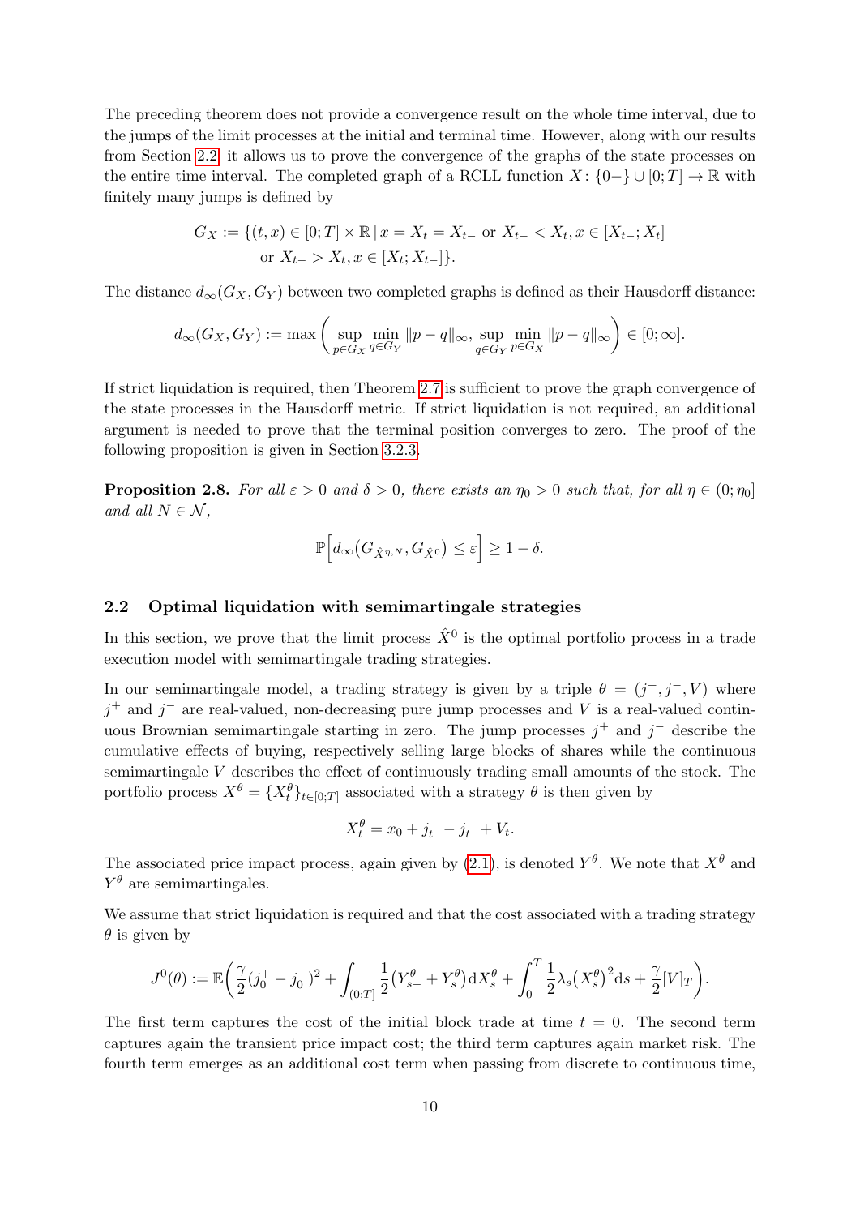The preceding theorem does not provide a convergence result on the whole time interval, due to the jumps of the limit processes at the initial and terminal time. However, along with our results from Section 2.2, it allows us to prove the convergence of the graphs of the state processes on the entire time interval. The completed graph of a RCLL function $X\colon \{0-\} \cup [0;T] \to \mathbb{R}$ with finitely many jumps is defined by

$$
\begin{aligned}
G_X := \{(t,x) \in [0;T] \times \mathbb{R} \,|\, & x = X_t = X_{t-} \text{ or } X_{t-} < X_t, x \in [X_{t-}; X_t] \\
& \text{or } X_{t-} > X_t, x \in [X_t; X_{t-}]\}.
\end{aligned}
$$

The distance $d_\infty(G_X, G_Y)$ between two completed graphs is defined as their Hausdorff distance:

$$
d_\infty(G_X, G_Y) := \max\left( \sup_{p \in G_X} \min_{q \in G_Y} \|p - q\|_\infty, \sup_{q \in G_Y} \min_{p \in G_X} \|p - q\|_\infty \right) \in [0; \infty].
$$

If strict liquidation is required, then Theorem 2.7 is sufficient to prove the graph convergence of the state processes in the Hausdorff metric. If strict liquidation is not required, an additional argument is needed to prove that the terminal position converges to zero. The proof of the following proposition is given in Section 3.2.3.

**Proposition 2.8.** *For all $\varepsilon > 0$ and $\delta > 0$, there exists an $\eta_0 > 0$ such that, for all $\eta \in (0; \eta_0]$ and all $N \in \mathcal{N}$,*

$$
\mathbb{P}\Big[ d_\infty\big(G_{\hat{X}^{\eta,N}}, G_{\hat{X}^0}\big) \leq \varepsilon \Big] \geq 1 - \delta.
$$

## 2.2 Optimal liquidation with semimartingale strategies

In this section, we prove that the limit process $\hat{X}^0$ is the optimal portfolio process in a trade execution model with semimartingale trading strategies.

In our semimartingale model, a trading strategy is given by a triple $\theta = (j^+, j^-, V)$ where $j^+$ and $j^-$ are real-valued, non-decreasing pure jump processes and $V$ is a real-valued continuous Brownian semimartingale starting in zero. The jump processes $j^+$ and $j^-$ describe the cumulative effects of buying, respectively selling large blocks of shares while the continuous semimartingale $V$ describes the effect of continuously trading small amounts of the stock. The portfolio process $X^\theta = \{X_t^\theta\}_{t \in [0;T]}$ associated with a strategy $\theta$ is then given by

$$
X_t^\theta = x_0 + j_t^+ - j_t^- + V_t.
$$

The associated price impact process, again given by (2.1), is denoted $Y^\theta$. We note that $X^\theta$ and $Y^\theta$ are semimartingales.

We assume that strict liquidation is required and that the cost associated with a trading strategy $\theta$ is given by

$$
J^0(\theta) := \mathbb{E}\bigg( \frac{\gamma}{2}(j_0^+ - j_0^-)^2 + \int_{(0;T]} \frac{1}{2}\big(Y_{s-}^\theta + Y_s^\theta\big) \mathrm{d}X_s^\theta + \int_0^T \frac{1}{2}\lambda_s\big(X_s^\theta\big)^2 \mathrm{d}s + \frac{\gamma}{2}[V]_T \bigg).
$$

The first term captures the cost of the initial block trade at time $t = 0$. The second term captures again the transient price impact cost; the third term captures again market risk. The fourth term emerges as an additional cost term when passing from discrete to continuous time,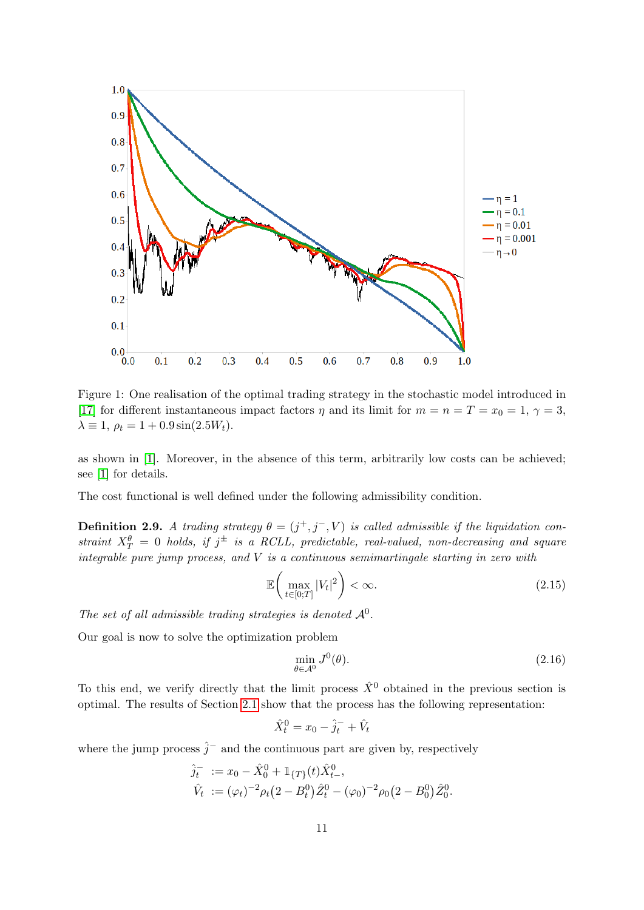Figure 1: One realisation of the optimal trading strategy in the stochastic model introduced in [17] for different instantaneous impact factors $\eta$ and its limit for $m = n = T = x_0 = 1$, $\gamma = 3$, $\lambda \equiv 1$, $\rho_t = 1 + 0.9\sin(2.5W_t)$.

as shown in [1]. Moreover, in the absence of this term, arbitrarily low costs can be achieved; see [1] for details.

The cost functional is well defined under the following admissibility condition.

**Definition 2.9.** *A trading strategy $\theta = (j^+, j^-, V)$ is called admissible if the liquidation constraint $X_T^\theta = 0$ holds, if $j^\pm$ is a RCLL, predictable, real-valued, non-decreasing and square integrable pure jump process, and $V$ is a continuous semimartingale starting in zero with*

$$\mathbb{E}\left(\max_{t\in[0;T]} |V_t|^2\right) < \infty. \tag{2.15}$$

*The set of all admissible trading strategies is denoted $\mathcal{A}^0$.*

Our goal is now to solve the optimization problem

$$\min_{\theta\in\mathcal{A}^0} J^0(\theta). \tag{2.16}$$

To this end, we verify directly that the limit process $\hat{X}^0$ obtained in the previous section is optimal. The results of Section 2.1 show that the process has the following representation:

$$\hat{X}_t^0 = x_0 - \hat{j}_t^- + \hat{V}_t$$

where the jump process $\hat{j}^-$ and the continuous part are given by, respectively

$$\begin{aligned}
\hat{j}_t^- &:= x_0 - \hat{X}_0^0 + \mathbb{1}_{\{T\}}(t)\hat{X}_{t-}^0, \\
\hat{V}_t &:= (\varphi_t)^{-2}\rho_t\big(2 - B_t^0\big)\hat{Z}_t^0 - (\varphi_0)^{-2}\rho_0\big(2 - B_0^0\big)\hat{Z}_0^0.
\end{aligned}$$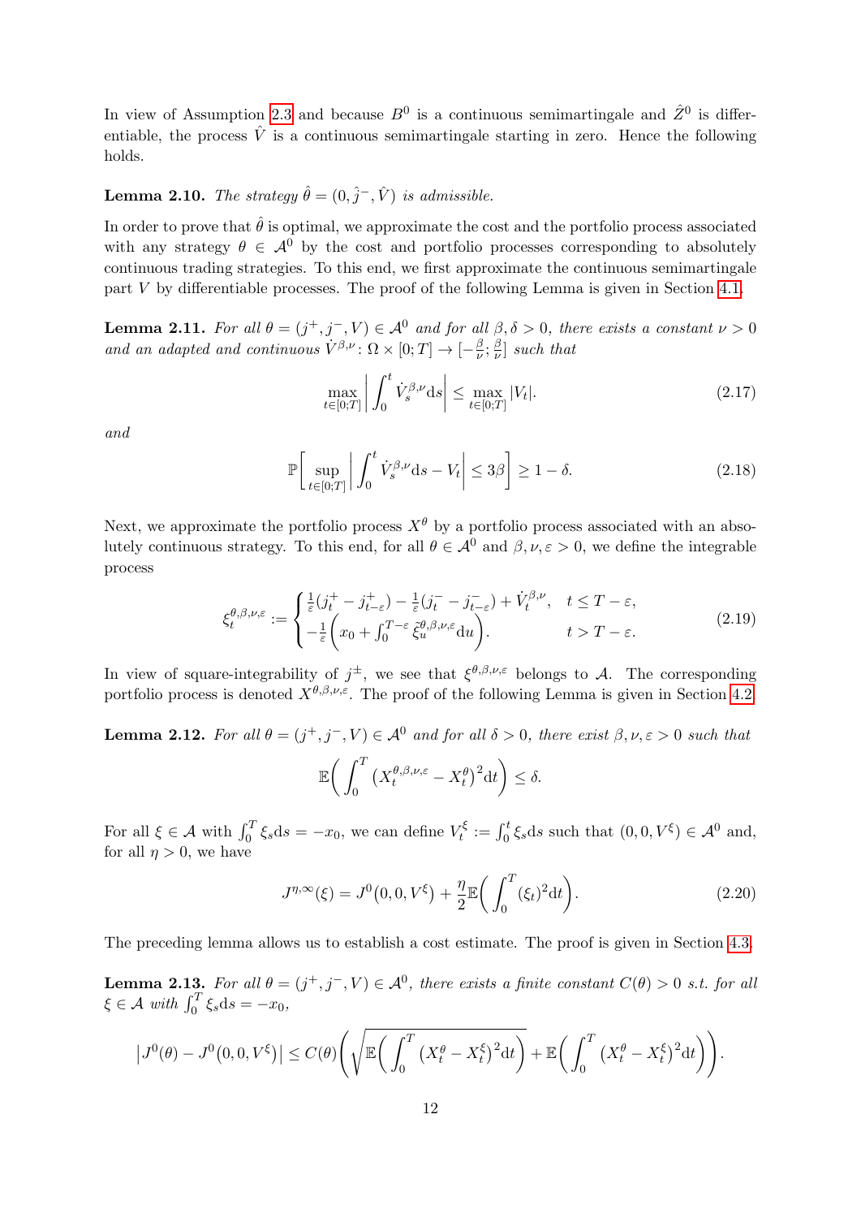In view of Assumption 2.3 and because $B^0$ is a continuous semimartingale and $\hat{Z}^0$ is differentiable, the process $\hat{V}$ is a continuous semimartingale starting in zero. Hence the following holds.

**Lemma 2.10.** *The strategy $\hat{\theta} = (0, \hat{j}^-, \hat{V})$ is admissible.*

In order to prove that $\hat{\theta}$ is optimal, we approximate the cost and the portfolio process associated with any strategy $\theta \in \mathcal{A}^0$ by the cost and portfolio processes corresponding to absolutely continuous trading strategies. To this end, we first approximate the continuous semimartingale part $V$ by differentiable processes. The proof of the following Lemma is given in Section 4.1.

**Lemma 2.11.** *For all $\theta = (j^+, j^-, V) \in \mathcal{A}^0$ and for all $\beta, \delta > 0$, there exists a constant $\nu > 0$ and an adapted and continuous $\dot{V}^{\beta,\nu} \colon \Omega \times [0;T] \to [-\frac{\beta}{\nu}; \frac{\beta}{\nu}]$ such that*

$$\max_{t\in[0;T]} \left| \int_0^t \dot{V}_s^{\beta,\nu} \mathrm{d}s \right| \leq \max_{t\in[0;T]} |V_t|. \tag{2.17}$$

*and*

$$\mathbb{P}\bigg[ \sup_{t\in[0;T]} \left| \int_0^t \dot{V}_s^{\beta,\nu} \mathrm{d}s - V_t \right| \leq 3\beta \bigg] \geq 1 - \delta. \tag{2.18}$$

Next, we approximate the portfolio process $X^\theta$ by a portfolio process associated with an absolutely continuous strategy. To this end, for all $\theta \in \mathcal{A}^0$ and $\beta, \nu, \varepsilon > 0$, we define the integrable process

$$\xi_t^{\theta,\beta,\nu,\varepsilon} := \begin{cases} \frac{1}{\varepsilon}(j_t^+ - j_{t-\varepsilon}^+) - \frac{1}{\varepsilon}(j_t^- - j_{t-\varepsilon}^-) + \dot{V}_t^{\beta,\nu}, & t \leq T - \varepsilon, \\ -\frac{1}{\varepsilon}\bigg( x_0 + \int_0^{T-\varepsilon} \xi_u^{\theta,\beta,\nu,\varepsilon} \mathrm{d}u \bigg). & t > T - \varepsilon. \end{cases} \tag{2.19}$$

In view of square-integrability of $j^\pm$, we see that $\xi^{\theta,\beta,\nu,\varepsilon}$ belongs to $\mathcal{A}$. The corresponding portfolio process is denoted $X^{\theta,\beta,\nu,\varepsilon}$. The proof of the following Lemma is given in Section 4.2.

**Lemma 2.12.** *For all $\theta = (j^+, j^-, V) \in \mathcal{A}^0$ and for all $\delta > 0$, there exist $\beta, \nu, \varepsilon > 0$ such that*

$$\mathbb{E}\bigg( \int_0^T \big( X_t^{\theta,\beta,\nu,\varepsilon} - X_t^\theta \big)^2 \mathrm{d}t \bigg) \leq \delta.$$

For all $\xi \in \mathcal{A}$ with $\int_0^T \xi_s \mathrm{d}s = -x_0$, we can define $V_t^\xi := \int_0^t \xi_s \mathrm{d}s$ such that $(0, 0, V^\xi) \in \mathcal{A}^0$ and, for all $\eta > 0$, we have

$$J^{\eta,\infty}(\xi) = J^0\big(0, 0, V^\xi\big) + \frac{\eta}{2} \mathbb{E}\bigg( \int_0^T (\xi_t)^2 \mathrm{d}t \bigg). \tag{2.20}$$

The preceding lemma allows us to establish a cost estimate. The proof is given in Section 4.3.

**Lemma 2.13.** *For all $\theta = (j^+, j^-, V) \in \mathcal{A}^0$, there exists a finite constant $C(\theta) > 0$ s.t. for all $\xi \in \mathcal{A}$ with $\int_0^T \xi_s \mathrm{d}s = -x_0$,*

$$\big| J^0(\theta) - J^0\big(0, 0, V^\xi\big) \big| \leq C(\theta) \Bigg( \sqrt{\mathbb{E}\bigg( \int_0^T \big( X_t^\theta - X_t^\xi \big)^2 \mathrm{d}t \bigg)} + \mathbb{E}\bigg( \int_0^T \big( X_t^\theta - X_t^\xi \big)^2 \mathrm{d}t \bigg) \Bigg).$$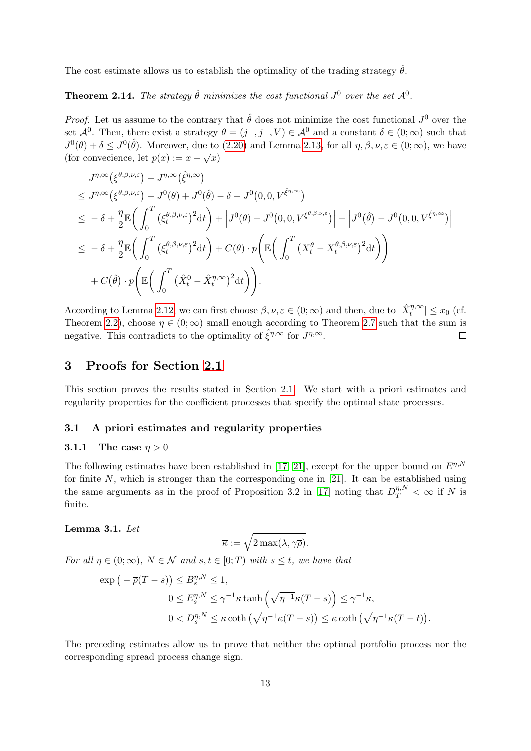The cost estimate allows us to establish the optimality of the trading strategy $\hat{\theta}$.

**Theorem 2.14.** *The strategy $\hat{\theta}$ minimizes the cost functional $J^0$ over the set $\mathcal{A}^0$.*

*Proof.* Let us assume to the contrary that $\hat{\theta}$ does not minimize the cost functional $J^0$ over the set $\mathcal{A}^0$. Then, there exist a strategy $\theta = (j^+, j^-, V) \in \mathcal{A}^0$ and a constant $\delta \in (0;\infty)$ such that $J^0(\theta) + \delta \leq J^0(\hat{\theta})$. Moreover, due to (2.20) and Lemma 2.13, for all $\eta, \beta, \nu, \varepsilon \in (0;\infty)$, we have (for convecience, let $p(x) := x + \sqrt{x}$)

$$
\begin{aligned}
& J^{\eta,\infty}\big(\xi^{\theta,\beta,\nu,\varepsilon}\big) - J^{\eta,\infty}\big(\hat{\xi}^{\eta,\infty}\big) \\
\leq\ & J^{\eta,\infty}\big(\xi^{\theta,\beta,\nu,\varepsilon}\big) - J^0(\theta) + J^0(\hat{\theta}) - \delta - J^0\big(0,0,V^{\hat{\xi}^{\eta,\infty}}\big) \\
\leq\ & -\delta + \frac{\eta}{2}\mathbb{E}\bigg(\int_0^T \big(\xi_t^{\theta,\beta,\nu,\varepsilon}\big)^2 \mathrm{d}t\bigg) + \Big|J^0(\theta) - J^0\big(0,0,V^{\xi^{\theta,\beta,\nu,\varepsilon}}\big)\Big| + \Big|J^0(\hat{\theta}) - J^0\big(0,0,V^{\hat{\xi}^{\eta,\infty}}\big)\Big| \\
\leq\ & -\delta + \frac{\eta}{2}\mathbb{E}\bigg(\int_0^T \big(\xi_t^{\theta,\beta,\nu,\varepsilon}\big)^2 \mathrm{d}t\bigg) + C(\theta)\cdot p\bigg(\mathbb{E}\bigg(\int_0^T \big(X_t^{\theta} - X_t^{\theta,\beta,\nu,\varepsilon}\big)^2 \mathrm{d}t\bigg)\bigg) \\
& + C(\hat{\theta})\cdot p\bigg(\mathbb{E}\bigg(\int_0^T \big(\hat{X}_t^{0} - \hat{X}_t^{\eta,\infty}\big)^2 \mathrm{d}t\bigg)\bigg).
\end{aligned}
$$

According to Lemma 2.12, we can first choose $\beta, \nu, \varepsilon \in (0;\infty)$ and then, due to $|\hat{X}_t^{\eta,\infty}| \leq x_0$ (cf. Theorem 2.2), choose $\eta \in (0;\infty)$ small enough according to Theorem 2.7 such that the sum is negative. This contradicts to the optimality of $\hat{\xi}^{\eta,\infty}$ for $J^{\eta,\infty}$. $\square$

# 3 Proofs for Section 2.1

This section proves the results stated in Section 2.1. We start with a priori estimates and regularity properties for the coefficient processes that specify the optimal state processes.

## 3.1 A priori estimates and regularity properties

### 3.1.1 The case $\eta > 0$

The following estimates have been established in [17, 21], except for the upper bound on $E^{\eta,N}$ for finite $N$, which is stronger than the corresponding one in [21]. It can be established using the same arguments as in the proof of Proposition 3.2 in [17] noting that $D_T^{\eta,N} < \infty$ if $N$ is finite.

**Lemma 3.1.** *Let*

$$\overline{\kappa} := \sqrt{2\max(\overline{\lambda}, \gamma\overline{\rho})}.$$

*For all $\eta \in (0;\infty)$, $N \in \mathcal{N}$ and $s, t \in [0;T)$ with $s \leq t$, we have that*

$$
\begin{aligned}
\exp\big(-\overline{\rho}(T-s)\big) \leq B_s^{\eta,N} \leq 1,& \\
0 \leq E_s^{\eta,N} \leq \gamma^{-1}\overline{\kappa}\tanh\Big(\sqrt{\eta^{-1}}\,\overline{\kappa}(T-s)\Big) &\leq \gamma^{-1}\overline{\kappa}, \\
0 < D_s^{\eta,N} \leq \overline{\kappa}\coth\big(\sqrt{\eta^{-1}}\,\overline{\kappa}(T-s)\big) &\leq \overline{\kappa}\coth\big(\sqrt{\eta^{-1}}\,\overline{\kappa}(T-t)\big).
\end{aligned}
$$

The preceding estimates allow us to prove that neither the optimal portfolio process nor the corresponding spread process change sign.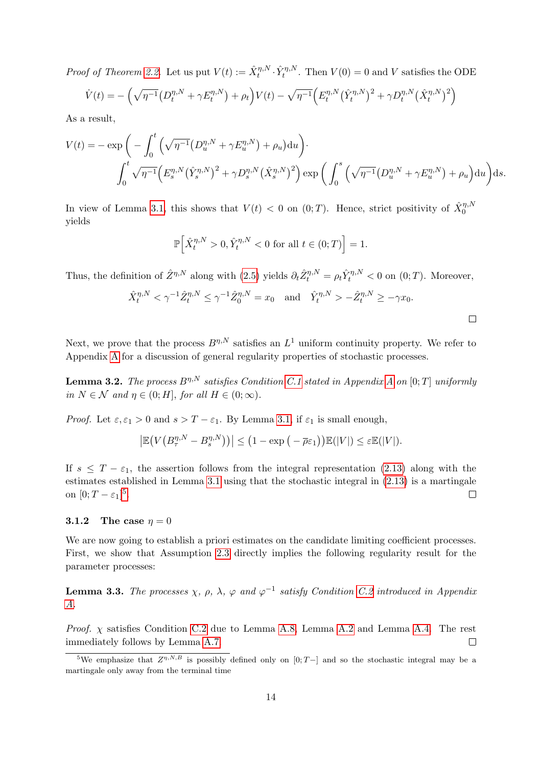*Proof of Theorem 2.2.* Let us put $V(t) := \hat{X}_t^{\eta,N} \cdot \hat{Y}_t^{\eta,N}$. Then $V(0) = 0$ and $V$ satisfies the ODE

$$\dot{V}(t) = -\Big(\sqrt{\eta^{-1}}\big(D_t^{\eta,N} + \gamma E_t^{\eta,N}\big) + \rho_t\Big)V(t) - \sqrt{\eta^{-1}}\Big(E_t^{\eta,N}\big(\hat{Y}_t^{\eta,N}\big)^2 + \gamma D_t^{\eta,N}\big(\hat{X}_t^{\eta,N}\big)^2\Big)$$

As a result,

$$V(t) = -\exp\bigg(-\int_0^t \Big(\sqrt{\eta^{-1}}\big(D_u^{\eta,N} + \gamma E_u^{\eta,N}\big) + \rho_u\Big)\mathrm{d}u\bigg)\cdot \\ \int_0^t \sqrt{\eta^{-1}}\Big(E_s^{\eta,N}\big(\hat{Y}_s^{\eta,N}\big)^2 + \gamma D_s^{\eta,N}\big(\hat{X}_s^{\eta,N}\big)^2\Big)\exp\bigg(\int_0^s \Big(\sqrt{\eta^{-1}}\big(D_u^{\eta,N} + \gamma E_u^{\eta,N}\big) + \rho_u\Big)\mathrm{d}u\bigg)\mathrm{d}s.$$

In view of Lemma 3.1, this shows that $V(t) < 0$ on $(0;T)$. Hence, strict positivity of $\hat{X}_0^{\eta,N}$ yields

$$\mathbb{P}\Big[\hat{X}_t^{\eta,N} > 0, \hat{Y}_t^{\eta,N} < 0 \text{ for all } t \in (0;T)\Big] = 1.$$

Thus, the definition of $\hat{Z}^{\eta,N}$ along with (2.5) yields $\partial_t \hat{Z}_t^{\eta,N} = \rho_t \hat{Y}_t^{\eta,N} < 0$ on $(0;T)$. Moreover,

$$\hat{X}_t^{\eta,N} < \gamma^{-1}\hat{Z}_t^{\eta,N} \le \gamma^{-1}\hat{Z}_0^{\eta,N} = x_0 \quad \text{and} \quad \hat{Y}_t^{\eta,N} > -\hat{Z}_t^{\eta,N} \ge -\gamma x_0.$$

□

Next, we prove that the process $B^{\eta,N}$ satisfies an $L^1$ uniform continuity property. We refer to Appendix A for a discussion of general regularity properties of stochastic processes.

**Lemma 3.2.** *The process $B^{\eta,N}$ satisfies Condition C.1 stated in Appendix A on $[0;T]$ uniformly in $N \in \mathcal{N}$ and $\eta \in (0;H]$, for all $H \in (0;\infty)$.*

*Proof.* Let $\varepsilon, \varepsilon_1 > 0$ and $s > T - \varepsilon_1$. By Lemma 3.1, if $\varepsilon_1$ is small enough,

$$\big|\mathbb{E}\big(V\big(B_\tau^{\eta,N} - B_s^{\eta,N}\big)\big)\big| \le \big(1 - \exp\big(-\overline{\rho}\varepsilon_1\big)\big)\mathbb{E}(|V|) \le \varepsilon\mathbb{E}(|V|).$$

If $s \le T - \varepsilon_1$, the assertion follows from the integral representation (2.13) along with the estimates established in Lemma 3.1 using that the stochastic integral in (2.13) is a martingale on $[0;T-\varepsilon_1]$[5]. □

### 3.1.2 The case $\eta = 0$

We are now going to establish a priori estimates on the candidate limiting coefficient processes. First, we show that Assumption 2.3 directly implies the following regularity result for the parameter processes:

**Lemma 3.3.** *The processes $\chi$, $\rho$, $\lambda$, $\varphi$ and $\varphi^{-1}$ satisfy Condition C.2 introduced in Appendix A.*

*Proof.* $\chi$ satisfies Condition C.2 due to Lemma A.8, Lemma A.2 and Lemma A.4. The rest immediately follows by Lemma A.7. □

---

[5] We emphasize that $Z^{\eta,N,B}$ is possibly defined only on $[0;T-]$ and so the stochastic integral may be a martingale only away from the terminal time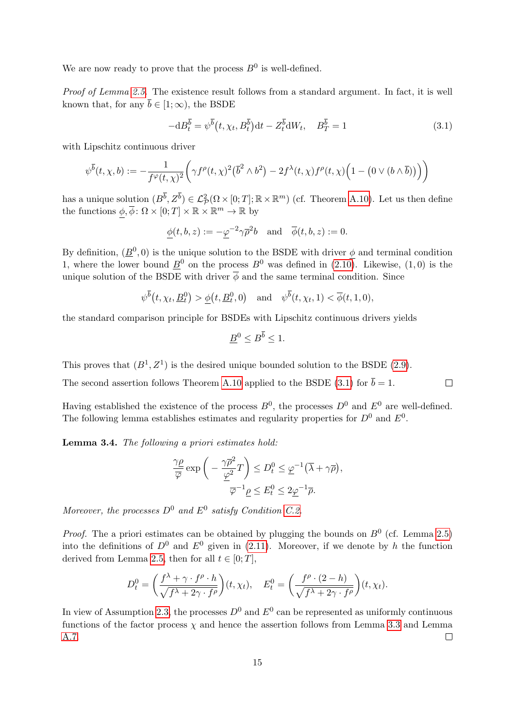We are now ready to prove that the process $B^0$ is well-defined.

*Proof of Lemma 2.5.* The existence result follows from a standard argument. In fact, it is well known that, for any $\overline{b} \in [1;\infty)$, the BSDE

$$-\mathrm{d}B_t^{\overline{b}} = \psi^{\overline{b}}\big(t, \chi_t, B_t^{\overline{b}}\big)\mathrm{d}t - Z_t^{\overline{b}}\mathrm{d}W_t, \quad B_T^{\overline{b}} = 1 \tag{3.1}$$

with Lipschitz continuous driver

$$\psi^{\overline{b}}(t,\chi,b) := -\frac{1}{f^{\varphi}(t,\chi)^2}\Big(\gamma f^{\rho}(t,\chi)^2\big(\overline{b}^2 \wedge b^2\big) - 2f^{\lambda}(t,\chi)f^{\rho}(t,\chi)\Big(1-\big(0\vee(b\wedge\overline{b})\big)\Big)\Big)$$

has a unique solution $(B^{\overline{b}}, Z^{\overline{b}}) \in \mathcal{L}^2_{\mathcal{P}}(\Omega\times[0;T];\mathbb{R}\times\mathbb{R}^m)$ (cf. Theorem A.10). Let us then define the functions $\underline{\phi}, \overline{\phi} \colon \Omega\times[0;T]\times\mathbb{R}\times\mathbb{R}^m \to \mathbb{R}$ by

$$\underline{\phi}(t,b,z) := -\underline{\varphi}^{-2}\gamma\overline{\rho}^2 b \quad \text{and} \quad \overline{\phi}(t,b,z) := 0.$$

By definition, $(\underline{B}^0, 0)$ is the unique solution to the BSDE with driver $\underline{\phi}$ and terminal condition 1, where the lower bound $\underline{B}^0$ on the process $B^0$ was defined in (2.10). Likewise, $(1,0)$ is the unique solution of the BSDE with driver $\overline{\phi}$ and the same terminal condition. Since

$$\psi^{\overline{b}}\big(t,\chi_t,\underline{B}_t^0\big) > \underline{\phi}\big(t,\underline{B}_t^0,0\big) \quad \text{and} \quad \psi^{\overline{b}}(t,\chi_t,1) < \overline{\phi}(t,1,0),$$

the standard comparison principle for BSDEs with Lipschitz continuous drivers yields

$$\underline{B}^0 \le B^{\overline{b}} \le 1.$$

This proves that $(B^1, Z^1)$ is the desired unique bounded solution to the BSDE (2.9).

The second assertion follows Theorem A.10 applied to the BSDE (3.1) for $\overline{b} = 1$. $\square$

Having established the existence of the process $B^0$, the processes $D^0$ and $E^0$ are well-defined. The following lemma establishes estimates and regularity properties for $D^0$ and $E^0$.

**Lemma 3.4.** *The following a priori estimates hold:*

$$\frac{\gamma\underline{\rho}}{\overline{\varphi}}\exp\bigg(-\frac{\gamma\overline{\rho}^2}{\underline{\varphi}^2}T\bigg) \le D_t^0 \le \underline{\varphi}^{-1}\big(\overline{\lambda}+\gamma\overline{\rho}\big),$$
$$\overline{\varphi}^{-1}\underline{\rho} \le E_t^0 \le 2\underline{\varphi}^{-1}\overline{\rho}.$$

*Moreover, the processes $D^0$ and $E^0$ satisfy Condition C.2.*

*Proof.* The a priori estimates can be obtained by plugging the bounds on $B^0$ (cf. Lemma 2.5) into the definitions of $D^0$ and $E^0$ given in (2.11). Moreover, if we denote by $h$ the function derived from Lemma 2.5, then for all $t \in [0;T]$,

$$D_t^0 = \bigg(\frac{f^{\lambda}+\gamma\cdot f^{\rho}\cdot h}{\sqrt{f^{\lambda}+2\gamma\cdot f^{\rho}}}\bigg)(t,\chi_t), \quad E_t^0 = \bigg(\frac{f^{\rho}\cdot(2-h)}{\sqrt{f^{\lambda}+2\gamma\cdot f^{\rho}}}\bigg)(t,\chi_t).$$

In view of Assumption 2.3, the processes $D^0$ and $E^0$ can be represented as uniformly continuous functions of the factor process $\chi$ and hence the assertion follows from Lemma 3.3 and Lemma A.7. $\square$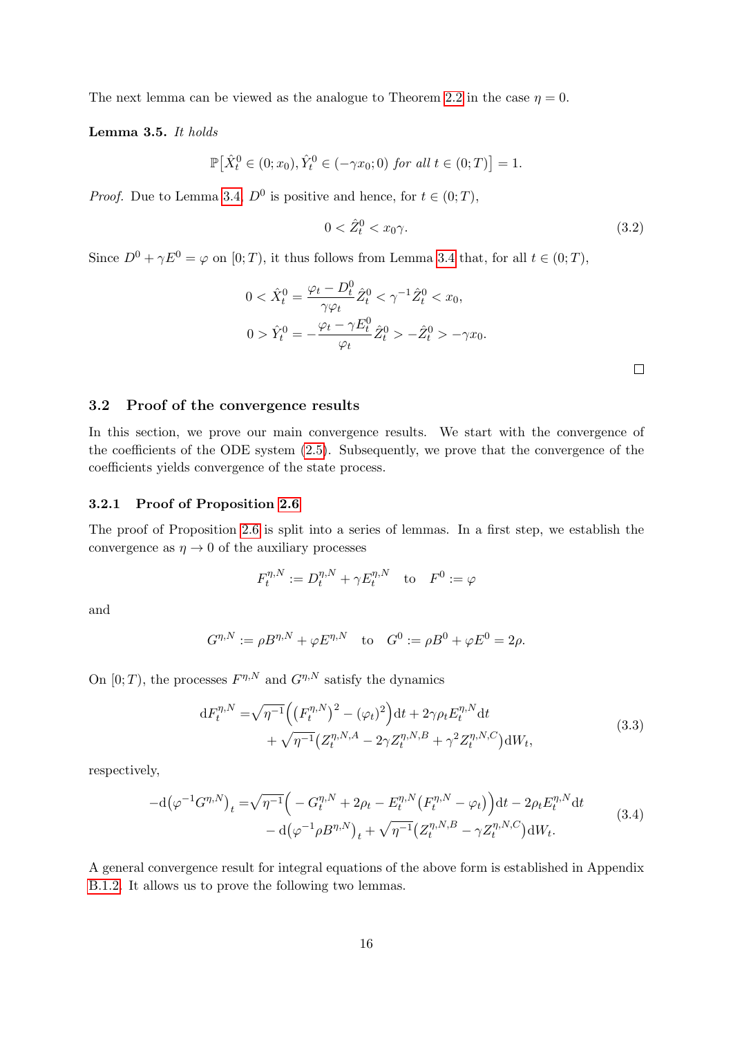The next lemma can be viewed as the analogue to Theorem 2.2 in the case $\eta = 0$.

**Lemma 3.5.** *It holds*

$$\mathbb{P}\big[\hat{X}_t^0 \in (0; x_0), \hat{Y}_t^0 \in (-\gamma x_0; 0) \text{ for all } t \in (0;T)\big] = 1.$$

*Proof.* Due to Lemma 3.4, $D^0$ is positive and hence, for $t \in (0;T)$,

$$0 < \hat{Z}_t^0 < x_0 \gamma. \tag{3.2}$$

Since $D^0 + \gamma E^0 = \varphi$ on $[0;T)$, it thus follows from Lemma 3.4 that, for all $t \in (0;T)$,

$$\begin{aligned}
0 < \hat{X}_t^0 &= \frac{\varphi_t - D_t^0}{\gamma \varphi_t} \hat{Z}_t^0 < \gamma^{-1} \hat{Z}_t^0 < x_0, \\
0 > \hat{Y}_t^0 &= -\frac{\varphi_t - \gamma E_t^0}{\varphi_t} \hat{Z}_t^0 > -\hat{Z}_t^0 > -\gamma x_0.
\end{aligned}$$

□

### 3.2 Proof of the convergence results

In this section, we prove our main convergence results. We start with the convergence of the coefficients of the ODE system (2.5). Subsequently, we prove that the convergence of the coefficients yields convergence of the state process.

#### 3.2.1 Proof of Proposition 2.6

The proof of Proposition 2.6 is split into a series of lemmas. In a first step, we establish the convergence as $\eta \to 0$ of the auxiliary processes

$$F_t^{\eta,N} := D_t^{\eta,N} + \gamma E_t^{\eta,N} \quad \text{to} \quad F^0 := \varphi$$

and

$$G^{\eta,N} := \rho B^{\eta,N} + \varphi E^{\eta,N} \quad \text{to} \quad G^0 := \rho B^0 + \varphi E^0 = 2\rho.$$

On $[0;T)$, the processes $F^{\eta,N}$ and $G^{\eta,N}$ satisfy the dynamics

$$\begin{aligned}
\mathrm{d}F_t^{\eta,N} = &\sqrt{\eta^{-1}}\Big(\big(F_t^{\eta,N}\big)^2 - (\varphi_t)^2\Big)\mathrm{d}t + 2\gamma\rho_t E_t^{\eta,N}\mathrm{d}t \\
&+ \sqrt{\eta^{-1}}\big(Z_t^{\eta,N,A} - 2\gamma Z_t^{\eta,N,B} + \gamma^2 Z_t^{\eta,N,C}\big)\mathrm{d}W_t,
\end{aligned} \tag{3.3}$$

respectively,

$$\begin{aligned}
-\mathrm{d}\big(\varphi^{-1}G^{\eta,N}\big)_t = &\sqrt{\eta^{-1}}\Big( - G_t^{\eta,N} + 2\rho_t - E_t^{\eta,N}\big(F_t^{\eta,N} - \varphi_t\big)\Big)\mathrm{d}t - 2\rho_t E_t^{\eta,N}\mathrm{d}t \\
&- \mathrm{d}\big(\varphi^{-1}\rho B^{\eta,N}\big)_t + \sqrt{\eta^{-1}}\big(Z_t^{\eta,N,B} - \gamma Z_t^{\eta,N,C}\big)\mathrm{d}W_t.
\end{aligned} \tag{3.4}$$

A general convergence result for integral equations of the above form is established in Appendix B.1.2. It allows us to prove the following two lemmas.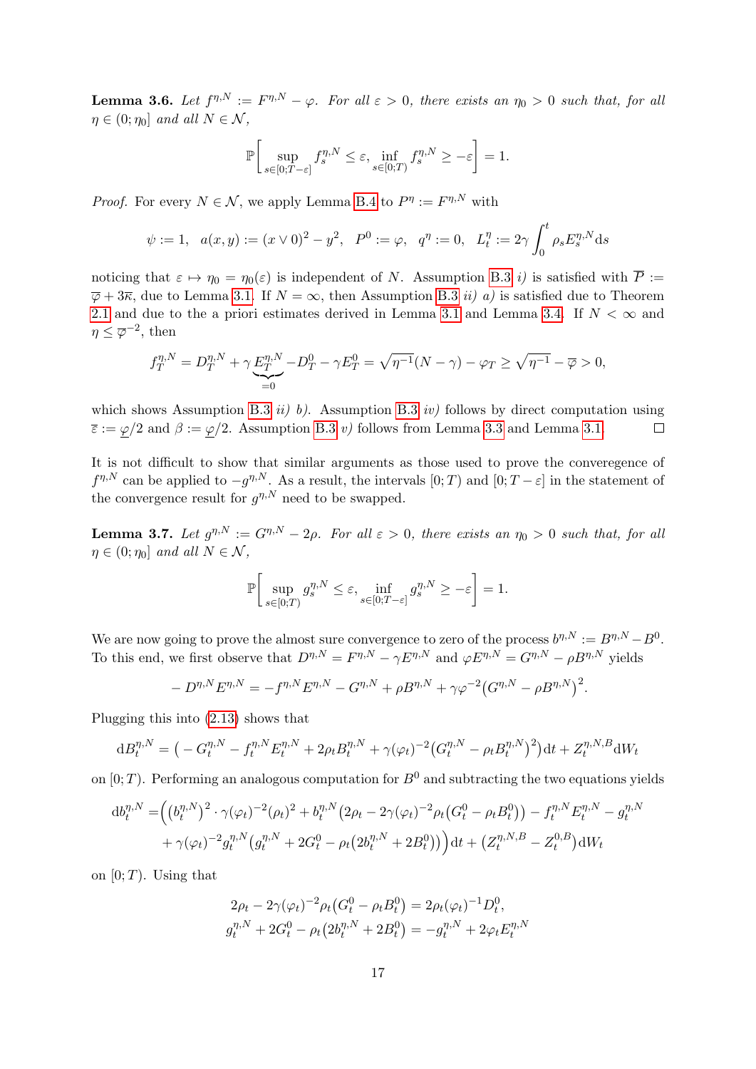**Lemma 3.6.** *Let $f^{\eta,N} := F^{\eta,N} - \varphi$. For all $\varepsilon > 0$, there exists an $\eta_0 > 0$ such that, for all $\eta \in (0;\eta_0]$ and all $N \in \mathcal{N}$,*

$$\mathbb{P}\left[\sup_{s\in[0;T-\varepsilon]} f_s^{\eta,N} \le \varepsilon,\ \inf_{s\in[0;T)} f_s^{\eta,N} \ge -\varepsilon\right] = 1.$$

*Proof.* For every $N \in \mathcal{N}$, we apply Lemma B.4 to $P^\eta := F^{\eta,N}$ with

$$\psi := 1,\quad a(x,y) := (x \vee 0)^2 - y^2,\quad P^0 := \varphi,\quad q^\eta := 0,\quad L_t^\eta := 2\gamma\int_0^t \rho_s E_s^{\eta,N}\mathrm{d}s$$

noticing that $\varepsilon \mapsto \eta_0 = \eta_0(\varepsilon)$ is independent of $N$. Assumption B.3 *i)* is satisfied with $\overline{P} := \overline{\varphi} + 3\overline{\kappa}$, due to Lemma 3.1. If $N = \infty$, then Assumption B.3 *ii) a)* is satisfied due to Theorem 2.1 and due to the a priori estimates derived in Lemma 3.1 and Lemma 3.4. If $N < \infty$ and $\eta \le \overline{\varphi}^{-2}$, then

$$f_T^{\eta,N} = D_T^{\eta,N} + \gamma\underbrace{E_T^{\eta,N}}_{=0} - D_T^0 - \gamma E_T^0 = \sqrt{\eta^{-1}}(N-\gamma) - \varphi_T \ge \sqrt{\eta^{-1}} - \overline{\varphi} > 0,$$

which shows Assumption B.3 *ii) b)*. Assumption B.3 *iv)* follows by direct computation using $\overline{\varepsilon} := \underline{\varphi}/2$ and $\beta := \underline{\varphi}/2$. Assumption B.3 *v)* follows from Lemma 3.3 and Lemma 3.1. $\square$

It is not difficult to show that similar arguments as those used to prove the converegence of $f^{\eta,N}$ can be applied to $-g^{\eta,N}$. As a result, the intervals $[0;T)$ and $[0;T-\varepsilon]$ in the statement of the convergence result for $g^{\eta,N}$ need to be swapped.

**Lemma 3.7.** *Let $g^{\eta,N} := G^{\eta,N} - 2\rho$. For all $\varepsilon > 0$, there exists an $\eta_0 > 0$ such that, for all $\eta \in (0;\eta_0]$ and all $N \in \mathcal{N}$,*

$$\mathbb{P}\left[\sup_{s\in[0;T)} g_s^{\eta,N} \le \varepsilon,\ \inf_{s\in[0;T-\varepsilon]} g_s^{\eta,N} \ge -\varepsilon\right] = 1.$$

We are now going to prove the almost sure convergence to zero of the process $b^{\eta,N} := B^{\eta,N} - B^0$. To this end, we first observe that $D^{\eta,N} = F^{\eta,N} - \gamma E^{\eta,N}$ and $\varphi E^{\eta,N} = G^{\eta,N} - \rho B^{\eta,N}$ yields

$$-D^{\eta,N}E^{\eta,N} = -f^{\eta,N}E^{\eta,N} - G^{\eta,N} + \rho B^{\eta,N} + \gamma\varphi^{-2}\big(G^{\eta,N} - \rho B^{\eta,N}\big)^2.$$

Plugging this into (2.13) shows that

$$\mathrm{d}B_t^{\eta,N} = \big(-G_t^{\eta,N} - f_t^{\eta,N}E_t^{\eta,N} + 2\rho_t B_t^{\eta,N} + \gamma(\varphi_t)^{-2}\big(G_t^{\eta,N} - \rho_t B_t^{\eta,N}\big)^2\big)\mathrm{d}t + Z_t^{\eta,N,B}\mathrm{d}W_t$$

on $[0;T)$. Performing an analogous computation for $B^0$ and subtracting the two equations yields

$$\begin{aligned}\mathrm{d}b_t^{\eta,N} =& \Big(\big(b_t^{\eta,N}\big)^2\cdot\gamma(\varphi_t)^{-2}(\rho_t)^2 + b_t^{\eta,N}\big(2\rho_t - 2\gamma(\varphi_t)^{-2}\rho_t\big(G_t^0 - \rho_t B_t^0\big)\big) - f_t^{\eta,N}E_t^{\eta,N} - g_t^{\eta,N} \\ &+ \gamma(\varphi_t)^{-2}g_t^{\eta,N}\big(g_t^{\eta,N} + 2G_t^0 - \rho_t\big(2b_t^{\eta,N} + 2B_t^0\big)\big)\Big)\mathrm{d}t + \big(Z_t^{\eta,N,B} - Z_t^{0,B}\big)\mathrm{d}W_t\end{aligned}$$

on $[0;T)$. Using that

$$\begin{aligned}2\rho_t - 2\gamma(\varphi_t)^{-2}\rho_t\big(G_t^0 - \rho_t B_t^0\big) &= 2\rho_t(\varphi_t)^{-1}D_t^0,\\ g_t^{\eta,N} + 2G_t^0 - \rho_t\big(2b_t^{\eta,N} + 2B_t^0\big) &= -g_t^{\eta,N} + 2\varphi_t E_t^{\eta,N}\end{aligned}$$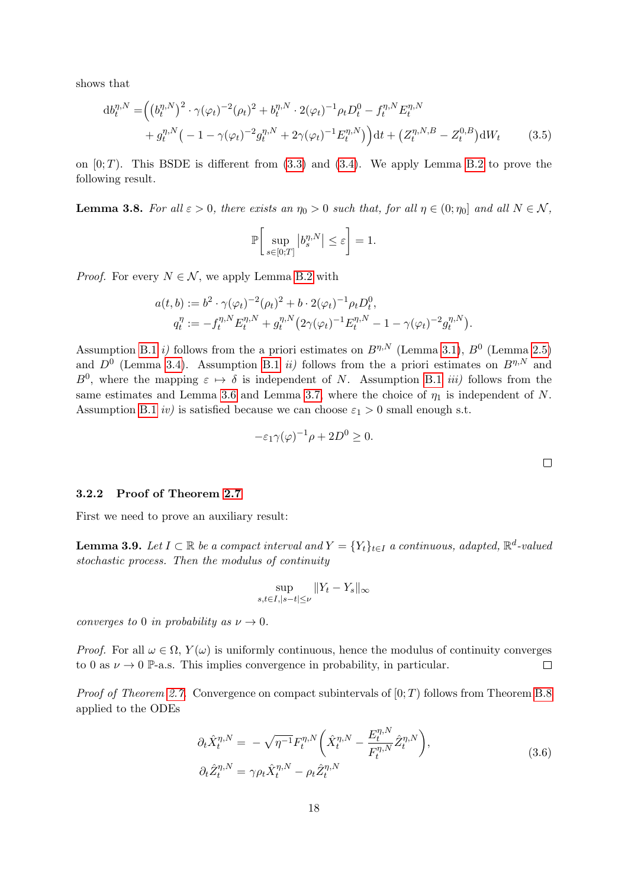shows that

$$
\begin{aligned}
\mathrm{d}b_t^{\eta,N} =& \Big( \big(b_t^{\eta,N}\big)^2 \cdot \gamma(\varphi_t)^{-2}(\rho_t)^2 + b_t^{\eta,N} \cdot 2(\varphi_t)^{-1}\rho_t D_t^0 - f_t^{\eta,N} E_t^{\eta,N} \\
&+ g_t^{\eta,N}\big( -1 - \gamma(\varphi_t)^{-2} g_t^{\eta,N} + 2\gamma(\varphi_t)^{-1} E_t^{\eta,N}\big)\Big)\mathrm{d}t + \big(Z_t^{\eta,N,B} - Z_t^{0,B}\big)\mathrm{d}W_t
\end{aligned} \tag{3.5}
$$

on $[0;T)$. This BSDE is different from (3.3) and (3.4). We apply Lemma B.2 to prove the following result.

**Lemma 3.8.** *For all $\varepsilon > 0$, there exists an $\eta_0 > 0$ such that, for all $\eta \in (0;\eta_0]$ and all $N \in \mathcal{N}$,*

$$
\mathbb{P}\Big[ \sup_{s\in[0;T]} \big|b_s^{\eta,N}\big| \le \varepsilon \Big] = 1.
$$

*Proof.* For every $N \in \mathcal{N}$, we apply Lemma B.2 with

$$
\begin{aligned}
a(t,b) &:= b^2 \cdot \gamma(\varphi_t)^{-2}(\rho_t)^2 + b \cdot 2(\varphi_t)^{-1}\rho_t D_t^0, \\
q_t^{\eta} &:= -f_t^{\eta,N} E_t^{\eta,N} + g_t^{\eta,N}\big(2\gamma(\varphi_t)^{-1} E_t^{\eta,N} - 1 - \gamma(\varphi_t)^{-2} g_t^{\eta,N}\big).
\end{aligned}
$$

Assumption B.1 *i)* follows from the a priori estimates on $B^{\eta,N}$ (Lemma 3.1), $B^0$ (Lemma 2.5) and $D^0$ (Lemma 3.4). Assumption B.1 *ii)* follows from the a priori estimates on $B^{\eta,N}$ and $B^0$, where the mapping $\varepsilon \mapsto \delta$ is independent of $N$. Assumption B.1 *iii)* follows from the same estimates and Lemma 3.6 and Lemma 3.7 where the choice of $\eta_1$ is independent of $N$. Assumption B.1 *iv)* is satisfied because we can choose $\varepsilon_1 > 0$ small enough s.t.

$$
-\varepsilon_1 \gamma(\varphi)^{-1}\rho + 2D^0 \ge 0.
$$

□

### 3.2.2 Proof of Theorem 2.7

First we need to prove an auxiliary result:

**Lemma 3.9.** *Let $I \subset \mathbb{R}$ be a compact interval and $Y = \{Y_t\}_{t\in I}$ a continuous, adapted, $\mathbb{R}^d$-valued stochastic process. Then the modulus of continuity*

$$
\sup_{s,t\in I, |s-t|\le \nu} \|Y_t - Y_s\|_\infty
$$

*converges to 0 in probability as $\nu \to 0$.*

*Proof.* For all $\omega \in \Omega$, $Y(\omega)$ is uniformly continuous, hence the modulus of continuity converges to 0 as $\nu \to 0$ $\mathbb{P}$-a.s. This implies convergence in probability, in particular. □

*Proof of Theorem 2.7.* Convergence on compact subintervals of $[0;T)$ follows from Theorem B.8 applied to the ODEs

$$
\begin{aligned}
\partial_t \hat{X}_t^{\eta,N} &= -\sqrt{\eta^{-1}} F_t^{\eta,N}\Big( \hat{X}_t^{\eta,N} - \frac{E_t^{\eta,N}}{F_t^{\eta,N}} \hat{Z}_t^{\eta,N} \Big), \\
\partial_t \hat{Z}_t^{\eta,N} &= \gamma \rho_t \hat{X}_t^{\eta,N} - \rho_t \hat{Z}_t^{\eta,N}
\end{aligned} \tag{3.6}
$$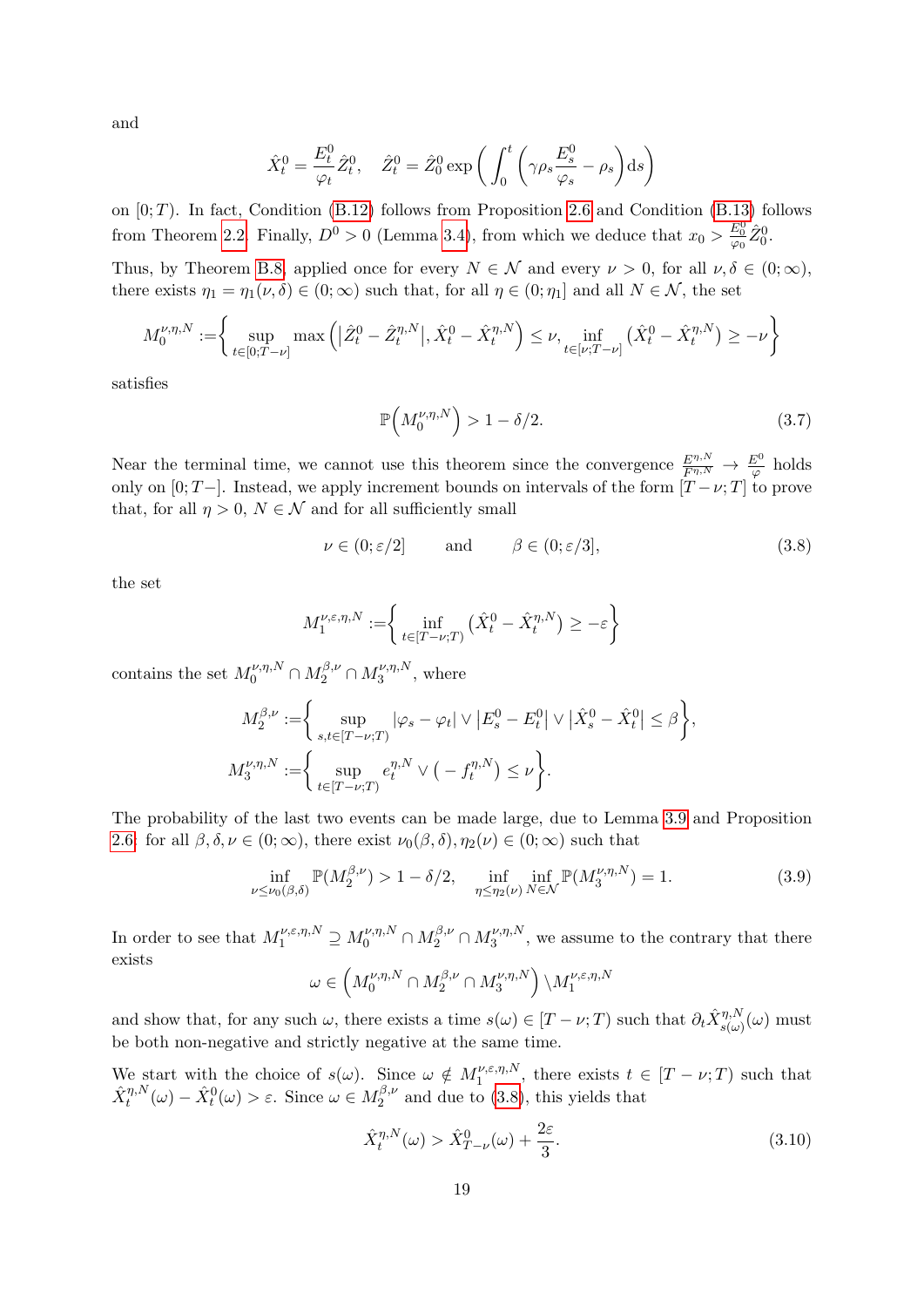and

$$\hat{X}^0_t = \frac{E^0_t}{\varphi_t}\hat{Z}^0_t, \quad \hat{Z}^0_t = \hat{Z}^0_0 \exp\bigg(\int_0^t \Big(\gamma\rho_s \frac{E^0_s}{\varphi_s} - \rho_s\Big)\mathrm{d}s\bigg)$$

on $[0;T)$. In fact, Condition (B.12) follows from Proposition 2.6 and Condition (B.13) follows from Theorem 2.2. Finally, $D^0 > 0$ (Lemma 3.4), from which we deduce that $x_0 > \frac{E^0_0}{\varphi_0}\hat{Z}^0_0$.

Thus, by Theorem B.8, applied once for every $N \in \mathcal{N}$ and every $\nu > 0$, for all $\nu, \delta \in (0;\infty)$, there exists $\eta_1 = \eta_1(\nu,\delta) \in (0;\infty)$ such that, for all $\eta \in (0;\eta_1]$ and all $N \in \mathcal{N}$, the set

$$M^{\nu,\eta,N}_0 := \bigg\{ \sup_{t\in[0;T-\nu]} \max\Big(\big|\hat{Z}^0_t - \hat{Z}^{\eta,N}_t\big|, \hat{X}^0_t - \hat{X}^{\eta,N}_t\Big) \le \nu, \inf_{t\in[\nu;T-\nu]}\big(\hat{X}^0_t - \hat{X}^{\eta,N}_t\big) \ge -\nu \bigg\}$$

satisfies

$$\mathbb{P}\Big(M^{\nu,\eta,N}_0\Big) > 1 - \delta/2. \tag{3.7}$$

Near the terminal time, we cannot use this theorem since the convergence $\frac{E^{\eta,N}}{F^{\eta,N}} \to \frac{E^0}{\varphi}$ holds only on $[0;T-]$. Instead, we apply increment bounds on intervals of the form $[T-\nu;T]$ to prove that, for all $\eta > 0$, $N \in \mathcal{N}$ and for all sufficiently small

$$\nu \in (0;\varepsilon/2] \qquad \text{and} \qquad \beta \in (0;\varepsilon/3], \tag{3.8}$$

the set

$$M^{\nu,\varepsilon,\eta,N}_1 := \bigg\{ \inf_{t\in[T-\nu;T)}\big(\hat{X}^0_t - \hat{X}^{\eta,N}_t\big) \ge -\varepsilon \bigg\}$$

contains the set $M^{\nu,\eta,N}_0 \cap M^{\beta,\nu}_2 \cap M^{\nu,\eta,N}_3$, where

$$M^{\beta,\nu}_2 := \bigg\{ \sup_{s,t\in[T-\nu;T)} |\varphi_s - \varphi_t| \vee \big|E^0_s - E^0_t\big| \vee \big|\hat{X}^0_s - \hat{X}^0_t\big| \le \beta \bigg\},$$
$$M^{\nu,\eta,N}_3 := \bigg\{ \sup_{t\in[T-\nu;T)} e^{\eta,N}_t \vee \big(-f^{\eta,N}_t\big) \le \nu \bigg\}.$$

The probability of the last two events can be made large, due to Lemma 3.9 and Proposition 2.6: for all $\beta, \delta, \nu \in (0;\infty)$, there exist $\nu_0(\beta,\delta), \eta_2(\nu) \in (0;\infty)$ such that

$$\inf_{\nu\le\nu_0(\beta,\delta)} \mathbb{P}(M^{\beta,\nu}_2) > 1 - \delta/2, \qquad \inf_{\eta\le\eta_2(\nu)}\inf_{N\in\mathcal{N}} \mathbb{P}(M^{\nu,\eta,N}_3) = 1. \tag{3.9}$$

In order to see that $M^{\nu,\varepsilon,\eta,N}_1 \supseteq M^{\nu,\eta,N}_0 \cap M^{\beta,\nu}_2 \cap M^{\nu,\eta,N}_3$, we assume to the contrary that there exists

$$\omega \in \Big(M^{\nu,\eta,N}_0 \cap M^{\beta,\nu}_2 \cap M^{\nu,\eta,N}_3\Big) \setminus M^{\nu,\varepsilon,\eta,N}_1$$

and show that, for any such $\omega$, there exists a time $s(\omega) \in [T-\nu;T)$ such that $\partial_t \hat{X}^{\eta,N}_{s(\omega)}(\omega)$ must be both non-negative and strictly negative at the same time.

We start with the choice of $s(\omega)$. Since $\omega \notin M^{\nu,\varepsilon,\eta,N}_1$, there exists $t \in [T-\nu;T)$ such that $\hat{X}^{\eta,N}_t(\omega) - \hat{X}^0_t(\omega) > \varepsilon$. Since $\omega \in M^{\beta,\nu}_2$ and due to (3.8), this yields that

$$\hat{X}^{\eta,N}_t(\omega) > \hat{X}^0_{T-\nu}(\omega) + \frac{2\varepsilon}{3}. \tag{3.10}$$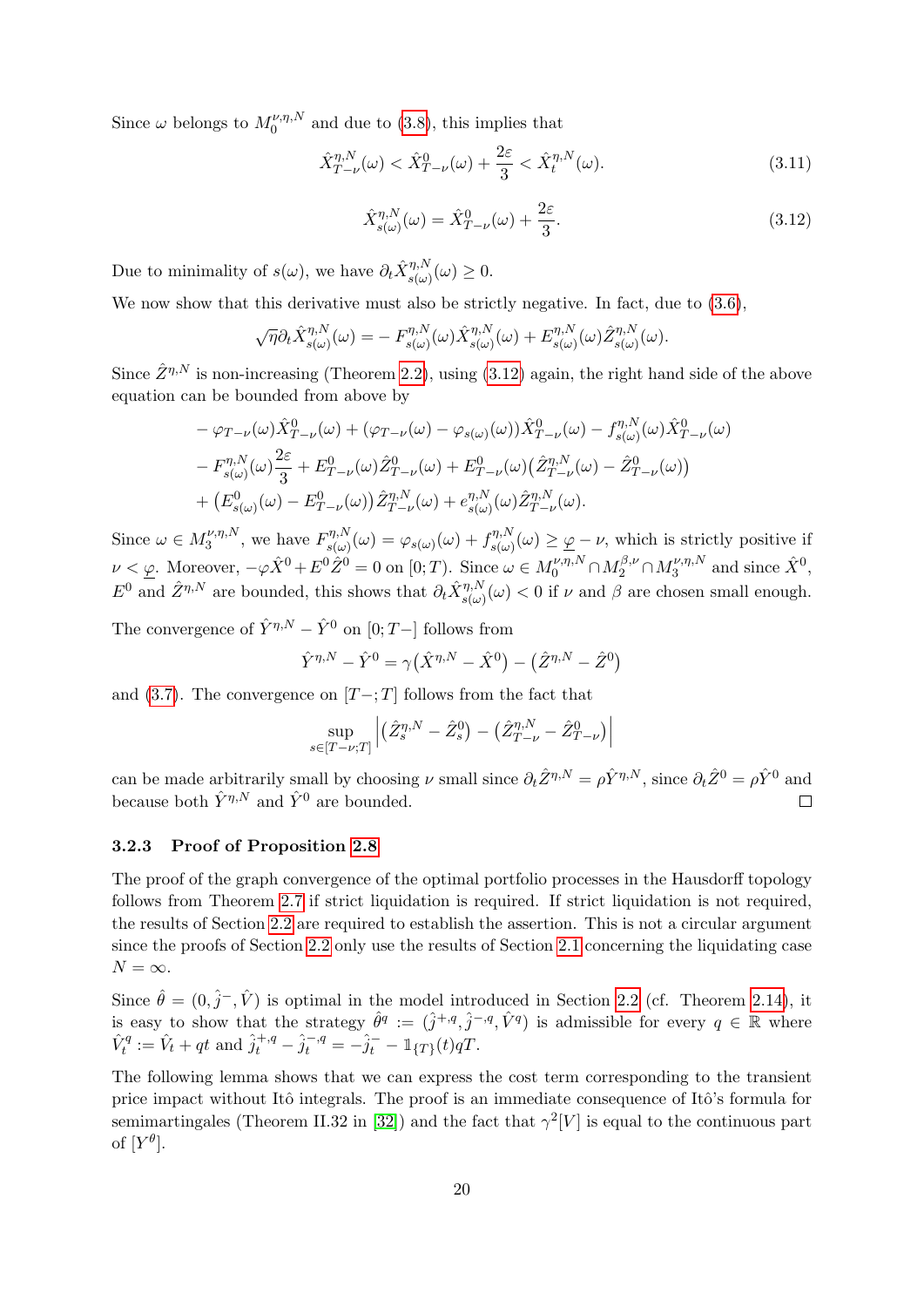Since $\omega$ belongs to $M_0^{\nu,\eta,N}$ and due to (3.8), this implies that

$$\hat{X}^{\eta,N}_{T-\nu}(\omega) < \hat{X}^0_{T-\nu}(\omega) + \frac{2\varepsilon}{3} < \hat{X}^{\eta,N}_t(\omega). \tag{3.11}$$

$$\hat{X}^{\eta,N}_{s(\omega)}(\omega) = \hat{X}^0_{T-\nu}(\omega) + \frac{2\varepsilon}{3}. \tag{3.12}$$

Due to minimality of $s(\omega)$, we have $\partial_t \hat{X}^{\eta,N}_{s(\omega)}(\omega) \geq 0$.

We now show that this derivative must also be strictly negative. In fact, due to (3.6),

$$\sqrt{\eta}\partial_t \hat{X}^{\eta,N}_{s(\omega)}(\omega) = -F^{\eta,N}_{s(\omega)}(\omega)\hat{X}^{\eta,N}_{s(\omega)}(\omega) + E^{\eta,N}_{s(\omega)}(\omega)\hat{Z}^{\eta,N}_{s(\omega)}(\omega).$$

Since $\hat{Z}^{\eta,N}$ is non-increasing (Theorem 2.2), using (3.12) again, the right hand side of the above equation can be bounded from above by

$$\begin{aligned}
&-\varphi_{T-\nu}(\omega)\hat{X}^0_{T-\nu}(\omega) + (\varphi_{T-\nu}(\omega) - \varphi_{s(\omega)}(\omega))\hat{X}^0_{T-\nu}(\omega) - f^{\eta,N}_{s(\omega)}(\omega)\hat{X}^0_{T-\nu}(\omega) \\
&- F^{\eta,N}_{s(\omega)}(\omega)\frac{2\varepsilon}{3} + E^0_{T-\nu}(\omega)\hat{Z}^0_{T-\nu}(\omega) + E^0_{T-\nu}(\omega)\big(\hat{Z}^{\eta,N}_{T-\nu}(\omega) - \hat{Z}^0_{T-\nu}(\omega)\big) \\
&+ \big(E^0_{s(\omega)}(\omega) - E^0_{T-\nu}(\omega)\big)\hat{Z}^{\eta,N}_{T-\nu}(\omega) + e^{\eta,N}_{s(\omega)}(\omega)\hat{Z}^{\eta,N}_{T-\nu}(\omega).
\end{aligned}$$

Since $\omega \in M_3^{\nu,\eta,N}$, we have $F^{\eta,N}_{s(\omega)}(\omega) = \varphi_{s(\omega)}(\omega) + f^{\eta,N}_{s(\omega)}(\omega) \geq \underline{\varphi} - \nu$, which is strictly positive if $\nu < \underline{\varphi}$. Moreover, $-\varphi\hat{X}^0 + E^0\hat{Z}^0 = 0$ on $[0;T)$. Since $\omega \in M_0^{\nu,\eta,N} \cap M_2^{\beta,\nu} \cap M_3^{\nu,\eta,N}$ and since $\hat{X}^0$, $E^0$ and $\hat{Z}^{\eta,N}$ are bounded, this shows that $\partial_t \hat{X}^{\eta,N}_{s(\omega)}(\omega) < 0$ if $\nu$ and $\beta$ are chosen small enough.

The convergence of $\hat{Y}^{\eta,N} - \hat{Y}^0$ on $[0;T-]$ follows from

$$\hat{Y}^{\eta,N} - \hat{Y}^0 = \gamma\big(\hat{X}^{\eta,N} - \hat{X}^0\big) - \big(\hat{Z}^{\eta,N} - \hat{Z}^0\big)$$

and (3.7). The convergence on $[T-;T]$ follows from the fact that

$$\sup_{s\in[T-\nu;T]}\left|\big(\hat{Z}^{\eta,N}_s - \hat{Z}^0_s\big) - \big(\hat{Z}^{\eta,N}_{T-\nu} - \hat{Z}^0_{T-\nu}\big)\right|$$

can be made arbitrarily small by choosing $\nu$ small since $\partial_t\hat{Z}^{\eta,N} = \rho\hat{Y}^{\eta,N}$, since $\partial_t\hat{Z}^0 = \rho\hat{Y}^0$ and because both $\hat{Y}^{\eta,N}$ and $\hat{Y}^0$ are bounded. □

### 3.2.3 Proof of Proposition 2.8

The proof of the graph convergence of the optimal portfolio processes in the Hausdorff topology follows from Theorem 2.7 if strict liquidation is required. If strict liquidation is not required, the results of Section 2.2 are required to establish the assertion. This is not a circular argument since the proofs of Section 2.2 only use the results of Section 2.1 concerning the liquidating case $N = \infty$.

Since $\hat{\theta} = (0, \hat{j}^-, \hat{V})$ is optimal in the model introduced in Section 2.2 (cf. Theorem 2.14), it is easy to show that the strategy $\hat{\theta}^q := (\hat{j}^{+,q}, \hat{j}^{-,q}, \hat{V}^q)$ is admissible for every $q \in \mathbb{R}$ where $\hat{V}^q_t := \hat{V}_t + qt$ and $\hat{j}^{+,q}_t - \hat{j}^{-,q}_t = -\hat{j}^-_t - \mathbb{1}_{\{T\}}(t)qT$.

The following lemma shows that we can express the cost term corresponding to the transient price impact without Itô integrals. The proof is an immediate consequence of Itô's formula for semimartingales (Theorem II.32 in [32]) and the fact that $\gamma^2[V]$ is equal to the continuous part of $[Y^\theta]$.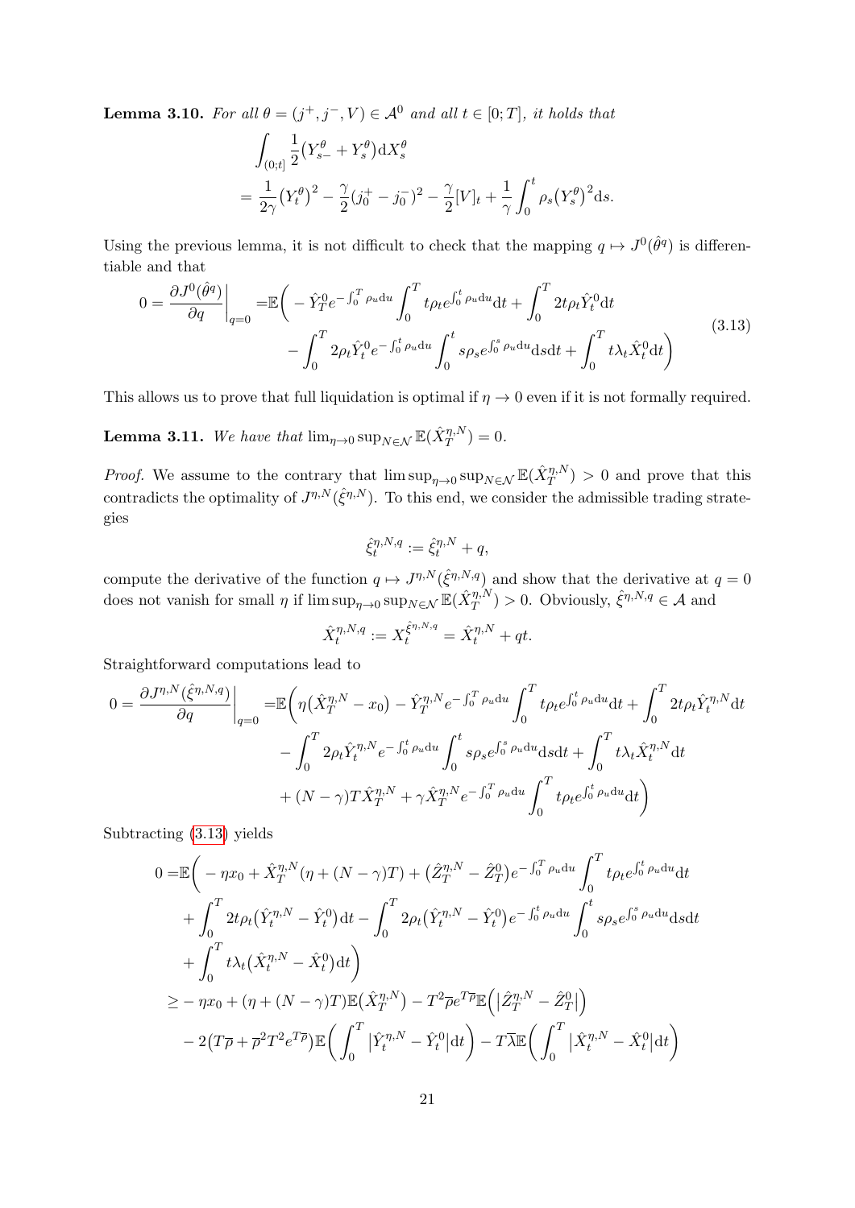**Lemma 3.10.** *For all $\theta = (j^+, j^-, V) \in \mathcal{A}^0$ and all $t \in [0;T]$, it holds that*

$$
\begin{aligned}
&\int_{(0;t]} \frac{1}{2}\big(Y_{s-}^\theta + Y_s^\theta\big)\mathrm{d}X_s^\theta \\
&= \frac{1}{2\gamma}\big(Y_t^\theta\big)^2 - \frac{\gamma}{2}(j_0^+ - j_0^-)^2 - \frac{\gamma}{2}[V]_t + \frac{1}{\gamma}\int_0^t \rho_s \big(Y_s^\theta\big)^2 \mathrm{d}s.
\end{aligned}
$$

Using the previous lemma, it is not difficult to check that the mapping $q \mapsto J^0(\hat{\theta}^q)$ is differentiable and that

$$
\begin{aligned}
0 = \frac{\partial J^0(\hat{\theta}^q)}{\partial q}\bigg|_{q=0} =& \mathbb{E}\bigg( - \hat{Y}_T^0 e^{-\int_0^T \rho_u \mathrm{d}u} \int_0^T t\rho_t e^{\int_0^t \rho_u \mathrm{d}u}\mathrm{d}t + \int_0^T 2t\rho_t \hat{Y}_t^0 \mathrm{d}t \\
&- \int_0^T 2\rho_t \hat{Y}_t^0 e^{-\int_0^t \rho_u \mathrm{d}u} \int_0^t s\rho_s e^{\int_0^s \rho_u \mathrm{d}u}\mathrm{d}s\mathrm{d}t + \int_0^T t\lambda_t \hat{X}_t^0 \mathrm{d}t\bigg)
\end{aligned} \tag{3.13}
$$

This allows us to prove that full liquidation is optimal if $\eta \to 0$ even if it is not formally required.

**Lemma 3.11.** *We have that $\lim_{\eta\to 0}\sup_{N\in\mathcal{N}} \mathbb{E}(\hat{X}_T^{\eta,N}) = 0$.*

*Proof.* We assume to the contrary that $\limsup_{\eta\to 0}\sup_{N\in\mathcal{N}} \mathbb{E}(\hat{X}_T^{\eta,N}) > 0$ and prove that this contradicts the optimality of $J^{\eta,N}(\hat{\xi}^{\eta,N})$. To this end, we consider the admissible trading strategies

$$
\hat{\xi}_t^{\eta,N,q} := \hat{\xi}_t^{\eta,N} + q,
$$

compute the derivative of the function $q \mapsto J^{\eta,N}(\hat{\xi}^{\eta,N,q})$ and show that the derivative at $q=0$ does not vanish for small $\eta$ if $\limsup_{\eta\to 0}\sup_{N\in\mathcal{N}} \mathbb{E}(\hat{X}_T^{\eta,N}) > 0$. Obviously, $\hat{\xi}^{\eta,N,q} \in \mathcal{A}$ and

$$
\hat{X}_t^{\eta,N,q} := X_t^{\hat{\xi}^{\eta,N,q}} = \hat{X}_t^{\eta,N} + qt.
$$

Straightforward computations lead to

$$
\begin{aligned}
0 = \frac{\partial J^{\eta,N}(\hat{\xi}^{\eta,N,q})}{\partial q}\bigg|_{q=0} =& \mathbb{E}\bigg(\eta\big(\hat{X}_T^{\eta,N} - x_0\big) - \hat{Y}_T^{\eta,N} e^{-\int_0^T \rho_u \mathrm{d}u}\int_0^T t\rho_t e^{\int_0^t \rho_u \mathrm{d}u}\mathrm{d}t + \int_0^T 2t\rho_t \hat{Y}_t^{\eta,N}\mathrm{d}t \\
&- \int_0^T 2\rho_t \hat{Y}_t^{\eta,N} e^{-\int_0^t \rho_u \mathrm{d}u}\int_0^t s\rho_s e^{\int_0^s \rho_u \mathrm{d}u}\mathrm{d}s\mathrm{d}t + \int_0^T t\lambda_t \hat{X}_t^{\eta,N}\mathrm{d}t \\
&+ (N-\gamma)T\hat{X}_T^{\eta,N} + \gamma \hat{X}_T^{\eta,N} e^{-\int_0^T \rho_u \mathrm{d}u}\int_0^T t\rho_t e^{\int_0^t \rho_u \mathrm{d}u}\mathrm{d}t\bigg)
\end{aligned}
$$

Subtracting (3.13) yields

$$
\begin{aligned}
0 =& \mathbb{E}\bigg( -\eta x_0 + \hat{X}_T^{\eta,N}(\eta + (N-\gamma)T) + \big(\hat{Z}_T^{\eta,N} - \hat{Z}_T^0\big)e^{-\int_0^T \rho_u \mathrm{d}u}\int_0^T t\rho_t e^{\int_0^t \rho_u \mathrm{d}u}\mathrm{d}t \\
&+ \int_0^T 2t\rho_t\big(\hat{Y}_t^{\eta,N} - \hat{Y}_t^0\big)\mathrm{d}t - \int_0^T 2\rho_t\big(\hat{Y}_t^{\eta,N} - \hat{Y}_t^0\big)e^{-\int_0^t \rho_u \mathrm{d}u}\int_0^t s\rho_s e^{\int_0^s \rho_u \mathrm{d}u}\mathrm{d}s\mathrm{d}t \\
&+ \int_0^T t\lambda_t\big(\hat{X}_t^{\eta,N} - \hat{X}_t^0\big)\mathrm{d}t\bigg) \\
\geq& -\eta x_0 + (\eta + (N-\gamma)T)\mathbb{E}\big(\hat{X}_T^{\eta,N}\big) - T^2\overline{\rho}e^{T\overline{\rho}}\mathbb{E}\Big(\big|\hat{Z}_T^{\eta,N} - \hat{Z}_T^0\big|\Big) \\
&- 2\big(T\overline{\rho} + \overline{\rho}^2T^2e^{T\overline{\rho}}\big)\mathbb{E}\bigg(\int_0^T \big|\hat{Y}_t^{\eta,N} - \hat{Y}_t^0\big|\mathrm{d}t\bigg) - T\overline{\lambda}\mathbb{E}\bigg(\int_0^T \big|\hat{X}_t^{\eta,N} - \hat{X}_t^0\big|\mathrm{d}t\bigg)
\end{aligned}
$$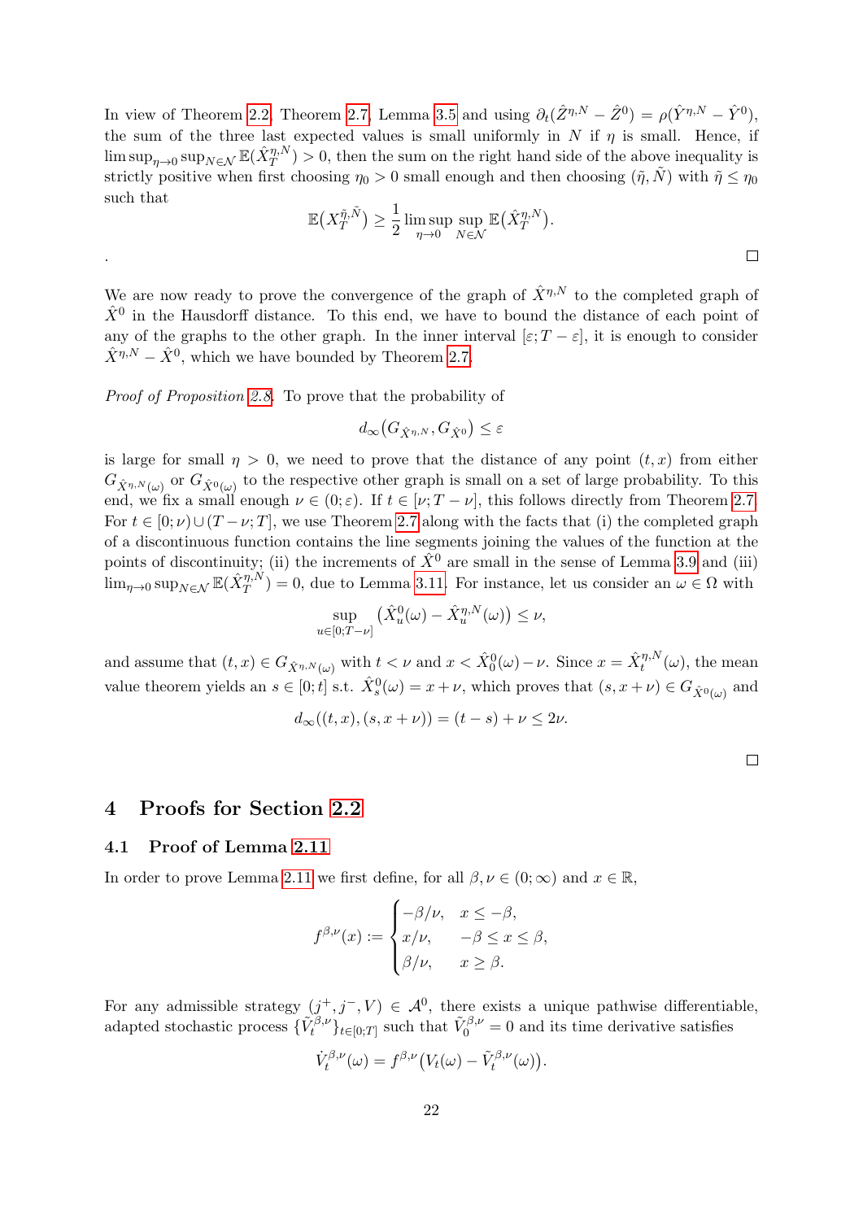In view of Theorem 2.2, Theorem 2.7, Lemma 3.5 and using $\partial_t(\hat{Z}^{\eta,N} - \hat{Z}^0) = \rho(\hat{Y}^{\eta,N} - \hat{Y}^0)$, the sum of the three last expected values is small uniformly in $N$ if $\eta$ is small. Hence, if $\limsup_{\eta\to 0} \sup_{N\in\mathcal{N}} \mathbb{E}(\hat{X}_T^{\eta,N}) > 0$, then the sum on the right hand side of the above inequality is strictly positive when first choosing $\eta_0 > 0$ small enough and then choosing $(\tilde{\eta}, \tilde{N})$ with $\tilde{\eta} \leq \eta_0$ such that

$$\mathbb{E}\big(X_T^{\tilde{\eta},\tilde{N}}\big) \geq \frac{1}{2} \limsup_{\eta\to 0} \sup_{N\in\mathcal{N}} \mathbb{E}\big(\hat{X}_T^{\eta,N}\big).$$

. $\square$

We are now ready to prove the convergence of the graph of $\hat{X}^{\eta,N}$ to the completed graph of $\hat{X}^0$ in the Hausdorff distance. To this end, we have to bound the distance of each point of any of the graphs to the other graph. In the inner interval $[\varepsilon; T-\varepsilon]$, it is enough to consider $\hat{X}^{\eta,N} - \hat{X}^0$, which we have bounded by Theorem 2.7.

*Proof of Proposition 2.8.* To prove that the probability of

$$d_\infty\big(G_{\hat{X}^{\eta,N}}, G_{\hat{X}^0}\big) \leq \varepsilon$$

is large for small $\eta > 0$, we need to prove that the distance of any point $(t, x)$ from either $G_{\hat{X}^{\eta,N}(\omega)}$ or $G_{\hat{X}^0(\omega)}$ to the respective other graph is small on a set of large probability. To this end, we fix a small enough $\nu \in (0; \varepsilon)$. If $t \in [\nu; T-\nu]$, this follows directly from Theorem 2.7. For $t \in [0;\nu) \cup (T-\nu; T]$, we use Theorem 2.7 along with the facts that (i) the completed graph of a discontinuous function contains the line segments joining the values of the function at the points of discontinuity; (ii) the increments of $\hat{X}^0$ are small in the sense of Lemma 3.9 and (iii) $\lim_{\eta\to 0} \sup_{N\in\mathcal{N}} \mathbb{E}(\hat{X}_T^{\eta,N}) = 0$, due to Lemma 3.11. For instance, let us consider an $\omega \in \Omega$ with

$$\sup_{u\in[0;T-\nu]} \big(\hat{X}_u^0(\omega) - \hat{X}_u^{\eta,N}(\omega)\big) \leq \nu,$$

and assume that $(t, x) \in G_{\hat{X}^{\eta,N}(\omega)}$ with $t < \nu$ and $x < \hat{X}_0^0(\omega) - \nu$. Since $x = \hat{X}_t^{\eta,N}(\omega)$, the mean value theorem yields an $s \in [0; t]$ s.t. $\hat{X}_s^0(\omega) = x + \nu$, which proves that $(s, x+\nu) \in G_{\hat{X}^0(\omega)}$ and

$$d_\infty((t, x), (s, x+\nu)) = (t-s) + \nu \leq 2\nu.$$

$\square$

# 4 Proofs for Section 2.2

## 4.1 Proof of Lemma 2.11

In order to prove Lemma 2.11 we first define, for all $\beta, \nu \in (0; \infty)$ and $x \in \mathbb{R}$,

$$f^{\beta,\nu}(x) := \begin{cases} -\beta/\nu, & x \leq -\beta, \\ x/\nu, & -\beta \leq x \leq \beta, \\ \beta/\nu, & x \geq \beta. \end{cases}$$

For any admissible strategy $(j^+, j^-, V) \in \mathcal{A}^0$, there exists a unique pathwise differentiable, adapted stochastic process $\{\tilde{V}_t^{\beta,\nu}\}_{t\in[0;T]}$ such that $\tilde{V}_0^{\beta,\nu} = 0$ and its time derivative satisfies

$$\dot{V}_t^{\beta,\nu}(\omega) = f^{\beta,\nu}\big(V_t(\omega) - \tilde{V}_t^{\beta,\nu}(\omega)\big).$$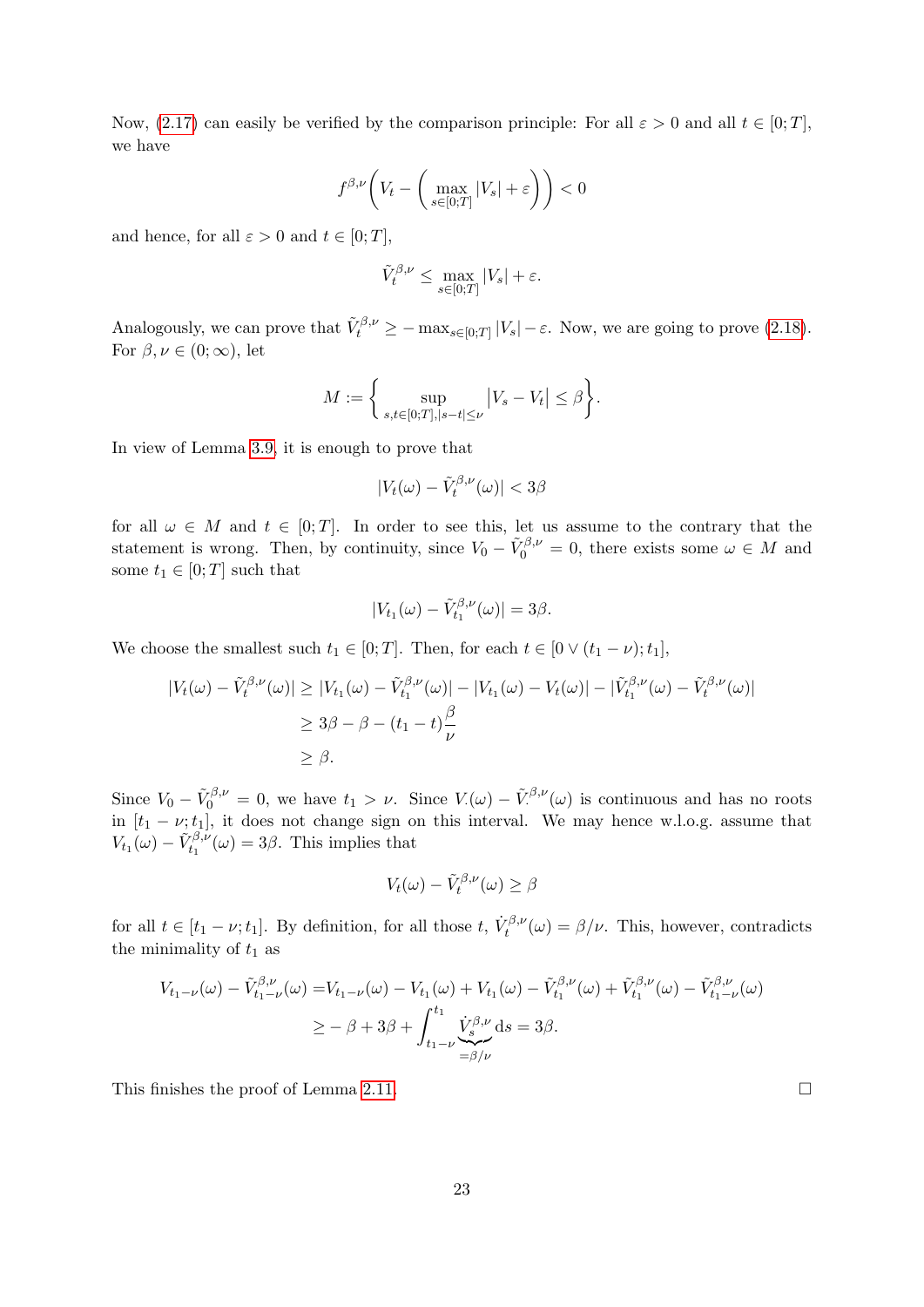Now, (2.17) can easily be verified by the comparison principle: For all $\varepsilon > 0$ and all $t \in [0;T]$, we have

$$f^{\beta,\nu}\bigg(V_t - \bigg(\max_{s\in[0;T]} |V_s| + \varepsilon\bigg)\bigg) < 0$$

and hence, for all $\varepsilon > 0$ and $t \in [0;T]$,

$$\tilde{V}_t^{\beta,\nu} \le \max_{s\in[0;T]} |V_s| + \varepsilon.$$

Analogously, we can prove that $\tilde{V}_t^{\beta,\nu} \ge -\max_{s\in[0;T]} |V_s| - \varepsilon$. Now, we are going to prove (2.18). For $\beta, \nu \in (0;\infty)$, let

$$M := \bigg\{ \sup_{s,t\in[0;T],|s-t|\le\nu} \big|V_s - V_t\big| \le \beta \bigg\}.$$

In view of Lemma 3.9, it is enough to prove that

$$|V_t(\omega) - \tilde{V}_t^{\beta,\nu}(\omega)| < 3\beta$$

for all $\omega \in M$ and $t \in [0;T]$. In order to see this, let us assume to the contrary that the statement is wrong. Then, by continuity, since $V_0 - \tilde{V}_0^{\beta,\nu} = 0$, there exists some $\omega \in M$ and some $t_1 \in [0;T]$ such that

$$|V_{t_1}(\omega) - \tilde{V}_{t_1}^{\beta,\nu}(\omega)| = 3\beta.$$

We choose the smallest such $t_1 \in [0;T]$. Then, for each $t \in [0 \vee (t_1 - \nu); t_1]$,

$$\begin{aligned}
|V_t(\omega) - \tilde{V}_t^{\beta,\nu}(\omega)| &\ge |V_{t_1}(\omega) - \tilde{V}_{t_1}^{\beta,\nu}(\omega)| - |V_{t_1}(\omega) - V_t(\omega)| - |\tilde{V}_{t_1}^{\beta,\nu}(\omega) - \tilde{V}_t^{\beta,\nu}(\omega)| \\
&\ge 3\beta - \beta - (t_1 - t)\frac{\beta}{\nu} \\
&\ge \beta.
\end{aligned}$$

Since $V_0 - \tilde{V}_0^{\beta,\nu} = 0$, we have $t_1 > \nu$. Since $V_\cdot(\omega) - \tilde{V}_\cdot^{\beta,\nu}(\omega)$ is continuous and has no roots in $[t_1 - \nu; t_1]$, it does not change sign on this interval. We may hence w.l.o.g. assume that $V_{t_1}(\omega) - \tilde{V}_{t_1}^{\beta,\nu}(\omega) = 3\beta$. This implies that

$$V_t(\omega) - \tilde{V}_t^{\beta,\nu}(\omega) \ge \beta$$

for all $t \in [t_1 - \nu; t_1]$. By definition, for all those $t$, $\dot{\tilde{V}}_t^{\beta,\nu}(\omega) = \beta/\nu$. This, however, contradicts the minimality of $t_1$ as

$$\begin{aligned}
V_{t_1-\nu}(\omega) - \tilde{V}_{t_1-\nu}^{\beta,\nu}(\omega) =& V_{t_1-\nu}(\omega) - V_{t_1}(\omega) + V_{t_1}(\omega) - \tilde{V}_{t_1}^{\beta,\nu}(\omega) + \tilde{V}_{t_1}^{\beta,\nu}(\omega) - \tilde{V}_{t_1-\nu}^{\beta,\nu}(\omega) \\
\ge& -\beta + 3\beta + \int_{t_1-\nu}^{t_1} \underbrace{\dot{V}_s^{\beta,\nu}}_{=\beta/\nu} \mathrm{d}s = 3\beta.
\end{aligned}$$

This finishes the proof of Lemma 2.11. $\square$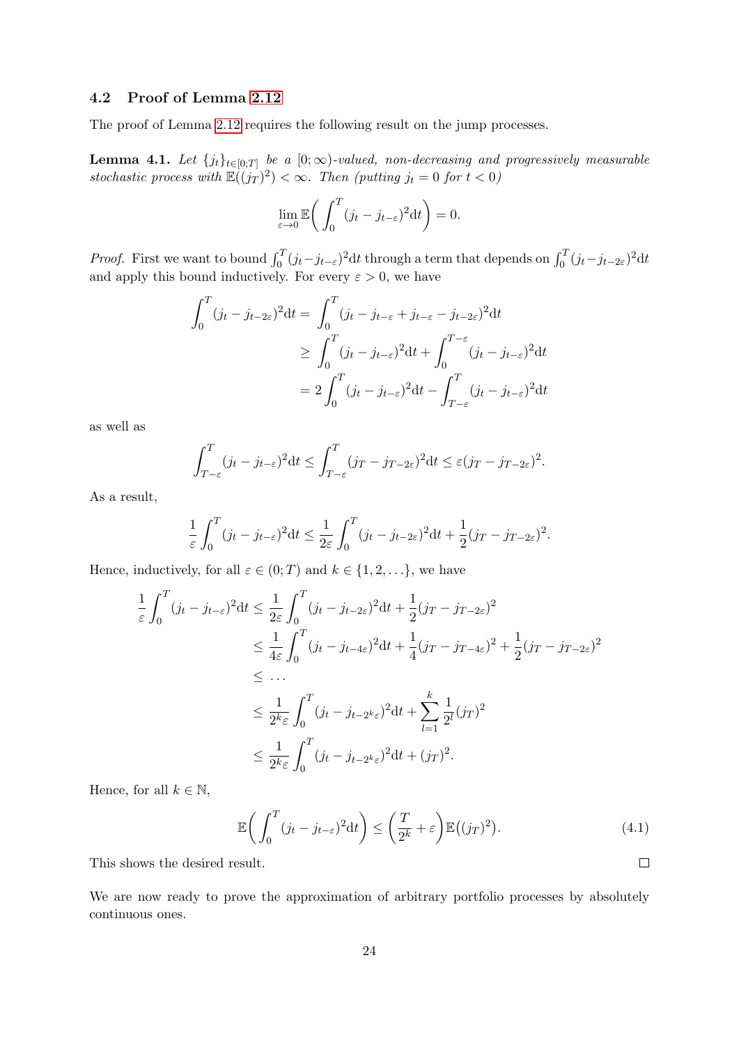### 4.2 Proof of Lemma 2.12

The proof of Lemma 2.12 requires the following result on the jump processes.

**Lemma 4.1.** *Let $\{j_t\}_{t\in[0;T]}$ be a $[0;\infty)$-valued, non-decreasing and progressively measurable stochastic process with $\mathbb{E}((j_T)^2) < \infty$. Then (putting $j_t = 0$ for $t < 0$)*

$$\lim_{\varepsilon\to 0} \mathbb{E}\bigg( \int_0^T (j_t - j_{t-\varepsilon})^2 \mathrm{d}t \bigg) = 0.$$

*Proof.* First we want to bound $\int_0^T (j_t - j_{t-\varepsilon})^2 \mathrm{d}t$ through a term that depends on $\int_0^T (j_t - j_{t-2\varepsilon})^2 \mathrm{d}t$ and apply this bound inductively. For every $\varepsilon > 0$, we have

$$\begin{aligned}
\int_0^T (j_t - j_{t-2\varepsilon})^2 \mathrm{d}t &= \int_0^T (j_t - j_{t-\varepsilon} + j_{t-\varepsilon} - j_{t-2\varepsilon})^2 \mathrm{d}t \\
&\geq \int_0^T (j_t - j_{t-\varepsilon})^2 \mathrm{d}t + \int_0^{T-\varepsilon} (j_t - j_{t-\varepsilon})^2 \mathrm{d}t \\
&= 2\int_0^T (j_t - j_{t-\varepsilon})^2 \mathrm{d}t - \int_{T-\varepsilon}^T (j_t - j_{t-\varepsilon})^2 \mathrm{d}t
\end{aligned}$$

as well as

$$\int_{T-\varepsilon}^T (j_t - j_{t-\varepsilon})^2 \mathrm{d}t \leq \int_{T-\varepsilon}^T (j_T - j_{T-2\varepsilon})^2 \mathrm{d}t \leq \varepsilon (j_T - j_{T-2\varepsilon})^2.$$

As a result,

$$\frac{1}{\varepsilon}\int_0^T (j_t - j_{t-\varepsilon})^2 \mathrm{d}t \leq \frac{1}{2\varepsilon}\int_0^T (j_t - j_{t-2\varepsilon})^2 \mathrm{d}t + \frac{1}{2}(j_T - j_{T-2\varepsilon})^2.$$

Hence, inductively, for all $\varepsilon \in (0;T)$ and $k \in \{1, 2, \ldots\}$, we have

$$\begin{aligned}
\frac{1}{\varepsilon}\int_0^T (j_t - j_{t-\varepsilon})^2 \mathrm{d}t &\leq \frac{1}{2\varepsilon}\int_0^T (j_t - j_{t-2\varepsilon})^2 \mathrm{d}t + \frac{1}{2}(j_T - j_{T-2\varepsilon})^2 \\
&\leq \frac{1}{4\varepsilon}\int_0^T (j_t - j_{t-4\varepsilon})^2 \mathrm{d}t + \frac{1}{4}(j_T - j_{T-4\varepsilon})^2 + \frac{1}{2}(j_T - j_{T-2\varepsilon})^2 \\
&\leq \ldots \\
&\leq \frac{1}{2^k\varepsilon}\int_0^T (j_t - j_{t-2^k\varepsilon})^2 \mathrm{d}t + \sum_{l=1}^k \frac{1}{2^l}(j_T)^2 \\
&\leq \frac{1}{2^k\varepsilon}\int_0^T (j_t - j_{t-2^k\varepsilon})^2 \mathrm{d}t + (j_T)^2.
\end{aligned}$$

Hence, for all $k \in \mathbb{N}$,

$$\mathbb{E}\bigg( \int_0^T (j_t - j_{t-\varepsilon})^2 \mathrm{d}t \bigg) \leq \bigg( \frac{T}{2^k} + \varepsilon \bigg) \mathbb{E}\big((j_T)^2\big). \tag{4.1}$$

This shows the desired result. $\square$

We are now ready to prove the approximation of arbitrary portfolio processes by absolutely continuous ones.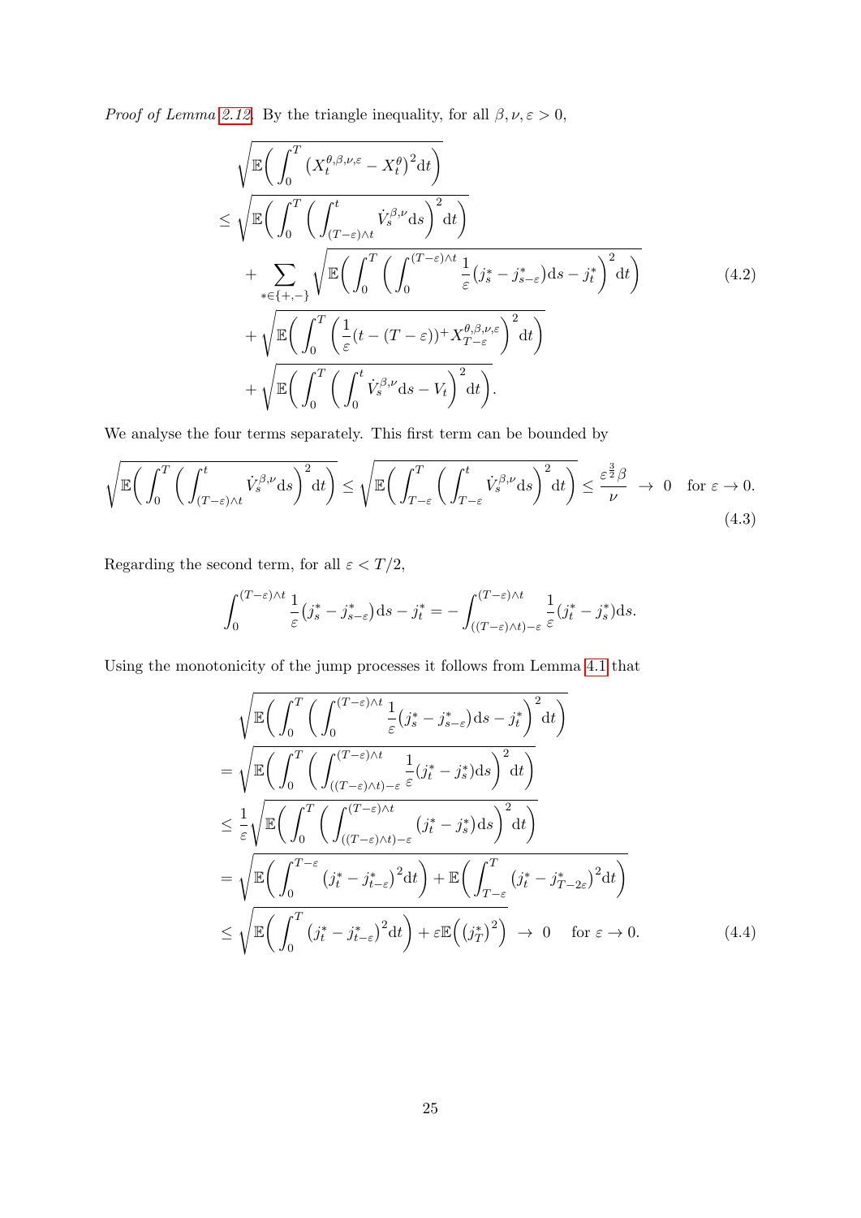*Proof of Lemma 2.12.* By the triangle inequality, for all $\beta, \nu, \varepsilon > 0$,

$$
\begin{aligned}
&\sqrt{\mathbb{E}\Big( \int_0^T \big( X_t^{\theta,\beta,\nu,\varepsilon} - X_t^{\theta} \big)^2 \mathrm{d}t \Big)} \\
&\leq \sqrt{\mathbb{E}\Big( \int_0^T \Big( \int_{(T-\varepsilon)\wedge t}^{t} \dot{V}_s^{\beta,\nu} \mathrm{d}s \Big)^2 \mathrm{d}t \Big)} \\
&\quad + \sum_{*\in\{+,-\}} \sqrt{\mathbb{E}\Big( \int_0^T \Big( \int_0^{(T-\varepsilon)\wedge t} \frac{1}{\varepsilon} \big( j_s^* - j_{s-\varepsilon}^* \big) \mathrm{d}s - j_t^* \Big)^2 \mathrm{d}t \Big)} \\
&\quad + \sqrt{\mathbb{E}\Big( \int_0^T \Big( \frac{1}{\varepsilon} (t - (T-\varepsilon))^+ X_{T-\varepsilon}^{\theta,\beta,\nu,\varepsilon} \Big)^2 \mathrm{d}t \Big)} \\
&\quad + \sqrt{\mathbb{E}\Big( \int_0^T \Big( \int_0^t \dot{V}_s^{\beta,\nu} \mathrm{d}s - V_t \Big)^2 \mathrm{d}t \Big)}.
\end{aligned} \tag{4.2}
$$

We analyse the four terms separately. This first term can be bounded by

$$
\sqrt{\mathbb{E}\Big( \int_0^T \Big( \int_{(T-\varepsilon)\wedge t}^{t} \dot{V}_s^{\beta,\nu} \mathrm{d}s \Big)^2 \mathrm{d}t \Big)} \leq \sqrt{\mathbb{E}\Big( \int_{T-\varepsilon}^T \Big( \int_{T-\varepsilon}^{t} \dot{V}_s^{\beta,\nu} \mathrm{d}s \Big)^2 \mathrm{d}t \Big)} \leq \frac{\varepsilon^{\frac{3}{2}} \beta}{\nu} \;\to\; 0 \quad \text{for } \varepsilon \to 0. \tag{4.3}
$$

Regarding the second term, for all $\varepsilon < T/2$,

$$
\int_0^{(T-\varepsilon)\wedge t} \frac{1}{\varepsilon} \big( j_s^* - j_{s-\varepsilon}^* \big) \mathrm{d}s - j_t^* = - \int_{((T-\varepsilon)\wedge t)-\varepsilon}^{(T-\varepsilon)\wedge t} \frac{1}{\varepsilon} (j_t^* - j_s^*) \mathrm{d}s.
$$

Using the monotonicity of the jump processes it follows from Lemma 4.1 that

$$
\begin{aligned}
&\sqrt{\mathbb{E}\Big( \int_0^T \Big( \int_0^{(T-\varepsilon)\wedge t} \frac{1}{\varepsilon} \big( j_s^* - j_{s-\varepsilon}^* \big) \mathrm{d}s - j_t^* \Big)^2 \mathrm{d}t \Big)} \\
&= \sqrt{\mathbb{E}\Big( \int_0^T \Big( \int_{((T-\varepsilon)\wedge t)-\varepsilon}^{(T-\varepsilon)\wedge t} \frac{1}{\varepsilon} (j_t^* - j_s^*) \mathrm{d}s \Big)^2 \mathrm{d}t \Big)} \\
&\leq \frac{1}{\varepsilon} \sqrt{\mathbb{E}\Big( \int_0^T \Big( \int_{((T-\varepsilon)\wedge t)-\varepsilon}^{(T-\varepsilon)\wedge t} \big( j_t^* - j_s^* \big) \mathrm{d}s \Big)^2 \mathrm{d}t \Big)} \\
&= \sqrt{\mathbb{E}\Big( \int_0^{T-\varepsilon} \big( j_t^* - j_{t-\varepsilon}^* \big)^2 \mathrm{d}t \Big) + \mathbb{E}\Big( \int_{T-\varepsilon}^T \big( j_t^* - j_{T-2\varepsilon}^* \big)^2 \mathrm{d}t \Big)} \\
&\leq \sqrt{\mathbb{E}\Big( \int_0^T \big( j_t^* - j_{t-\varepsilon}^* \big)^2 \mathrm{d}t \Big) + \varepsilon \mathbb{E}\Big( \big( j_T^* \big)^2 \Big)} \;\to\; 0 \quad \text{for } \varepsilon \to 0.
\end{aligned} \tag{4.4}
$$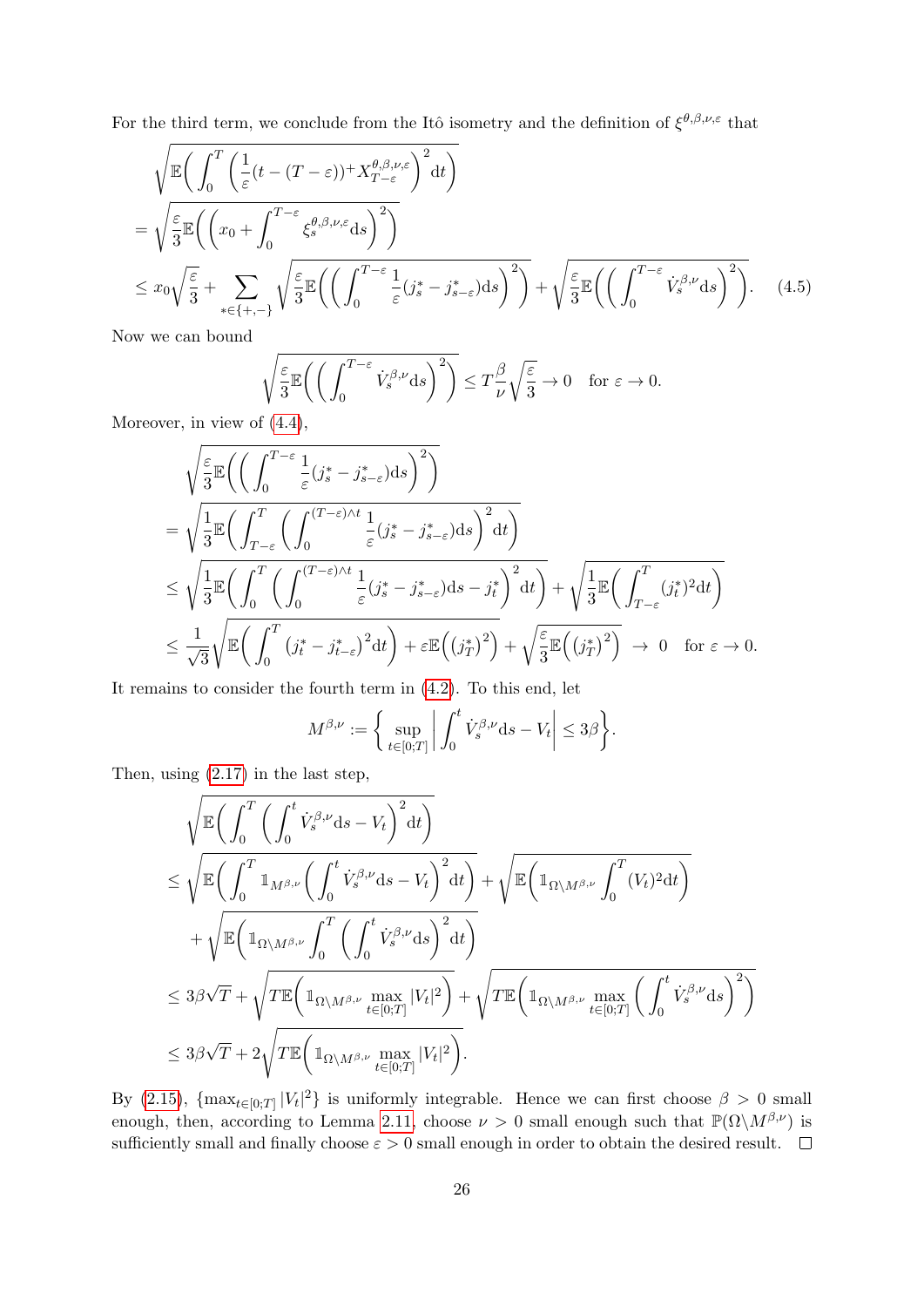For the third term, we conclude from the Itô isometry and the definition of $\xi^{\theta,\beta,\nu,\varepsilon}$ that

$$
\begin{aligned}
&\sqrt{\mathbb{E}\bigg( \int_0^T \left( \frac{1}{\varepsilon}(t-(T-\varepsilon))^+ X^{\theta,\beta,\nu,\varepsilon}_{T-\varepsilon} \right)^2 \mathrm{d}t \bigg)} \\
&= \sqrt{\frac{\varepsilon}{3}\mathbb{E}\bigg( \left( x_0 + \int_0^{T-\varepsilon} \xi^{\theta,\beta,\nu,\varepsilon}_s \mathrm{d}s \right)^2 \bigg)} \\
&\leq x_0 \sqrt{\frac{\varepsilon}{3}} + \sum_{*\in\{+,-\}} \sqrt{\frac{\varepsilon}{3}\mathbb{E}\bigg( \left( \int_0^{T-\varepsilon} \frac{1}{\varepsilon}(j^*_s - j^*_{s-\varepsilon}) \mathrm{d}s \right)^2 \bigg)} + \sqrt{\frac{\varepsilon}{3}\mathbb{E}\bigg( \left( \int_0^{T-\varepsilon} \dot{V}^{\beta,\nu}_s \mathrm{d}s \right)^2 \bigg)}. \qquad (4.5)
\end{aligned}
$$

Now we can bound

$$
\sqrt{\frac{\varepsilon}{3}\mathbb{E}\bigg( \left( \int_0^{T-\varepsilon} \dot{V}^{\beta,\nu}_s \mathrm{d}s \right)^2 \bigg)} \leq T\frac{\beta}{\nu}\sqrt{\frac{\varepsilon}{3}} \to 0 \quad \text{for } \varepsilon \to 0.
$$

Moreover, in view of (4.4),

$$
\begin{aligned}
&\sqrt{\frac{\varepsilon}{3}\mathbb{E}\bigg( \left( \int_0^{T-\varepsilon} \frac{1}{\varepsilon}(j^*_s - j^*_{s-\varepsilon}) \mathrm{d}s \right)^2 \bigg)} \\
&= \sqrt{\frac{1}{3}\mathbb{E}\bigg( \int_{T-\varepsilon}^T \left( \int_0^{(T-\varepsilon)\wedge t} \frac{1}{\varepsilon}(j^*_s - j^*_{s-\varepsilon}) \mathrm{d}s \right)^2 \mathrm{d}t \bigg)} \\
&\leq \sqrt{\frac{1}{3}\mathbb{E}\bigg( \int_0^T \left( \int_0^{(T-\varepsilon)\wedge t} \frac{1}{\varepsilon}(j^*_s - j^*_{s-\varepsilon}) \mathrm{d}s - j^*_t \right)^2 \mathrm{d}t \bigg)} + \sqrt{\frac{1}{3}\mathbb{E}\bigg( \int_{T-\varepsilon}^T (j^*_t)^2 \mathrm{d}t \bigg)} \\
&\leq \frac{1}{\sqrt{3}}\sqrt{\mathbb{E}\bigg( \int_0^T \left( j^*_t - j^*_{t-\varepsilon} \right)^2 \mathrm{d}t \bigg) + \varepsilon\mathbb{E}\Big( \big(j^*_T\big)^2 \Big)} + \sqrt{\frac{\varepsilon}{3}\mathbb{E}\Big( \big(j^*_T\big)^2 \Big)} \;\to\; 0 \quad \text{for } \varepsilon \to 0.
\end{aligned}
$$

It remains to consider the fourth term in (4.2). To this end, let

$$
M^{\beta,\nu} := \bigg\{ \sup_{t\in[0;T]} \bigg| \int_0^t \dot{V}^{\beta,\nu}_s \mathrm{d}s - V_t \bigg| \leq 3\beta \bigg\}.
$$

Then, using (2.17) in the last step,

$$
\begin{aligned}
&\sqrt{\mathbb{E}\bigg( \int_0^T \left( \int_0^t \dot{V}^{\beta,\nu}_s \mathrm{d}s - V_t \right)^2 \mathrm{d}t \bigg)} \\
&\leq \sqrt{\mathbb{E}\bigg( \int_0^T \mathbb{1}_{M^{\beta,\nu}} \left( \int_0^t \dot{V}^{\beta,\nu}_s \mathrm{d}s - V_t \right)^2 \mathrm{d}t \bigg)} + \sqrt{\mathbb{E}\bigg( \mathbb{1}_{\Omega\setminus M^{\beta,\nu}} \int_0^T (V_t)^2 \mathrm{d}t \bigg)} \\
&\quad + \sqrt{\mathbb{E}\bigg( \mathbb{1}_{\Omega\setminus M^{\beta,\nu}} \int_0^T \left( \int_0^t \dot{V}^{\beta,\nu}_s \mathrm{d}s \right)^2 \mathrm{d}t \bigg)} \\
&\leq 3\beta\sqrt{T} + \sqrt{T\mathbb{E}\bigg( \mathbb{1}_{\Omega\setminus M^{\beta,\nu}} \max_{t\in[0;T]} |V_t|^2 \bigg)} + \sqrt{T\mathbb{E}\bigg( \mathbb{1}_{\Omega\setminus M^{\beta,\nu}} \max_{t\in[0;T]} \left( \int_0^t \dot{V}^{\beta,\nu}_s \mathrm{d}s \right)^2 \bigg)} \\
&\leq 3\beta\sqrt{T} + 2\sqrt{T\mathbb{E}\bigg( \mathbb{1}_{\Omega\setminus M^{\beta,\nu}} \max_{t\in[0;T]} |V_t|^2 \bigg)}.
\end{aligned}
$$

By (2.15), $\{\max_{t\in[0;T]} |V_t|^2\}$ is uniformly integrable. Hence we can first choose $\beta > 0$ small enough, then, according to Lemma 2.11, choose $\nu > 0$ small enough such that $\mathbb{P}(\Omega\setminus M^{\beta,\nu})$ is sufficiently small and finally choose $\varepsilon > 0$ small enough in order to obtain the desired result. $\square$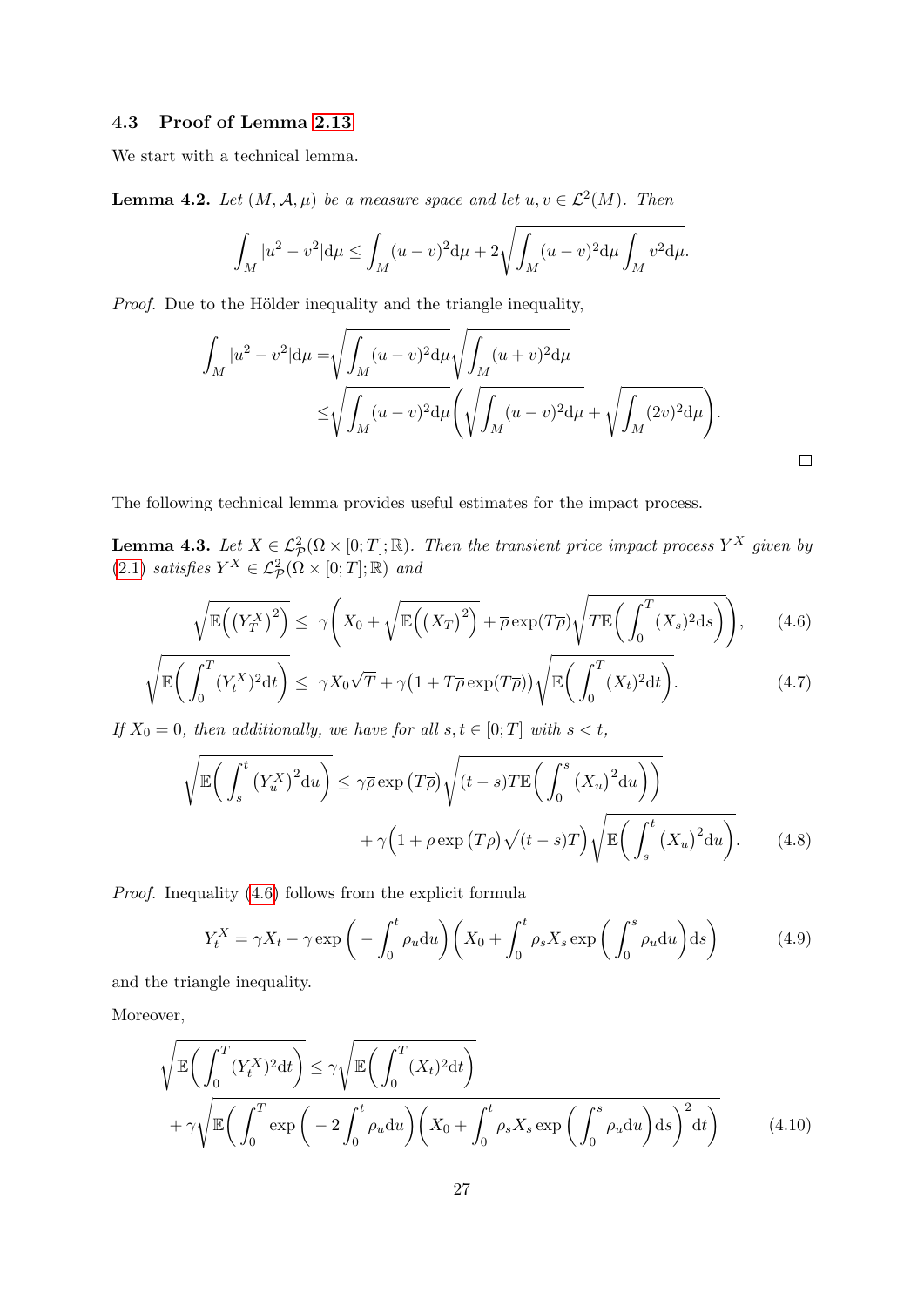### 4.3 Proof of Lemma 2.13

We start with a technical lemma.

**Lemma 4.2.** *Let $(M, \mathcal{A}, \mu)$ be a measure space and let $u, v \in \mathcal{L}^2(M)$. Then*

$$\int_M |u^2 - v^2| \mathrm{d}\mu \leq \int_M (u-v)^2 \mathrm{d}\mu + 2\sqrt{\int_M (u-v)^2 \mathrm{d}\mu \int_M v^2 \mathrm{d}\mu}.$$

*Proof.* Due to the Hölder inequality and the triangle inequality,

$$\begin{aligned}
\int_M |u^2 - v^2| \mathrm{d}\mu =& \sqrt{\int_M (u-v)^2 \mathrm{d}\mu}\sqrt{\int_M (u+v)^2 \mathrm{d}\mu} \\
\leq& \sqrt{\int_M (u-v)^2 \mathrm{d}\mu}\left(\sqrt{\int_M (u-v)^2 \mathrm{d}\mu} + \sqrt{\int_M (2v)^2 \mathrm{d}\mu}\right).
\end{aligned}$$

□

The following technical lemma provides useful estimates for the impact process.

**Lemma 4.3.** *Let $X \in \mathcal{L}^2_{\mathcal{P}}(\Omega \times [0;T]; \mathbb{R})$. Then the transient price impact process $Y^X$ given by (2.1) satisfies $Y^X \in \mathcal{L}^2_{\mathcal{P}}(\Omega \times [0;T]; \mathbb{R})$ and*

$$\sqrt{\mathbb{E}\Big(\big(Y_T^X\big)^2\Big)} \leq \gamma\left(X_0 + \sqrt{\mathbb{E}\Big(\big(X_T\big)^2\Big)} + \overline{\rho}\exp(T\overline{\rho})\sqrt{T\mathbb{E}\Big(\int_0^T (X_s)^2 \mathrm{d}s\Big)}\right), \tag{4.6}$$

$$\sqrt{\mathbb{E}\Big(\int_0^T (Y_t^X)^2 \mathrm{d}t\Big)} \leq \gamma X_0\sqrt{T} + \gamma\big(1 + T\overline{\rho}\exp(T\overline{\rho})\big)\sqrt{\mathbb{E}\Big(\int_0^T (X_t)^2 \mathrm{d}t\Big)}. \tag{4.7}$$

*If $X_0 = 0$, then additionally, we have for all $s, t \in [0;T]$ with $s < t$,*

$$\begin{aligned}
\sqrt{\mathbb{E}\Big(\int_s^t \big(Y_u^X\big)^2 \mathrm{d}u\Big)} \leq& \gamma\overline{\rho}\exp\big(T\overline{\rho}\big)\sqrt{(t-s)T\mathbb{E}\Big(\int_0^s \big(X_u\big)^2 \mathrm{d}u\Big)\Big)} \\
&+ \gamma\Big(1 + \overline{\rho}\exp\big(T\overline{\rho}\big)\sqrt{(t-s)T}\Big)\sqrt{\mathbb{E}\Big(\int_s^t \big(X_u\big)^2 \mathrm{d}u\Big)}.
\end{aligned} \tag{4.8}$$

*Proof.* Inequality (4.6) follows from the explicit formula

$$Y_t^X = \gamma X_t - \gamma\exp\Big(-\int_0^t \rho_u \mathrm{d}u\Big)\Big(X_0 + \int_0^t \rho_s X_s \exp\Big(\int_0^s \rho_u \mathrm{d}u\Big)\mathrm{d}s\Big) \tag{4.9}$$

and the triangle inequality.

Moreover,

$$\begin{aligned}
\sqrt{\mathbb{E}\Big(\int_0^T (Y_t^X)^2 \mathrm{d}t\Big)} \leq& \gamma\sqrt{\mathbb{E}\Big(\int_0^T (X_t)^2 \mathrm{d}t\Big)} \\
&+ \gamma\sqrt{\mathbb{E}\Big(\int_0^T \exp\Big(-2\int_0^t \rho_u \mathrm{d}u\Big)\Big(X_0 + \int_0^t \rho_s X_s \exp\Big(\int_0^s \rho_u \mathrm{d}u\Big)\mathrm{d}s\Big)^2 \mathrm{d}t\Big)}
\end{aligned} \tag{4.10}$$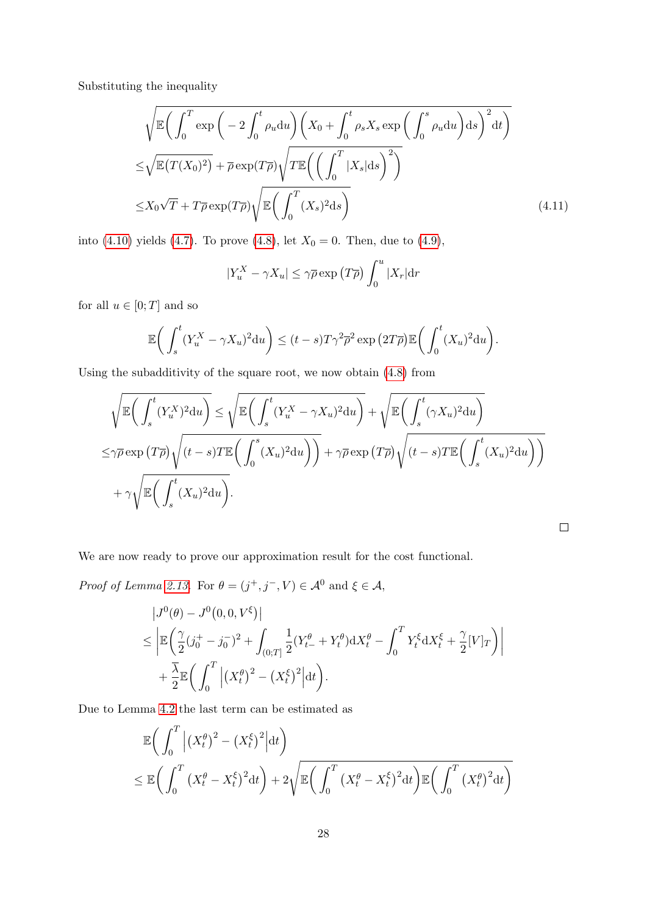Substituting the inequality

$$
\begin{aligned}
&\sqrt{\mathbb{E}\Big(\int_0^T \exp\Big(-2\int_0^t \rho_u \mathrm{d}u\Big)\Big(X_0 + \int_0^t \rho_s X_s \exp\Big(\int_0^s \rho_u \mathrm{d}u\Big)\mathrm{d}s\Big)^2 \mathrm{d}t\Big)} \\
\le& \sqrt{\mathbb{E}\big(T(X_0)^2\big)} + \overline{\rho}\exp(T\overline{\rho})\sqrt{T\mathbb{E}\Big(\Big(\int_0^T |X_s|\mathrm{d}s\Big)^2\Big)} \\
\le& X_0\sqrt{T} + T\overline{\rho}\exp(T\overline{\rho})\sqrt{\mathbb{E}\Big(\int_0^T (X_s)^2 \mathrm{d}s\Big)}
\end{aligned} \tag{4.11}
$$

into (4.10) yields (4.7). To prove (4.8), let $X_0 = 0$. Then, due to (4.9),

$$
|Y_u^X - \gamma X_u| \le \gamma\overline{\rho}\exp\big(T\overline{\rho}\big)\int_0^u |X_r|\mathrm{d}r
$$

for all $u \in [0;T]$ and so

$$
\mathbb{E}\Big(\int_s^t (Y_u^X - \gamma X_u)^2 \mathrm{d}u\Big) \le (t-s)T\gamma^2\overline{\rho}^2\exp\big(2T\overline{\rho}\big)\mathbb{E}\Big(\int_0^t (X_u)^2\mathrm{d}u\Big).
$$

Using the subadditivity of the square root, we now obtain (4.8) from

$$
\begin{aligned}
&\sqrt{\mathbb{E}\Big(\int_s^t (Y_u^X)^2 \mathrm{d}u\Big)} \le \sqrt{\mathbb{E}\Big(\int_s^t (Y_u^X - \gamma X_u)^2\mathrm{d}u\Big)} + \sqrt{\mathbb{E}\Big(\int_s^t (\gamma X_u)^2\mathrm{d}u\Big)} \\
\le& \gamma\overline{\rho}\exp\big(T\overline{\rho}\big)\sqrt{(t-s)T\mathbb{E}\Big(\int_0^s (X_u)^2\mathrm{d}u\Big)\Big)} + \gamma\overline{\rho}\exp\big(T\overline{\rho}\big)\sqrt{(t-s)T\mathbb{E}\Big(\int_s^t (X_u)^2\mathrm{d}u\Big)\Big)} \\
&+ \gamma\sqrt{\mathbb{E}\Big(\int_s^t (X_u)^2\mathrm{d}u\Big)}.
\end{aligned}
$$

□

We are now ready to prove our approximation result for the cost functional.

*Proof of Lemma 2.13.* For $\theta = (j^+, j^-, V) \in \mathcal{A}^0$ and $\xi \in \mathcal{A}$,

$$
\begin{aligned}
&\big|J^0(\theta) - J^0\big(0, 0, V^\xi\big)\big| \\
\le& \Big|\mathbb{E}\Big(\frac{\gamma}{2}(j_0^+ - j_0^-)^2 + \int_{(0;T]} \frac{1}{2}(Y_{t-}^\theta + Y_t^\theta)\mathrm{d}X_t^\theta - \int_0^T Y_t^\xi \mathrm{d}X_t^\xi + \frac{\gamma}{2}[V]_T\Big)\Big| \\
&+ \frac{\overline{\lambda}}{2}\mathbb{E}\Big(\int_0^T \Big|\big(X_t^\theta\big)^2 - \big(X_t^\xi\big)^2\Big|\mathrm{d}t\Big).
\end{aligned}
$$

Due to Lemma 4.2 the last term can be estimated as

$$
\begin{aligned}
&\mathbb{E}\Big(\int_0^T \Big|\big(X_t^\theta\big)^2 - \big(X_t^\xi\big)^2\Big|\mathrm{d}t\Big) \\
\le& \mathbb{E}\Big(\int_0^T \big(X_t^\theta - X_t^\xi\big)^2\mathrm{d}t\Big) + 2\sqrt{\mathbb{E}\Big(\int_0^T \big(X_t^\theta - X_t^\xi\big)^2\mathrm{d}t\Big)\mathbb{E}\Big(\int_0^T \big(X_t^\theta\big)^2\mathrm{d}t\Big)}
\end{aligned}
$$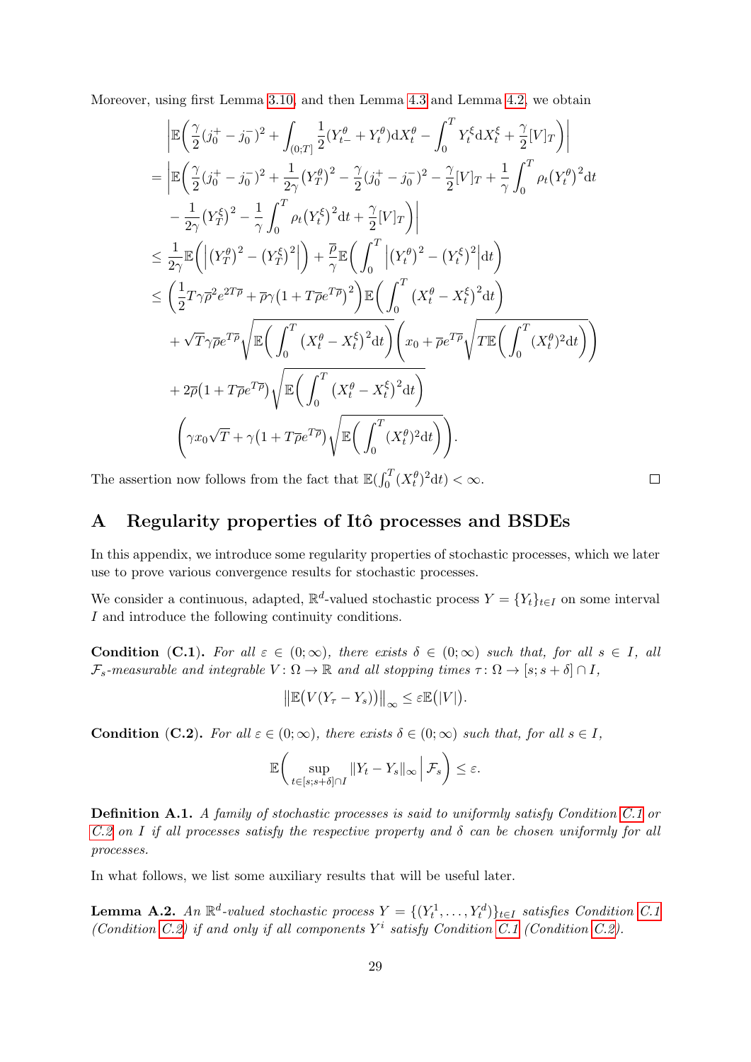Moreover, using first Lemma 3.10, and then Lemma 4.3 and Lemma 4.2, we obtain

$$
\begin{aligned}
&\left|\mathbb{E}\Big(\frac{\gamma}{2}(j_0^+ - j_0^-)^2 + \int_{(0;T]} \frac{1}{2}(Y_{t-}^\theta + Y_t^\theta)\mathrm{d}X_t^\theta - \int_0^T Y_t^\xi \mathrm{d}X_t^\xi + \frac{\gamma}{2}[V]_T\Big)\right| \\
&= \Bigg|\mathbb{E}\Big(\frac{\gamma}{2}(j_0^+ - j_0^-)^2 + \frac{1}{2\gamma}\big(Y_T^\theta\big)^2 - \frac{\gamma}{2}(j_0^+ - j_0^-)^2 - \frac{\gamma}{2}[V]_T + \frac{1}{\gamma}\int_0^T \rho_t \big(Y_t^\theta\big)^2 \mathrm{d}t \\
&\quad - \frac{1}{2\gamma}\big(Y_T^\xi\big)^2 - \frac{1}{\gamma}\int_0^T \rho_t\big(Y_t^\xi\big)^2\mathrm{d}t + \frac{\gamma}{2}[V]_T\Big)\Bigg| \\
&\le \frac{1}{2\gamma}\mathbb{E}\Big(\Big|\big(Y_T^\theta\big)^2 - \big(Y_T^\xi\big)^2\Big|\Big) + \frac{\overline{\rho}}{\gamma}\mathbb{E}\Big(\int_0^T \Big|\big(Y_t^\theta\big)^2 - \big(Y_t^\xi\big)^2\Big|\mathrm{d}t\Big) \\
&\le \Big(\frac{1}{2}T\gamma\overline{\rho}^2 e^{2T\overline{\rho}} + \overline{\rho}\gamma\big(1 + T\overline{\rho}e^{T\overline{\rho}}\big)^2\Big)\mathbb{E}\Big(\int_0^T \big(X_t^\theta - X_t^\xi\big)^2\mathrm{d}t\Big) \\
&\quad + \sqrt{T}\gamma\overline{\rho}e^{T\overline{\rho}}\sqrt{\mathbb{E}\Big(\int_0^T \big(X_t^\theta - X_t^\xi\big)^2\mathrm{d}t\Big)}\Bigg(x_0 + \overline{\rho}e^{T\overline{\rho}}\sqrt{T\mathbb{E}\Big(\int_0^T (X_t^\theta)^2\mathrm{d}t\Big)}\Bigg) \\
&\quad + 2\overline{\rho}\big(1 + T\overline{\rho}e^{T\overline{\rho}}\big)\sqrt{\mathbb{E}\Big(\int_0^T \big(X_t^\theta - X_t^\xi\big)^2\mathrm{d}t\Big)} \\
&\quad \Bigg(\gamma x_0\sqrt{T} + \gamma\big(1 + T\overline{\rho}e^{T\overline{\rho}}\big)\sqrt{\mathbb{E}\Big(\int_0^T (X_t^\theta)^2\mathrm{d}t\Big)}\Bigg).
\end{aligned}
$$

The assertion now follows from the fact that $\mathbb{E}(\int_0^T (X_t^\theta)^2\mathrm{d}t) < \infty$. ☐

# A Regularity properties of Itô processes and BSDEs

In this appendix, we introduce some regularity properties of stochastic processes, which we later use to prove various convergence results for stochastic processes.

We consider a continuous, adapted, $\mathbb{R}^d$-valued stochastic process $Y = \{Y_t\}_{t\in I}$ on some interval $I$ and introduce the following continuity conditions.

**Condition (C.1).** *For all $\varepsilon \in (0;\infty)$, there exists $\delta \in (0;\infty)$ such that, for all $s \in I$, all $\mathcal{F}_s$-measurable and integrable $V\colon \Omega \to \mathbb{R}$ and all stopping times $\tau\colon \Omega \to [s; s+\delta] \cap I$,*

$$
\big\|\mathbb{E}\big(V(Y_\tau - Y_s)\big)\big\|_\infty \le \varepsilon\mathbb{E}\big(|V|\big).
$$

**Condition (C.2).** *For all $\varepsilon \in (0;\infty)$, there exists $\delta \in (0;\infty)$ such that, for all $s \in I$,*

$$
\mathbb{E}\bigg(\sup_{t\in[s;s+\delta]\cap I} \|Y_t - Y_s\|_\infty \,\Big|\, \mathcal{F}_s\bigg) \le \varepsilon.
$$

**Definition A.1.** *A family of stochastic processes is said to uniformly satisfy Condition C.1 or C.2 on $I$ if all processes satisfy the respective property and $\delta$ can be chosen uniformly for all processes.*

In what follows, we list some auxiliary results that will be useful later.

**Lemma A.2.** *An $\mathbb{R}^d$-valued stochastic process $Y = \{(Y_t^1, \dots, Y_t^d)\}_{t\in I}$ satisfies Condition C.1 (Condition C.2) if and only if all components $Y^i$ satisfy Condition C.1 (Condition C.2).*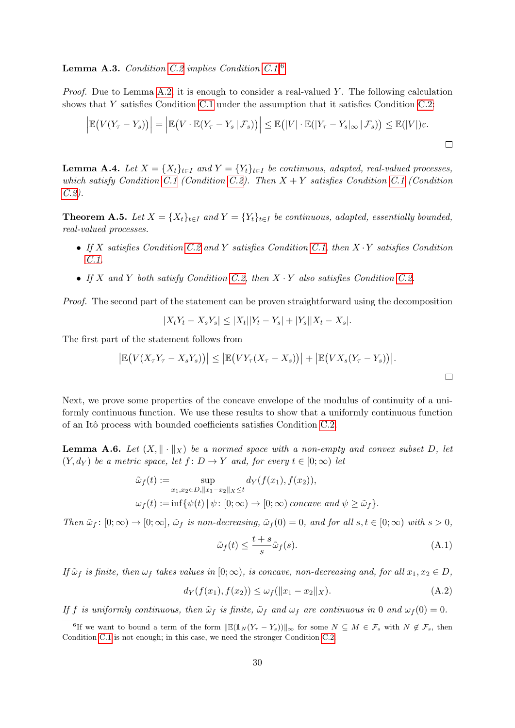**Lemma A.3.** *Condition C.2 implies Condition C.1.*[6]

*Proof.* Due to Lemma A.2, it is enough to consider a real-valued $Y$. The following calculation shows that $Y$ satisfies Condition C.1 under the assumption that it satisfies Condition C.2:

$$\left|\mathbb{E}\big(V(Y_\tau - Y_s)\big)\right| = \left|\mathbb{E}\big(V \cdot \mathbb{E}(Y_\tau - Y_s \,|\, \mathcal{F}_s)\big)\right| \leq \mathbb{E}\big(|V| \cdot \mathbb{E}(|Y_\tau - Y_s|_\infty \,|\, \mathcal{F}_s)\big) \leq \mathbb{E}(|V|)\varepsilon.$$

□

**Lemma A.4.** *Let $X = \{X_t\}_{t\in I}$ and $Y = \{Y_t\}_{t\in I}$ be continuous, adapted, real-valued processes, which satisfy Condition C.1 (Condition C.2). Then $X + Y$ satisfies Condition C.1 (Condition C.2).*

**Theorem A.5.** *Let $X = \{X_t\}_{t\in I}$ and $Y = \{Y_t\}_{t\in I}$ be continuous, adapted, essentially bounded, real-valued processes.*

- *If $X$ satisfies Condition C.2 and $Y$ satisfies Condition C.1, then $X \cdot Y$ satisfies Condition C.1.*
- *If $X$ and $Y$ both satisfy Condition C.2, then $X \cdot Y$ also satisfies Condition C.2.*

*Proof.* The second part of the statement can be proven straightforward using the decomposition

$$|X_t Y_t - X_s Y_s| \leq |X_t||Y_t - Y_s| + |Y_s||X_t - X_s|.$$

The first part of the statement follows from

$$\left|\mathbb{E}\big(V(X_\tau Y_\tau - X_s Y_s)\big)\right| \leq \left|\mathbb{E}\big(VY_\tau(X_\tau - X_s)\big)\right| + \left|\mathbb{E}\big(VX_s(Y_\tau - Y_s)\big)\right|.$$

□

Next, we prove some properties of the concave envelope of the modulus of continuity of a uniformly continuous function. We use these results to show that a uniformly continuous function of an Itô process with bounded coefficients satisfies Condition C.2.

**Lemma A.6.** *Let $(X, \|\cdot\|_X)$ be a normed space with a non-empty and convex subset $D$, let $(Y, d_Y)$ be a metric space, let $f\colon D \to Y$ and, for every $t \in [0;\infty)$ let*

$$\begin{aligned}
\tilde{\omega}_f(t) &:= \sup_{x_1, x_2 \in D, \|x_1 - x_2\|_X \leq t} d_Y(f(x_1), f(x_2)),\\
\omega_f(t) &:= \inf\{\psi(t) \,|\, \psi\colon [0;\infty) \to [0;\infty) \text{ concave and } \psi \geq \tilde{\omega}_f\}.
\end{aligned}$$

*Then $\tilde{\omega}_f\colon [0;\infty) \to [0;\infty]$, $\tilde{\omega}_f$ is non-decreasing, $\tilde{\omega}_f(0) = 0$, and for all $s, t \in [0;\infty)$ with $s > 0$,*

$$\tilde{\omega}_f(t) \leq \frac{t+s}{s}\tilde{\omega}_f(s). \tag{A.1}$$

*If $\tilde{\omega}_f$ is finite, then $\omega_f$ takes values in $[0;\infty)$, is concave, non-decreasing and, for all $x_1, x_2 \in D$,*

$$d_Y(f(x_1), f(x_2)) \leq \omega_f(\|x_1 - x_2\|_X). \tag{A.2}$$

*If $f$ is uniformly continuous, then $\tilde{\omega}_f$ is finite, $\tilde{\omega}_f$ and $\omega_f$ are continuous in 0 and $\omega_f(0) = 0$.*

[6] If we want to bound a term of the form $\|\mathbb{E}(\mathbb{1}_N(Y_\tau - Y_s))\|_\infty$ for some $N \subseteq M \in \mathcal{F}_s$ with $N \notin \mathcal{F}_s$, then Condition C.1 is not enough; in this case, we need the stronger Condition C.2.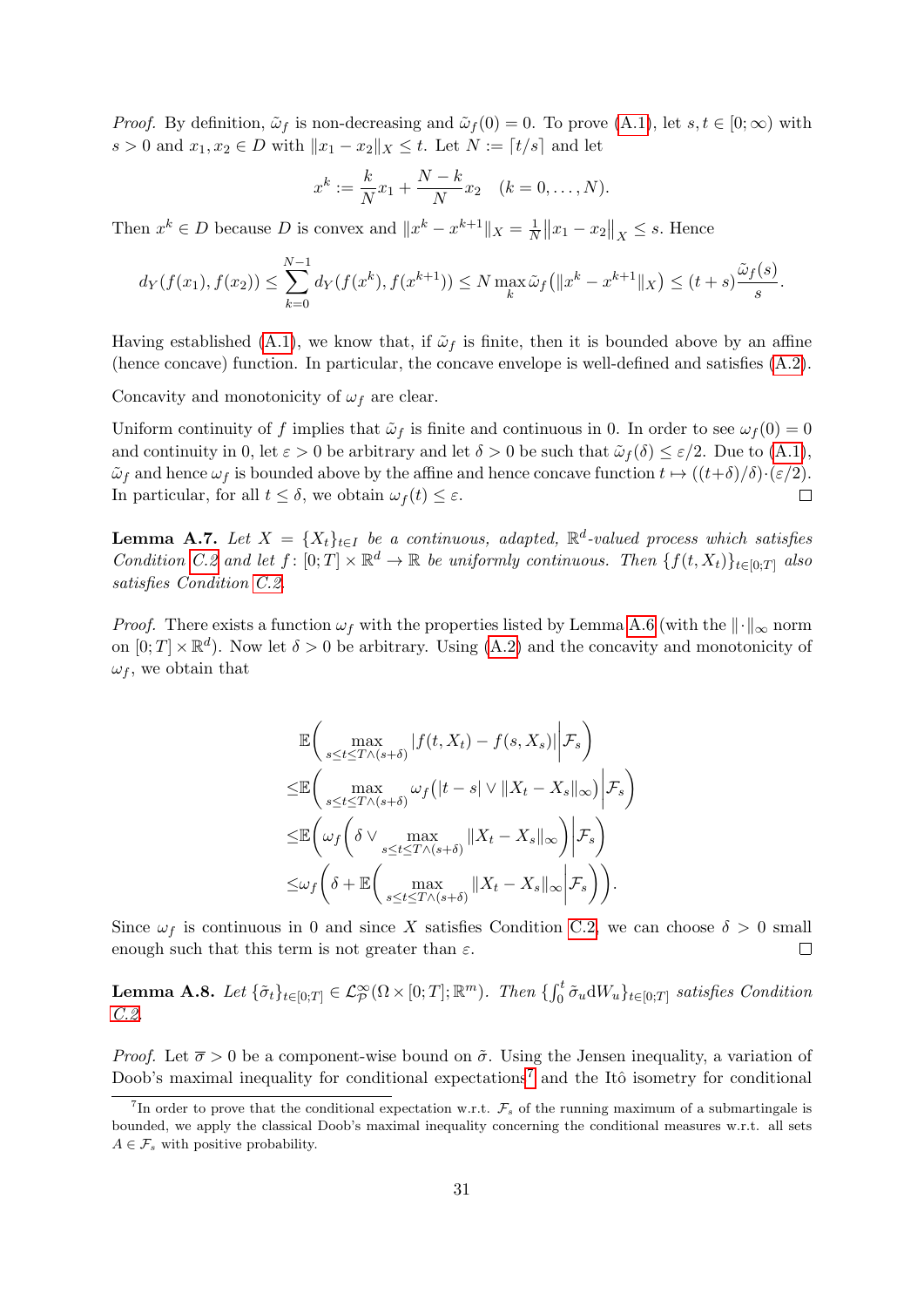*Proof.* By definition, $\tilde{\omega}_f$ is non-decreasing and $\tilde{\omega}_f(0) = 0$. To prove (A.1), let $s, t \in [0;\infty)$ with $s > 0$ and $x_1, x_2 \in D$ with $\|x_1 - x_2\|_X \le t$. Let $N := \lceil t/s \rceil$ and let

$$x^k := \frac{k}{N} x_1 + \frac{N-k}{N} x_2 \quad (k = 0, \dots, N).$$

Then $x^k \in D$ because $D$ is convex and $\|x^k - x^{k+1}\|_X = \frac{1}{N}\|x_1 - x_2\|_X \le s$. Hence

$$d_Y(f(x_1), f(x_2)) \le \sum_{k=0}^{N-1} d_Y(f(x^k), f(x^{k+1})) \le N \max_k \tilde{\omega}_f\big(\|x^k - x^{k+1}\|_X\big) \le (t+s)\frac{\tilde{\omega}_f(s)}{s}.$$

Having established (A.1), we know that, if $\tilde{\omega}_f$ is finite, then it is bounded above by an affine (hence concave) function. In particular, the concave envelope is well-defined and satisfies (A.2).

Concavity and monotonicity of $\omega_f$ are clear.

Uniform continuity of $f$ implies that $\tilde{\omega}_f$ is finite and continuous in 0. In order to see $\omega_f(0) = 0$ and continuity in 0, let $\varepsilon > 0$ be arbitrary and let $\delta > 0$ be such that $\tilde{\omega}_f(\delta) \le \varepsilon/2$. Due to (A.1), $\tilde{\omega}_f$ and hence $\omega_f$ is bounded above by the affine and hence concave function $t \mapsto ((t+\delta)/\delta) \cdot (\varepsilon/2)$. In particular, for all $t \le \delta$, we obtain $\omega_f(t) \le \varepsilon$. ∎

**Lemma A.7.** *Let $X = \{X_t\}_{t \in I}$ be a continuous, adapted, $\mathbb{R}^d$-valued process which satisfies Condition C.2 and let $f\colon [0;T] \times \mathbb{R}^d \to \mathbb{R}$ be uniformly continuous. Then $\{f(t, X_t)\}_{t \in [0;T]}$ also satisfies Condition C.2.*

*Proof.* There exists a function $\omega_f$ with the properties listed by Lemma A.6 (with the $\|\cdot\|_\infty$ norm on $[0;T] \times \mathbb{R}^d$). Now let $\delta > 0$ be arbitrary. Using (A.2) and the concavity and monotonicity of $\omega_f$, we obtain that

$$\begin{aligned}
&\mathbb{E}\bigg( \max_{s \le t \le T \wedge (s+\delta)} |f(t, X_t) - f(s, X_s)| \bigg| \mathcal{F}_s \bigg) \\
\le &\mathbb{E}\bigg( \max_{s \le t \le T \wedge (s+\delta)} \omega_f\big(|t-s| \vee \|X_t - X_s\|_\infty\big) \bigg| \mathcal{F}_s \bigg) \\
\le &\mathbb{E}\bigg( \omega_f\bigg( \delta \vee \max_{s \le t \le T \wedge (s+\delta)} \|X_t - X_s\|_\infty \bigg) \bigg| \mathcal{F}_s \bigg) \\
\le &\omega_f\bigg( \delta + \mathbb{E}\bigg( \max_{s \le t \le T \wedge (s+\delta)} \|X_t - X_s\|_\infty \bigg| \mathcal{F}_s \bigg) \bigg).
\end{aligned}$$

Since $\omega_f$ is continuous in 0 and since $X$ satisfies Condition C.2, we can choose $\delta > 0$ small enough such that this term is not greater than $\varepsilon$. ∎

**Lemma A.8.** *Let $\{\tilde{\sigma}_t\}_{t \in [0;T]} \in \mathcal{L}^\infty_{\mathcal{P}}(\Omega \times [0;T]; \mathbb{R}^m)$. Then $\{\int_0^t \tilde{\sigma}_u \mathrm{d}W_u\}_{t \in [0;T]}$ satisfies Condition C.2.*

*Proof.* Let $\overline{\sigma} > 0$ be a component-wise bound on $\tilde{\sigma}$. Using the Jensen inequality, a variation of Doob's maximal inequality for conditional expectations[7] and the Itô isometry for conditional

[7] In order to prove that the conditional expectation w.r.t. $\mathcal{F}_s$ of the running maximum of a submartingale is bounded, we apply the classical Doob's maximal inequality concerning the conditional measures w.r.t. all sets $A \in \mathcal{F}_s$ with positive probability.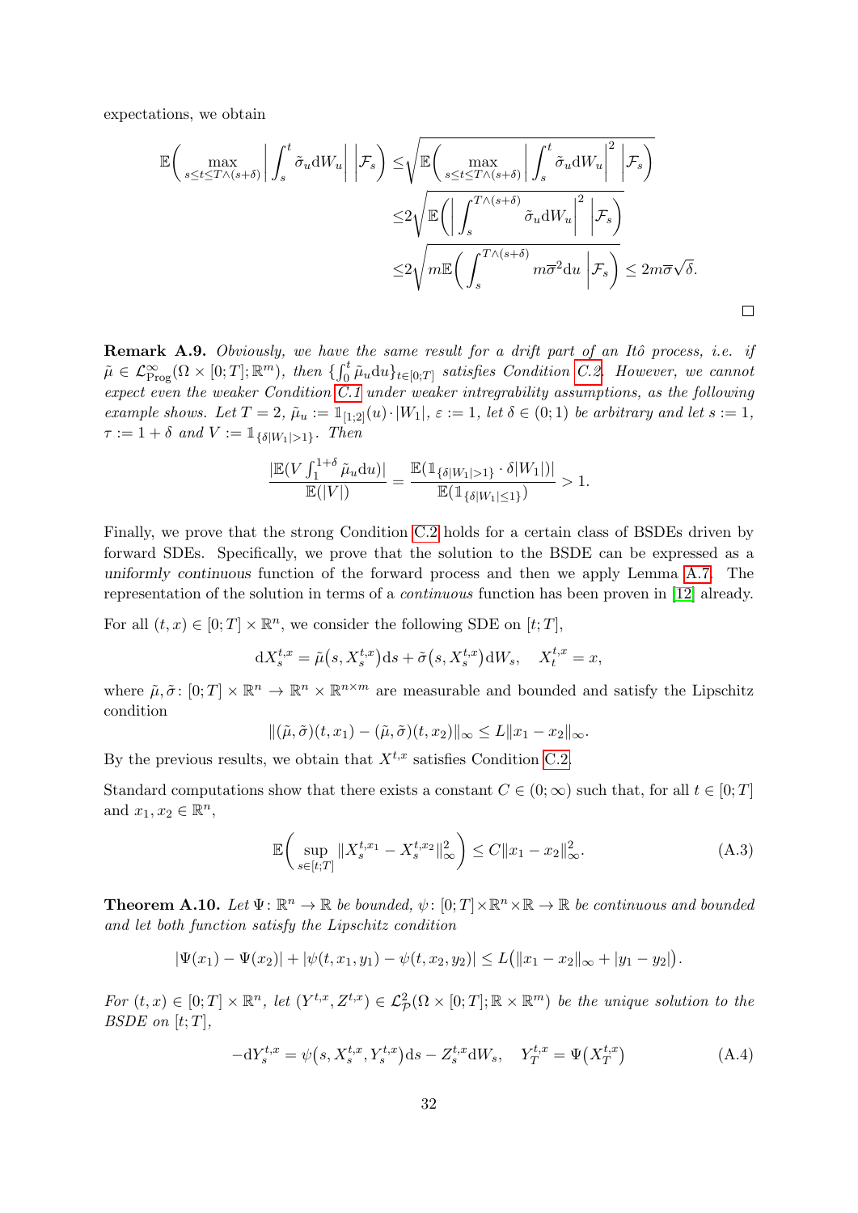expectations, we obtain

$$
\begin{aligned}
\mathbb{E}\bigg(\max_{s\le t\le T\wedge(s+\delta)}\bigg|\int_s^t \tilde{\sigma}_u \mathrm{d}W_u\bigg|\,\bigg|\mathcal{F}_s\bigg) \le& \sqrt{\mathbb{E}\bigg(\max_{s\le t\le T\wedge(s+\delta)}\bigg|\int_s^t \tilde{\sigma}_u \mathrm{d}W_u\bigg|^2\,\bigg|\mathcal{F}_s\bigg)}\\
\le& 2\sqrt{\mathbb{E}\bigg(\bigg|\int_s^{T\wedge(s+\delta)} \tilde{\sigma}_u \mathrm{d}W_u\bigg|^2\,\bigg|\mathcal{F}_s\bigg)}\\
\le& 2\sqrt{m\mathbb{E}\bigg(\int_s^{T\wedge(s+\delta)} m\overline{\sigma}^2 \mathrm{d}u\,\bigg|\mathcal{F}_s\bigg)} \le 2m\overline{\sigma}\sqrt{\delta}.
\end{aligned}
$$

□

**Remark A.9.** *Obviously, we have the same result for a drift part of an Itô process, i.e. if $\tilde{\mu} \in \mathcal{L}^\infty_{\mathrm{Prog}}(\Omega\times[0;T];\mathbb{R}^m)$, then $\{\int_0^t \tilde{\mu}_u \mathrm{d}u\}_{t\in[0;T]}$ satisfies Condition C.2. However, we cannot expect even the weaker Condition C.1 under weaker intregrability assumptions, as the following example shows. Let $T = 2$, $\tilde{\mu}_u := \mathbb{1}_{[1;2]}(u)\cdot|W_1|$, $\varepsilon := 1$, let $\delta \in (0;1)$ be arbitrary and let $s := 1$, $\tau := 1+\delta$ and $V := \mathbb{1}_{\{\delta|W_1|>1\}}$. Then*

$$
\frac{|\mathbb{E}(V\int_1^{1+\delta}\tilde{\mu}_u \mathrm{d}u)|}{\mathbb{E}(|V|)} = \frac{\mathbb{E}(\mathbb{1}_{\{\delta|W_1|>1\}}\cdot\delta|W_1|)|}{\mathbb{E}(\mathbb{1}_{\{\delta|W_1|\le 1\}})} > 1.
$$

Finally, we prove that the strong Condition C.2 holds for a certain class of BSDEs driven by forward SDEs. Specifically, we prove that the solution to the BSDE can be expressed as a *uniformly continuous* function of the forward process and then we apply Lemma A.7. The representation of the solution in terms of a *continuous* function has been proven in [12] already.

For all $(t,x) \in [0;T]\times\mathbb{R}^n$, we consider the following SDE on $[t;T]$,

$$
\mathrm{d}X_s^{t,x} = \tilde{\mu}\big(s,X_s^{t,x}\big)\mathrm{d}s + \tilde{\sigma}\big(s,X_s^{t,x}\big)\mathrm{d}W_s, \quad X_t^{t,x} = x,
$$

where $\tilde{\mu},\tilde{\sigma}\colon [0;T]\times\mathbb{R}^n \to \mathbb{R}^n\times\mathbb{R}^{n\times m}$ are measurable and bounded and satisfy the Lipschitz condition

$$
\|(\tilde{\mu},\tilde{\sigma})(t,x_1) - (\tilde{\mu},\tilde{\sigma})(t,x_2)\|_\infty \le L\|x_1 - x_2\|_\infty.
$$

By the previous results, we obtain that $X^{t,x}$ satisfies Condition C.2.

Standard computations show that there exists a constant $C \in (0;\infty)$ such that, for all $t \in [0;T]$ and $x_1,x_2 \in \mathbb{R}^n$,

$$
\mathbb{E}\bigg(\sup_{s\in[t;T]}\|X_s^{t,x_1} - X_s^{t,x_2}\|_\infty^2\bigg) \le C\|x_1 - x_2\|_\infty^2. \tag{A.3}
$$

**Theorem A.10.** *Let $\Psi\colon \mathbb{R}^n \to \mathbb{R}$ be bounded, $\psi\colon [0;T]\times\mathbb{R}^n\times\mathbb{R} \to \mathbb{R}$ be continuous and bounded and let both function satisfy the Lipschitz condition*

$$
|\Psi(x_1) - \Psi(x_2)| + |\psi(t,x_1,y_1) - \psi(t,x_2,y_2)| \le L\big(\|x_1 - x_2\|_\infty + |y_1 - y_2|\big).
$$

*For $(t,x) \in [0;T]\times\mathbb{R}^n$, let $(Y^{t,x},Z^{t,x}) \in \mathcal{L}^2_{\mathcal{P}}(\Omega\times[0;T];\mathbb{R}\times\mathbb{R}^m)$ be the unique solution to the BSDE on $[t;T]$,*

$$
-\mathrm{d}Y_s^{t,x} = \psi\big(s,X_s^{t,x},Y_s^{t,x}\big)\mathrm{d}s - Z_s^{t,x}\mathrm{d}W_s, \quad Y_T^{t,x} = \Psi\big(X_T^{t,x}\big) \tag{A.4}
$$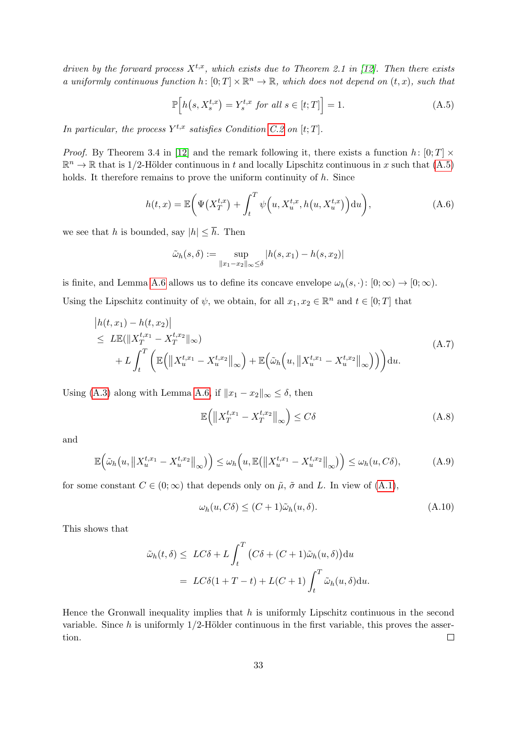*driven by the forward process $X^{t,x}$, which exists due to Theorem 2.1 in [12]. Then there exists a uniformly continuous function $h\colon [0;T] \times \mathbb{R}^n \to \mathbb{R}$, which does not depend on $(t,x)$, such that*

$$\mathbb{P}\Big[h\big(s, X_s^{t,x}\big) = Y_s^{t,x} \text{ for all } s \in [t;T]\Big] = 1. \tag{A.5}$$

*In particular, the process $Y^{t,x}$ satisfies Condition C.2 on $[t;T]$.*

*Proof.* By Theorem 3.4 in [12] and the remark following it, there exists a function $h\colon [0;T] \times \mathbb{R}^n \to \mathbb{R}$ that is 1/2-Hölder continuous in $t$ and locally Lipschitz continuous in $x$ such that (A.5) holds. It therefore remains to prove the uniform continuity of $h$. Since

$$h(t,x) = \mathbb{E}\bigg(\Psi\big(X_T^{t,x}\big) + \int_t^T \psi\Big(u, X_u^{t,x}, h\big(u, X_u^{t,x}\big)\Big)\mathrm{d}u\bigg), \tag{A.6}$$

we see that $h$ is bounded, say $|h| \leq \overline{h}$. Then

$$\tilde{\omega}_h(s,\delta) := \sup_{\|x_1 - x_2\|_\infty \leq \delta} |h(s,x_1) - h(s,x_2)|$$

is finite, and Lemma A.6 allows us to define its concave envelope $\omega_h(s,\cdot)\colon [0;\infty) \to [0;\infty)$. Using the Lipschitz continuity of $\psi$, we obtain, for all $x_1, x_2 \in \mathbb{R}^n$ and $t \in [0;T]$ that

$$\begin{aligned}
&\big|h(t,x_1) - h(t,x_2)\big| \\
&\leq\; L\mathbb{E}(\|X_T^{t,x_1} - X_T^{t,x_2}\|_\infty) \\
&\quad + L\int_t^T \Big(\mathbb{E}\Big(\big\|X_u^{t,x_1} - X_u^{t,x_2}\big\|_\infty\Big) + \mathbb{E}\Big(\tilde{\omega}_h\Big(u, \big\|X_u^{t,x_1} - X_u^{t,x_2}\big\|_\infty\Big)\Big)\Big)\mathrm{d}u.
\end{aligned} \tag{A.7}$$

Using (A.3) along with Lemma A.6, if $\|x_1 - x_2\|_\infty \leq \delta$, then

$$\mathbb{E}\Big(\big\|X_T^{t,x_1} - X_T^{t,x_2}\big\|_\infty\Big) \leq C\delta \tag{A.8}$$

and

$$\mathbb{E}\Big(\tilde{\omega}_h\big(u, \big\|X_u^{t,x_1} - X_u^{t,x_2}\big\|_\infty\big)\Big) \leq \omega_h\Big(u, \mathbb{E}\big(\big\|X_u^{t,x_1} - X_u^{t,x_2}\big\|_\infty\big)\Big) \leq \omega_h(u, C\delta), \tag{A.9}$$

for some constant $C \in (0;\infty)$ that depends only on $\tilde{\mu}$, $\tilde{\sigma}$ and $L$. In view of (A.1),

$$\omega_h(u, C\delta) \leq (C+1)\tilde{\omega}_h(u,\delta). \tag{A.10}$$

This shows that

$$\begin{aligned}
\tilde{\omega}_h(t,\delta) \leq&\; LC\delta + L\int_t^T \big(C\delta + (C+1)\tilde{\omega}_h(u,\delta)\big)\mathrm{d}u \\
=&\; LC\delta(1 + T - t) + L(C+1)\int_t^T \tilde{\omega}_h(u,\delta)\mathrm{d}u.
\end{aligned}$$

Hence the Gronwall inequality implies that $h$ is uniformly Lipschitz continuous in the second variable. Since $h$ is uniformly 1/2-Hölder continuous in the first variable, this proves the assertion. ☐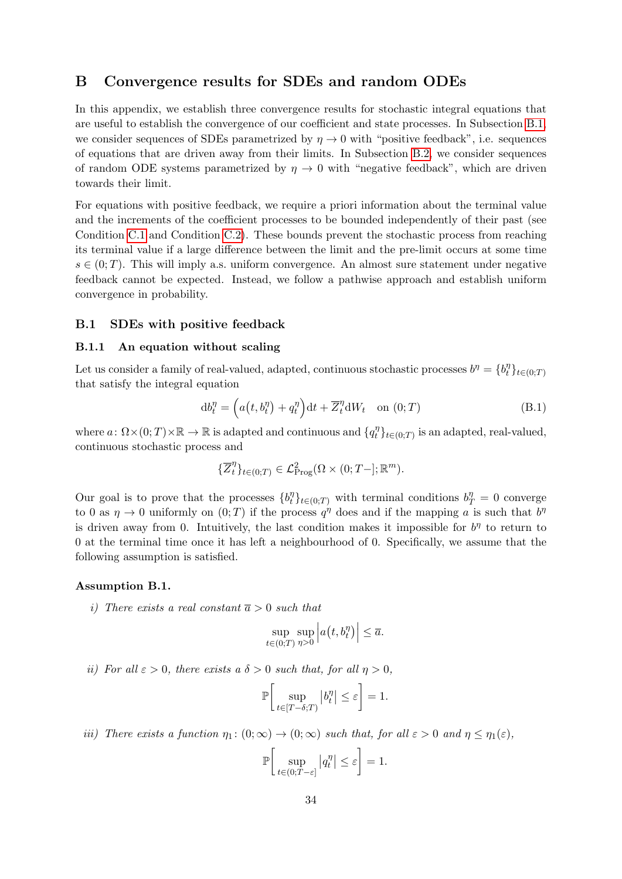## B Convergence results for SDEs and random ODEs

In this appendix, we establish three convergence results for stochastic integral equations that are useful to establish the convergence of our coefficient and state processes. In Subsection B.1, we consider sequences of SDEs parametrized by $\eta \to 0$ with "positive feedback", i.e. sequences of equations that are driven away from their limits. In Subsection B.2, we consider sequences of random ODE systems parametrized by $\eta \to 0$ with "negative feedback", which are driven towards their limit.

For equations with positive feedback, we require a priori information about the terminal value and the increments of the coefficient processes to be bounded independently of their past (see Condition C.1 and Condition C.2). These bounds prevent the stochastic process from reaching its terminal value if a large difference between the limit and the pre-limit occurs at some time $s \in (0;T)$. This will imply a.s. uniform convergence. An almost sure statement under negative feedback cannot be expected. Instead, we follow a pathwise approach and establish uniform convergence in probability.

### B.1 SDEs with positive feedback

#### B.1.1 An equation without scaling

Let us consider a family of real-valued, adapted, continuous stochastic processes $b^\eta = \{b^\eta_t\}_{t\in(0;T)}$ that satisfy the integral equation

$$
\mathrm{d}b^\eta_t = \Big(a\big(t, b^\eta_t\big) + q^\eta_t\Big)\mathrm{d}t + \overline{Z}^\eta_t \mathrm{d}W_t \quad \text{on } (0;T) \tag{B.1}
$$

where $a\colon \Omega\times(0;T)\times\mathbb{R} \to \mathbb{R}$ is adapted and continuous and $\{q^\eta_t\}_{t\in(0;T)}$ is an adapted, real-valued, continuous stochastic process and

$$
\{\overline{Z}^\eta_t\}_{t\in(0;T)} \in \mathcal{L}^2_{\mathrm{Prog}}(\Omega \times (0;T-];\mathbb{R}^m).
$$

Our goal is to prove that the processes $\{b^\eta_t\}_{t\in(0;T)}$ with terminal conditions $b^\eta_T = 0$ converge to 0 as $\eta \to 0$ uniformly on $(0;T)$ if the process $q^\eta$ does and if the mapping $a$ is such that $b^\eta$ is driven away from 0. Intuitively, the last condition makes it impossible for $b^\eta$ to return to 0 at the terminal time once it has left a neighbourhood of 0. Specifically, we assume that the following assumption is satisfied.

**Assumption B.1.**

*i) There exists a real constant $\overline{a} > 0$ such that*

$$
\sup_{t\in(0;T)} \sup_{\eta>0} \Big|a\big(t, b^\eta_t\big)\Big| \le \overline{a}.
$$

*ii) For all $\varepsilon > 0$, there exists a $\delta > 0$ such that, for all $\eta > 0$,*

$$
\mathbb{P}\bigg[\sup_{t\in[T-\delta;T)} \big|b^\eta_t\big| \le \varepsilon\bigg] = 1.
$$

*iii) There exists a function $\eta_1\colon (0;\infty) \to (0;\infty)$ such that, for all $\varepsilon > 0$ and $\eta \le \eta_1(\varepsilon)$,*

$$
\mathbb{P}\bigg[\sup_{t\in(0;T-\varepsilon]} \big|q^\eta_t\big| \le \varepsilon\bigg] = 1.
$$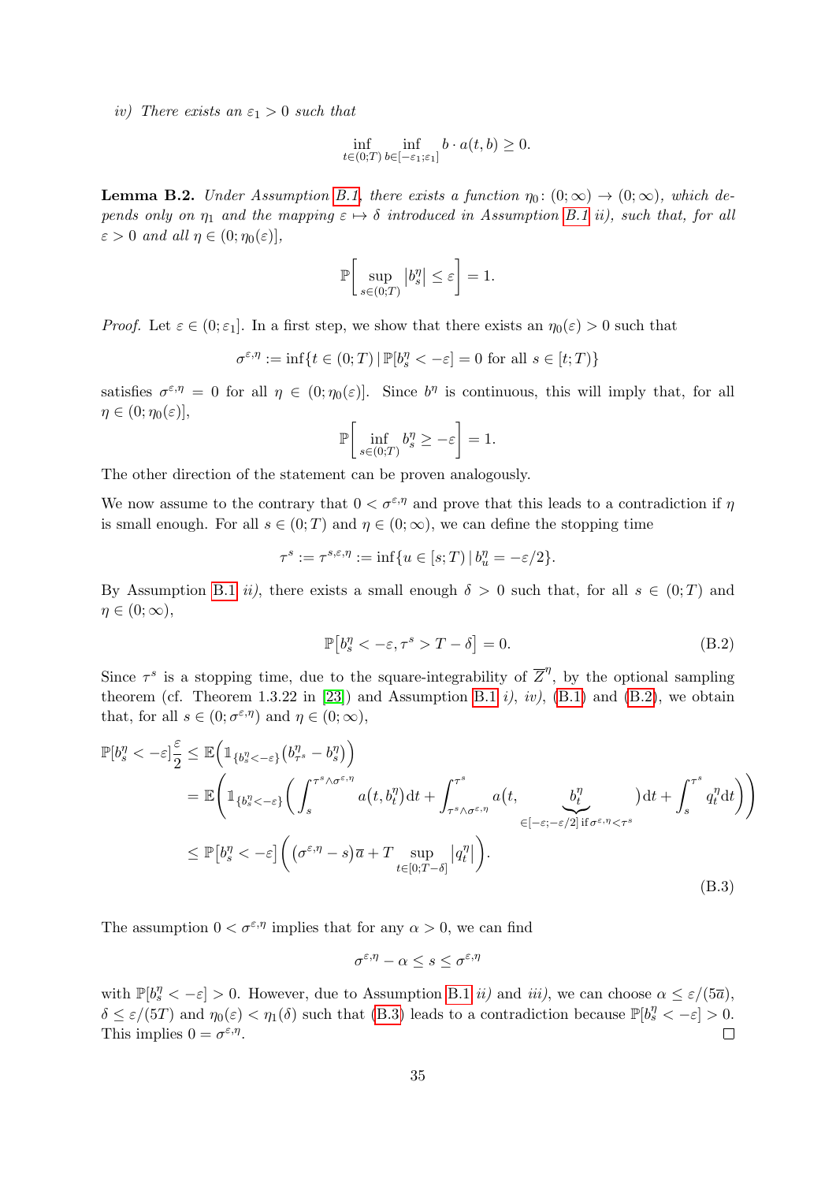*iv) There exists an $\varepsilon_1 > 0$ such that*

$$\inf_{t\in(0;T)} \inf_{b\in[-\varepsilon_1;\varepsilon_1]} b \cdot a(t,b) \geq 0.$$

**Lemma B.2.** *Under Assumption B.1, there exists a function $\eta_0 \colon (0;\infty) \to (0;\infty)$, which depends only on $\eta_1$ and the mapping $\varepsilon \mapsto \delta$ introduced in Assumption B.1 ii), such that, for all $\varepsilon > 0$ and all $\eta \in (0;\eta_0(\varepsilon)]$,*

$$\mathbb{P}\bigg[\sup_{s\in(0;T)} \big|b^\eta_s\big| \leq \varepsilon\bigg] = 1.$$

*Proof.* Let $\varepsilon \in (0;\varepsilon_1]$. In a first step, we show that there exists an $\eta_0(\varepsilon) > 0$ such that

$$\sigma^{\varepsilon,\eta} := \inf\{t \in (0;T) \,|\, \mathbb{P}[b^\eta_s < -\varepsilon] = 0 \text{ for all } s \in [t;T)\}$$

satisfies $\sigma^{\varepsilon,\eta} = 0$ for all $\eta \in (0;\eta_0(\varepsilon)]$. Since $b^\eta$ is continuous, this will imply that, for all $\eta \in (0;\eta_0(\varepsilon)]$,

$$\mathbb{P}\bigg[\inf_{s\in(0;T)} b^\eta_s \geq -\varepsilon\bigg] = 1.$$

The other direction of the statement can be proven analogously.

We now assume to the contrary that $0 < \sigma^{\varepsilon,\eta}$ and prove that this leads to a contradiction if $\eta$ is small enough. For all $s \in (0;T)$ and $\eta \in (0;\infty)$, we can define the stopping time

$$\tau^s := \tau^{s,\varepsilon,\eta} := \inf\{u \in [s;T) \,|\, b^\eta_u = -\varepsilon/2\}.$$

By Assumption B.1 *ii)*, there exists a small enough $\delta > 0$ such that, for all $s \in (0;T)$ and $\eta \in (0;\infty)$,

$$\mathbb{P}\big[b^\eta_s < -\varepsilon, \tau^s > T - \delta\big] = 0. \tag{B.2}$$

Since $\tau^s$ is a stopping time, due to the square-integrability of $\overline{Z}^\eta$, by the optional sampling theorem (cf. Theorem 1.3.22 in [23]) and Assumption B.1 *i)*, *iv)*, (B.1) and (B.2), we obtain that, for all $s \in (0;\sigma^{\varepsilon,\eta})$ and $\eta \in (0;\infty)$,

$$\begin{aligned}
\mathbb{P}[b^\eta_s < -\varepsilon]\frac{\varepsilon}{2} &\leq \mathbb{E}\Big(\mathbb{1}_{\{b^\eta_s<-\varepsilon\}}\big(b^\eta_{\tau^s} - b^\eta_s\big)\Big) \\
&= \mathbb{E}\Bigg(\mathbb{1}_{\{b^\eta_s<-\varepsilon\}}\bigg(\int_s^{\tau^s\wedge\sigma^{\varepsilon,\eta}} a\big(t,b^\eta_t\big)\mathrm{d}t + \int_{\tau^s\wedge\sigma^{\varepsilon,\eta}}^{\tau^s} a\big(t, \underbrace{b^\eta_t}_{\in[-\varepsilon;-\varepsilon/2]\text{ if }\sigma^{\varepsilon,\eta}<\tau^s}\big)\mathrm{d}t + \int_s^{\tau^s} q^\eta_t \mathrm{d}t\bigg)\Bigg) \\
&\leq \mathbb{P}\big[b^\eta_s < -\varepsilon\big]\bigg(\big(\sigma^{\varepsilon,\eta} - s\big)\overline{a} + T\sup_{t\in[0;T-\delta]}\big|q^\eta_t\big|\bigg).
\end{aligned} \tag{B.3}$$

The assumption $0 < \sigma^{\varepsilon,\eta}$ implies that for any $\alpha > 0$, we can find

$$\sigma^{\varepsilon,\eta} - \alpha \leq s \leq \sigma^{\varepsilon,\eta}$$

with $\mathbb{P}[b^\eta_s < -\varepsilon] > 0$. However, due to Assumption B.1 *ii)* and *iii)*, we can choose $\alpha \leq \varepsilon/(5\overline{a})$, $\delta \leq \varepsilon/(5T)$ and $\eta_0(\varepsilon) < \eta_1(\delta)$ such that (B.3) leads to a contradiction because $\mathbb{P}[b^\eta_s < -\varepsilon] > 0$. This implies $0 = \sigma^{\varepsilon,\eta}$. $\square$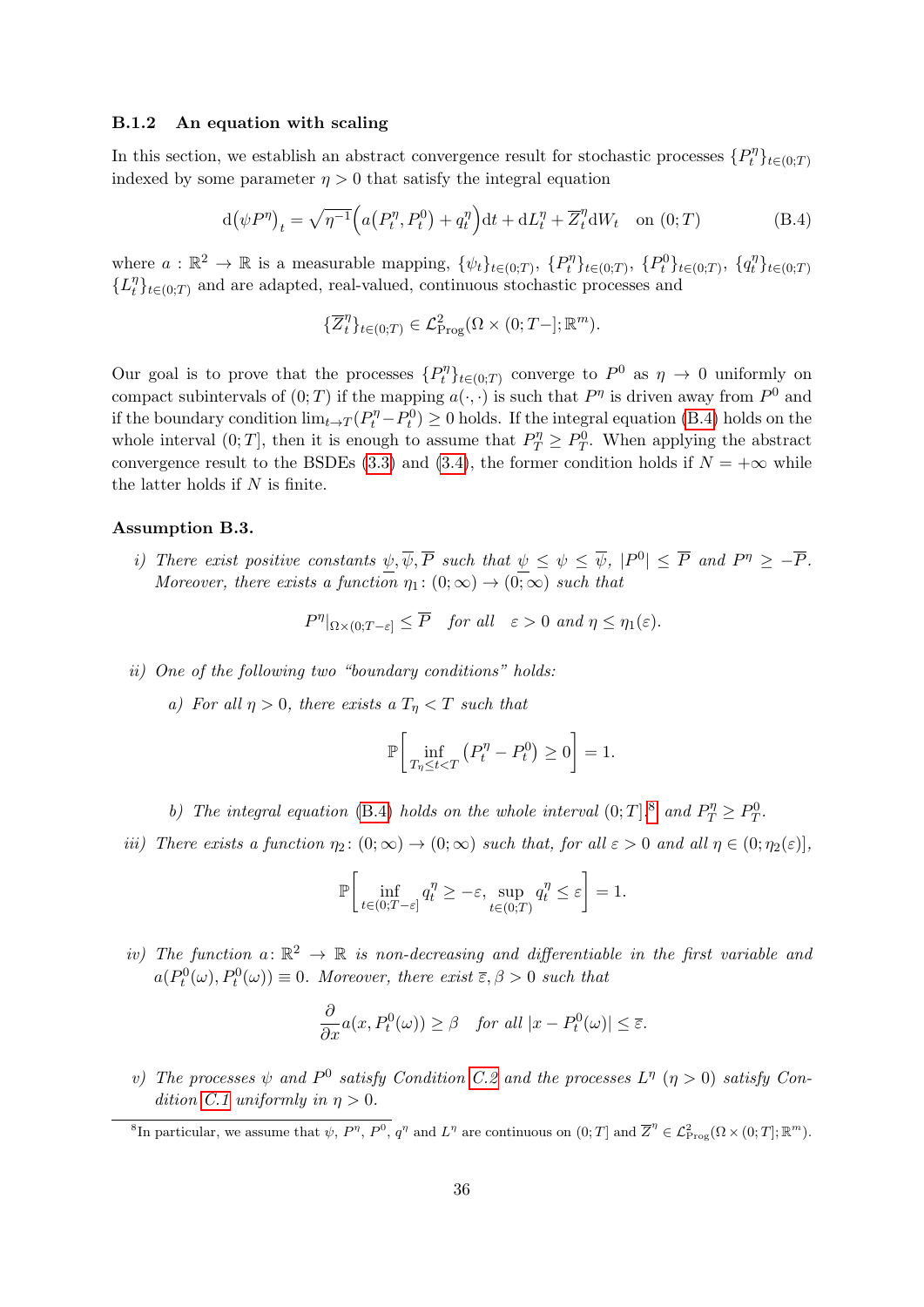### B.1.2 An equation with scaling

In this section, we establish an abstract convergence result for stochastic processes $\{P_t^\eta\}_{t\in(0;T)}$ indexed by some parameter $\eta > 0$ that satisfy the integral equation

$$\mathrm{d}\big(\psi P^\eta\big)_t = \sqrt{\eta^{-1}}\Big(a\big(P_t^\eta, P_t^0\big) + q_t^\eta\Big)\mathrm{d}t + \mathrm{d}L_t^\eta + \overline{Z}_t^\eta \mathrm{d}W_t \quad \text{on } (0;T) \tag{B.4}$$

where $a : \mathbb{R}^2 \to \mathbb{R}$ is a measurable mapping, $\{\psi_t\}_{t\in(0;T)}$, $\{P_t^\eta\}_{t\in(0;T)}$, $\{P_t^0\}_{t\in(0;T)}$, $\{q_t^\eta\}_{t\in(0;T)}$ $\{L_t^\eta\}_{t\in(0;T)}$ and are adapted, real-valued, continuous stochastic processes and

$$\{\overline{Z}_t^\eta\}_{t\in(0;T)} \in \mathcal{L}^2_{\mathrm{Prog}}(\Omega \times (0;T-];\mathbb{R}^m).$$

Our goal is to prove that the processes $\{P_t^\eta\}_{t\in(0;T)}$ converge to $P^0$ as $\eta \to 0$ uniformly on compact subintervals of $(0;T)$ if the mapping $a(\cdot,\cdot)$ is such that $P^\eta$ is driven away from $P^0$ and if the boundary condition $\lim_{t\to T}(P_t^\eta - P_t^0) \geq 0$ holds. If the integral equation (B.4) holds on the whole interval $(0;T]$, then it is enough to assume that $P_T^\eta \geq P_T^0$. When applying the abstract convergence result to the BSDEs (3.3) and (3.4), the former condition holds if $N = +\infty$ while the latter holds if $N$ is finite.

**Assumption B.3.**

*i) There exist positive constants $\underline{\psi}, \overline{\psi}, \overline{P}$ such that $\underline{\psi} \leq \psi \leq \overline{\psi}$, $|P^0| \leq \overline{P}$ and $P^\eta \geq -\overline{P}$. Moreover, there exists a function $\eta_1 \colon (0;\infty) \to (0;\infty)$ such that*

$$P^\eta|_{\Omega\times(0;T-\varepsilon]} \leq \overline{P} \quad \textit{for all} \quad \varepsilon > 0 \textit{ and } \eta \leq \eta_1(\varepsilon).$$

*ii) One of the following two "boundary conditions" holds:*

*a) For all $\eta > 0$, there exists a $T_\eta < T$ such that*

$$\mathbb{P}\left[\inf_{T_\eta \leq t < T}\big(P_t^\eta - P_t^0\big) \geq 0\right] = 1.$$

*b) The integral equation (B.4) holds on the whole interval $(0;T]$,[8] and $P_T^\eta \geq P_T^0$.*

*iii) There exists a function $\eta_2 \colon (0;\infty) \to (0;\infty)$ such that, for all $\varepsilon > 0$ and all $\eta \in (0;\eta_2(\varepsilon)]$,*

$$\mathbb{P}\left[\inf_{t\in(0;T-\varepsilon]} q_t^\eta \geq -\varepsilon,\ \sup_{t\in(0;T)} q_t^\eta \leq \varepsilon\right] = 1.$$

*iv) The function $a \colon \mathbb{R}^2 \to \mathbb{R}$ is non-decreasing and differentiable in the first variable and $a(P_t^0(\omega), P_t^0(\omega)) \equiv 0$. Moreover, there exist $\overline{\varepsilon}, \beta > 0$ such that*

$$\frac{\partial}{\partial x} a(x, P_t^0(\omega)) \geq \beta \quad \textit{for all } |x - P_t^0(\omega)| \leq \overline{\varepsilon}.$$

*v) The processes $\psi$ and $P^0$ satisfy Condition C.2 and the processes $L^\eta$ ($\eta > 0$) satisfy Condition C.1 uniformly in $\eta > 0$.*

---

[8] In particular, we assume that $\psi$, $P^\eta$, $P^0$, $q^\eta$ and $L^\eta$ are continuous on $(0;T]$ and $\overline{Z}^\eta \in \mathcal{L}^2_{\mathrm{Prog}}(\Omega \times (0;T];\mathbb{R}^m)$.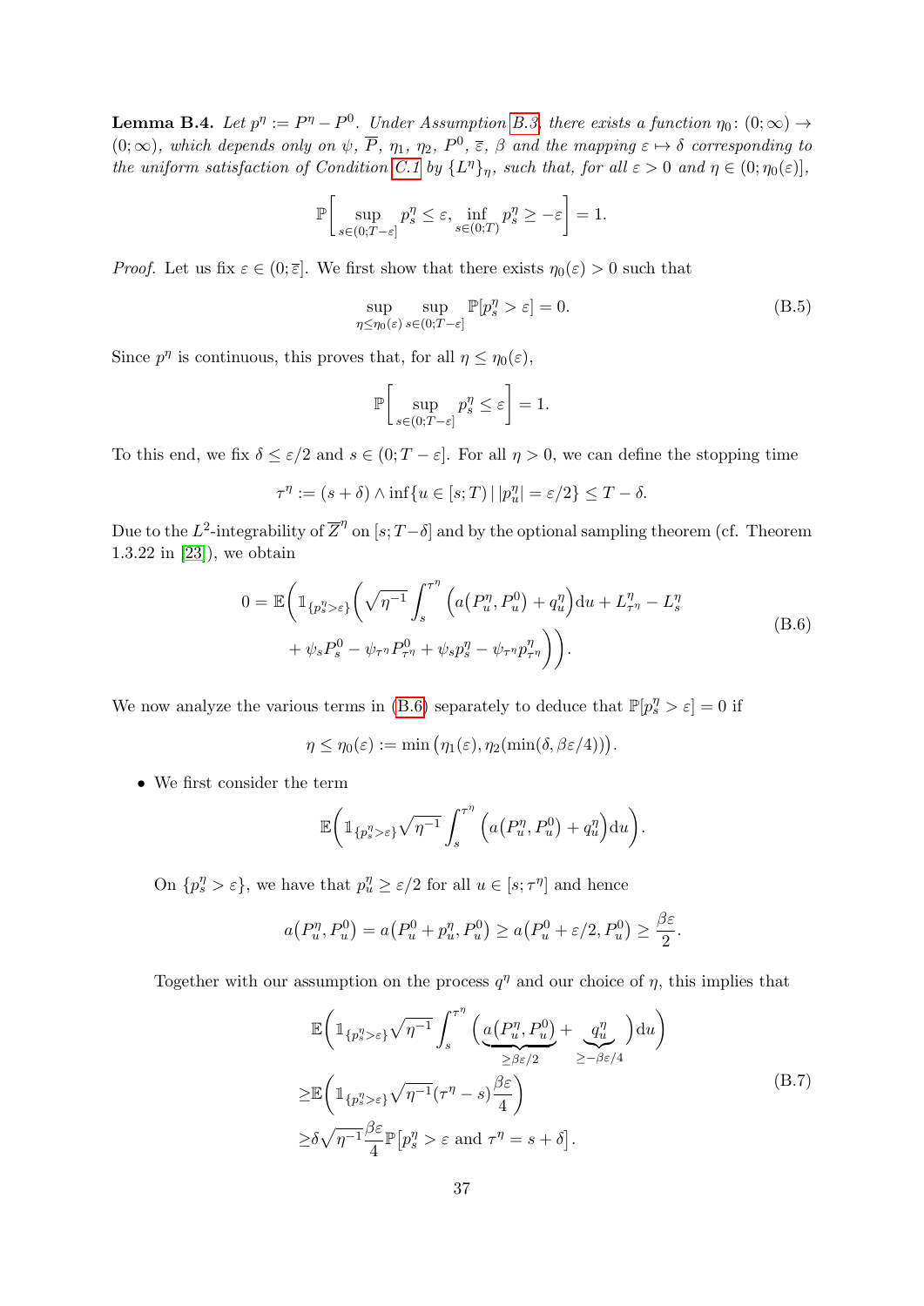**Lemma B.4.** *Let $p^\eta := P^\eta - P^0$. Under Assumption B.3, there exists a function $\eta_0 \colon (0;\infty) \to (0;\infty)$, which depends only on $\psi$, $\overline{P}$, $\eta_1$, $\eta_2$, $P^0$, $\overline{\varepsilon}$, $\beta$ and the mapping $\varepsilon \mapsto \delta$ corresponding to the uniform satisfaction of Condition C.1 by $\{L^\eta\}_\eta$, such that, for all $\varepsilon > 0$ and $\eta \in (0;\eta_0(\varepsilon)]$,*

$$\mathbb{P}\left[ \sup_{s\in(0;T-\varepsilon]} p^\eta_s \le \varepsilon, \inf_{s\in(0;T)} p^\eta_s \ge -\varepsilon \right] = 1.$$

*Proof.* Let us fix $\varepsilon \in (0;\overline{\varepsilon}]$. We first show that there exists $\eta_0(\varepsilon) > 0$ such that

$$\sup_{\eta\le\eta_0(\varepsilon)} \sup_{s\in(0;T-\varepsilon]} \mathbb{P}[p^\eta_s > \varepsilon] = 0. \tag{B.5}$$

Since $p^\eta$ is continuous, this proves that, for all $\eta \le \eta_0(\varepsilon)$,

$$\mathbb{P}\left[ \sup_{s\in(0;T-\varepsilon]} p^\eta_s \le \varepsilon \right] = 1.$$

To this end, we fix $\delta \le \varepsilon/2$ and $s \in (0;T-\varepsilon]$. For all $\eta > 0$, we can define the stopping time

$$\tau^\eta := (s+\delta) \wedge \inf\{u \in [s;T) \,|\, |p^\eta_u| = \varepsilon/2\} \le T - \delta.$$

Due to the $L^2$-integrability of $\overline{Z}^\eta$ on $[s;T-\delta]$ and by the optional sampling theorem (cf. Theorem 1.3.22 in [23]), we obtain

$$\begin{aligned} 0 = \mathbb{E}\bigg( \mathbb{1}_{\{p^\eta_s > \varepsilon\}} \bigg( &\sqrt{\eta^{-1}} \int_s^{\tau^\eta} \Big( a\big(P^\eta_u, P^0_u\big) + q^\eta_u \Big) \mathrm{d}u + L^\eta_{\tau^\eta} - L^\eta_s \\ &+ \psi_s P^0_s - \psi_{\tau^\eta} P^0_{\tau^\eta} + \psi_s p^\eta_s - \psi_{\tau^\eta} p^\eta_{\tau^\eta} \bigg) \bigg). \end{aligned} \tag{B.6}$$

We now analyze the various terms in (B.6) separately to deduce that $\mathbb{P}[p^\eta_s > \varepsilon] = 0$ if

$$\eta \le \eta_0(\varepsilon) := \min\big(\eta_1(\varepsilon), \eta_2(\min(\delta, \beta\varepsilon/4))\big).$$

- We first consider the term

$$\mathbb{E}\bigg( \mathbb{1}_{\{p^\eta_s > \varepsilon\}} \sqrt{\eta^{-1}} \int_s^{\tau^\eta} \Big( a\big(P^\eta_u, P^0_u\big) + q^\eta_u \Big) \mathrm{d}u \bigg).$$

  On $\{p^\eta_s > \varepsilon\}$, we have that $p^\eta_u \ge \varepsilon/2$ for all $u \in [s;\tau^\eta]$ and hence

$$a\big(P^\eta_u, P^0_u\big) = a\big(P^0_u + p^\eta_u, P^0_u\big) \ge a\big(P^0_u + \varepsilon/2, P^0_u\big) \ge \frac{\beta\varepsilon}{2}.$$

  Together with our assumption on the process $q^\eta$ and our choice of $\eta$, this implies that

$$\begin{aligned} &\mathbb{E}\bigg( \mathbb{1}_{\{p^\eta_s > \varepsilon\}} \sqrt{\eta^{-1}} \int_s^{\tau^\eta} \Big( \underbrace{a\big(P^\eta_u, P^0_u\big)}_{\ge \beta\varepsilon/2} + \underbrace{q^\eta_u}_{\ge -\beta\varepsilon/4} \Big) \mathrm{d}u \bigg) \\ \ge &\mathbb{E}\bigg( \mathbb{1}_{\{p^\eta_s > \varepsilon\}} \sqrt{\eta^{-1}} (\tau^\eta - s) \frac{\beta\varepsilon}{4} \bigg) \\ \ge &\delta \sqrt{\eta^{-1}} \frac{\beta\varepsilon}{4} \mathbb{P}\big[p^\eta_s > \varepsilon \text{ and } \tau^\eta = s + \delta\big]. \end{aligned} \tag{B.7}$$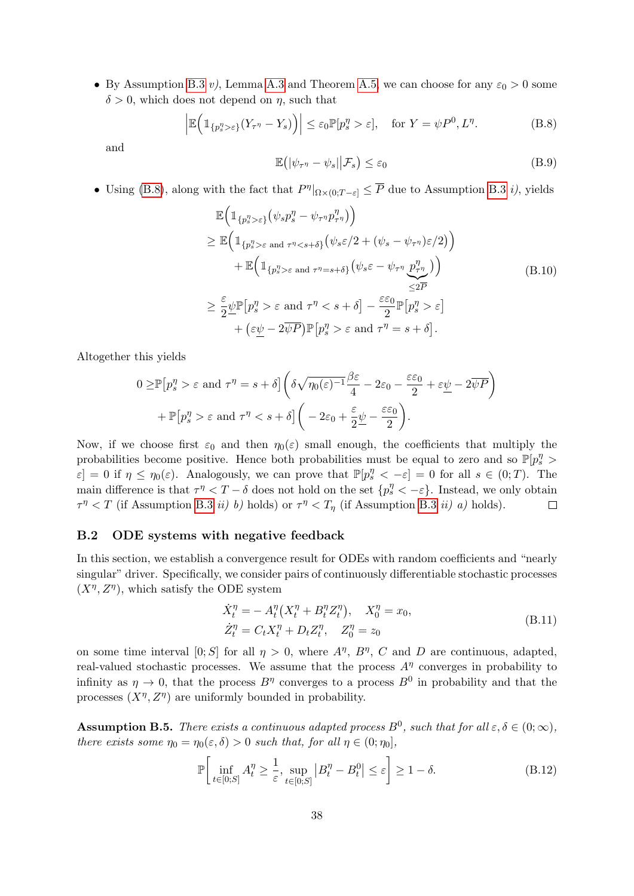- By Assumption B.3 *v)*, Lemma A.3 and Theorem A.5, we can choose for any $\varepsilon_0 > 0$ some $\delta > 0$, which does not depend on $\eta$, such that

$$\left|\mathbb{E}\Big(\mathbb{1}_{\{p_s^\eta > \varepsilon\}}(Y_{\tau^\eta} - Y_s)\Big)\right| \leq \varepsilon_0 \mathbb{P}[p_s^\eta > \varepsilon], \quad \text{for } Y = \psi P^0, L^\eta. \tag{B.8}$$

and

$$\mathbb{E}\big(|\psi_{\tau^\eta} - \psi_s|\big|\mathcal{F}_s\big) \leq \varepsilon_0 \tag{B.9}$$

- Using (B.8), along with the fact that $P^\eta|_{\Omega\times(0;T-\varepsilon]} \leq \overline{P}$ due to Assumption B.3 *i)*, yields

$$\begin{aligned}
&\mathbb{E}\Big(\mathbb{1}_{\{p_s^\eta > \varepsilon\}}\big(\psi_s p_s^\eta - \psi_{\tau^\eta} p_{\tau^\eta}^\eta\big)\Big) \\
&\geq \mathbb{E}\Big(\mathbb{1}_{\{p_s^\eta > \varepsilon \text{ and } \tau^\eta < s+\delta\}}\big(\psi_s \varepsilon/2 + (\psi_s - \psi_{\tau^\eta})\varepsilon/2\big)\Big) \\
&\quad + \mathbb{E}\Big(\mathbb{1}_{\{p_s^\eta > \varepsilon \text{ and } \tau^\eta = s+\delta\}}\big(\psi_s \varepsilon - \psi_{\tau^\eta} \underbrace{p_{\tau^\eta}^\eta}_{\leq 2\overline{P}}\big)\Big) \\
&\geq \frac{\varepsilon}{2}\underline{\psi}\mathbb{P}[p_s^\eta > \varepsilon \text{ and } \tau^\eta < s+\delta] - \frac{\varepsilon\varepsilon_0}{2}\mathbb{P}\big[p_s^\eta > \varepsilon\big] \\
&\quad + \big(\varepsilon\underline{\psi} - 2\overline{\psi P}\big)\mathbb{P}\big[p_s^\eta > \varepsilon \text{ and } \tau^\eta = s+\delta\big].
\end{aligned} \tag{B.10}$$

Altogether this yields

$$\begin{aligned}
0 \geq & \mathbb{P}\big[p_s^\eta > \varepsilon \text{ and } \tau^\eta = s+\delta\big]\left(\delta\sqrt{\eta_0(\varepsilon)^{-1}}\frac{\beta\varepsilon}{4} - 2\varepsilon_0 - \frac{\varepsilon\varepsilon_0}{2} + \varepsilon\underline{\psi} - 2\overline{\psi P}\right) \\
& + \mathbb{P}\big[p_s^\eta > \varepsilon \text{ and } \tau^\eta < s+\delta\big]\left(-2\varepsilon_0 + \frac{\varepsilon}{2}\underline{\psi} - \frac{\varepsilon\varepsilon_0}{2}\right).
\end{aligned}$$

Now, if we choose first $\varepsilon_0$ and then $\eta_0(\varepsilon)$ small enough, the coefficients that multiply the probabilities become positive. Hence both probabilities must be equal to zero and so $\mathbb{P}[p_s^\eta > \varepsilon] = 0$ if $\eta \leq \eta_0(\varepsilon)$. Analogously, we can prove that $\mathbb{P}[p_s^\eta < -\varepsilon] = 0$ for all $s \in (0;T)$. The main difference is that $\tau^\eta < T - \delta$ does not hold on the set $\{p_s^\eta < -\varepsilon\}$. Instead, we only obtain $\tau^\eta < T$ (if Assumption B.3 *ii) b)* holds) or $\tau^\eta < T_\eta$ (if Assumption B.3 *ii) a)* holds). □

## B.2 ODE systems with negative feedback

In this section, we establish a convergence result for ODEs with random coefficients and "nearly singular" driver. Specifically, we consider pairs of continuously differentiable stochastic processes $(X^\eta, Z^\eta)$, which satisfy the ODE system

$$\begin{aligned}
\dot{X}_t^\eta &= -A_t^\eta\big(X_t^\eta + B_t^\eta Z_t^\eta\big), \quad X_0^\eta = x_0, \\
\dot{Z}_t^\eta &= C_t X_t^\eta + D_t Z_t^\eta, \quad Z_0^\eta = z_0
\end{aligned} \tag{B.11}$$

on some time interval $[0;S]$ for all $\eta > 0$, where $A^\eta$, $B^\eta$, $C$ and $D$ are continuous, adapted, real-valued stochastic processes. We assume that the process $A^\eta$ converges in probability to infinity as $\eta \to 0$, that the process $B^\eta$ converges to a process $B^0$ in probability and that the processes $(X^\eta, Z^\eta)$ are uniformly bounded in probability.

**Assumption B.5.** *There exists a continuous adapted process $B^0$, such that for all $\varepsilon, \delta \in (0;\infty)$, there exists some $\eta_0 = \eta_0(\varepsilon, \delta) > 0$ such that, for all $\eta \in (0;\eta_0]$,*

$$\mathbb{P}\left[\inf_{t\in[0;S]} A_t^\eta \geq \frac{1}{\varepsilon}, \sup_{t\in[0;S]}\big|B_t^\eta - B_t^0\big| \leq \varepsilon\right] \geq 1 - \delta. \tag{B.12}$$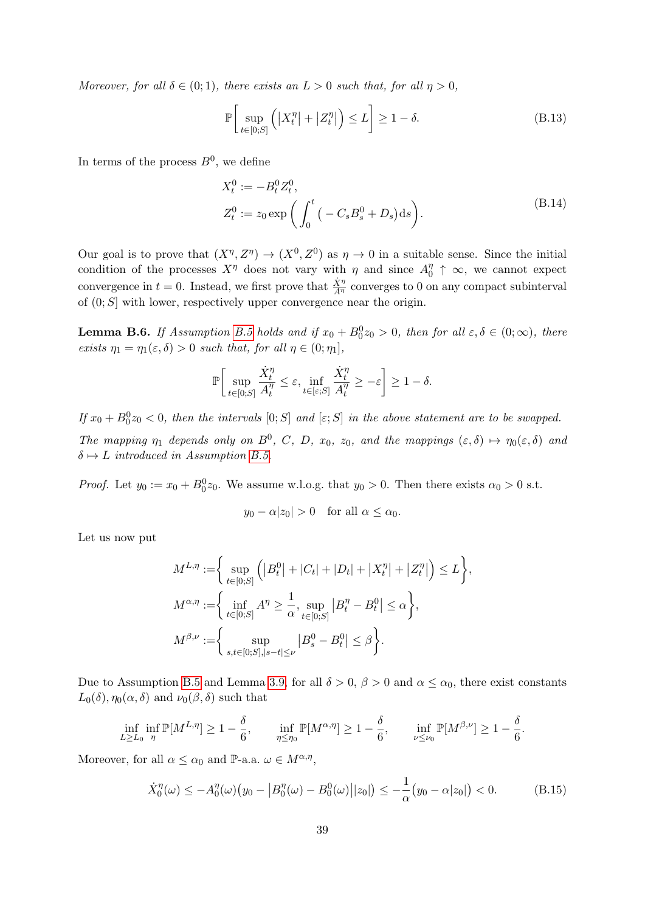*Moreover, for all $\delta \in (0;1)$, there exists an $L > 0$ such that, for all $\eta > 0$,*

$$\mathbb{P}\bigg[\sup_{t\in[0;S]}\Big(\big|X_t^\eta\big| + \big|Z_t^\eta\big|\Big) \le L\bigg] \ge 1-\delta. \tag{B.13}$$

In terms of the process $B^0$, we define

$$\begin{aligned} X_t^0 &:= -B_t^0 Z_t^0, \\ Z_t^0 &:= z_0 \exp\bigg(\int_0^t \big(-C_s B_s^0 + D_s\big)\mathrm{d}s\bigg). \end{aligned} \tag{B.14}$$

Our goal is to prove that $(X^\eta, Z^\eta) \to (X^0, Z^0)$ as $\eta \to 0$ in a suitable sense. Since the initial condition of the processes $X^\eta$ does not vary with $\eta$ and since $A_0^\eta \uparrow \infty$, we cannot expect convergence in $t=0$. Instead, we first prove that $\frac{\dot{X}^\eta}{A^\eta}$ converges to 0 on any compact subinterval of $(0;S]$ with lower, respectively upper convergence near the origin.

**Lemma B.6.** *If Assumption B.5 holds and if $x_0 + B_0^0 z_0 > 0$, then for all $\varepsilon, \delta \in (0;\infty)$, there exists $\eta_1 = \eta_1(\varepsilon,\delta) > 0$ such that, for all $\eta \in (0;\eta_1]$,*

$$\mathbb{P}\bigg[\sup_{t\in[0;S]}\frac{\dot{X}_t^\eta}{A_t^\eta} \le \varepsilon,\ \inf_{t\in[\varepsilon;S]}\frac{\dot{X}_t^\eta}{A_t^\eta} \ge -\varepsilon\bigg] \ge 1-\delta.$$

*If $x_0 + B_0^0 z_0 < 0$, then the intervals $[0;S]$ and $[\varepsilon;S]$ in the above statement are to be swapped.*

*The mapping $\eta_1$ depends only on $B^0$, $C$, $D$, $x_0$, $z_0$, and the mappings $(\varepsilon,\delta) \mapsto \eta_0(\varepsilon,\delta)$ and $\delta \mapsto L$ introduced in Assumption B.5.*

*Proof.* Let $y_0 := x_0 + B_0^0 z_0$. We assume w.l.o.g. that $y_0 > 0$. Then there exists $\alpha_0 > 0$ s.t.

$$y_0 - \alpha|z_0| > 0 \quad \text{for all } \alpha \le \alpha_0.$$

Let us now put

$$\begin{aligned} M^{L,\eta} &:= \bigg\{\sup_{t\in[0;S]}\Big(\big|B_t^0\big| + |C_t| + |D_t| + \big|X_t^\eta\big| + \big|Z_t^\eta\big|\Big) \le L\bigg\}, \\ M^{\alpha,\eta} &:= \bigg\{\inf_{t\in[0;S]} A^\eta \ge \frac{1}{\alpha},\ \sup_{t\in[0;S]}\big|B_t^\eta - B_t^0\big| \le \alpha\bigg\}, \\ M^{\beta,\nu} &:= \bigg\{\sup_{s,t\in[0;S],|s-t|\le\nu}\big|B_s^0 - B_t^0\big| \le \beta\bigg\}. \end{aligned}$$

Due to Assumption B.5 and Lemma 3.9, for all $\delta > 0$, $\beta > 0$ and $\alpha \le \alpha_0$, there exist constants $L_0(\delta), \eta_0(\alpha,\delta)$ and $\nu_0(\beta,\delta)$ such that

$$\inf_{L\ge L_0}\inf_\eta \mathbb{P}[M^{L,\eta}] \ge 1-\frac{\delta}{6}, \qquad \inf_{\eta\le\eta_0}\mathbb{P}[M^{\alpha,\eta}] \ge 1-\frac{\delta}{6}, \qquad \inf_{\nu\le\nu_0}\mathbb{P}[M^{\beta,\nu}] \ge 1-\frac{\delta}{6}.$$

Moreover, for all $\alpha \le \alpha_0$ and $\mathbb{P}$-a.a. $\omega \in M^{\alpha,\eta}$,

$$\dot{X}_0^\eta(\omega) \le -A_0^\eta(\omega)\big(y_0 - \big|B_0^\eta(\omega) - B_0^0(\omega)\big||z_0|\big) \le -\frac{1}{\alpha}\big(y_0 - \alpha|z_0|\big) < 0. \tag{B.15}$$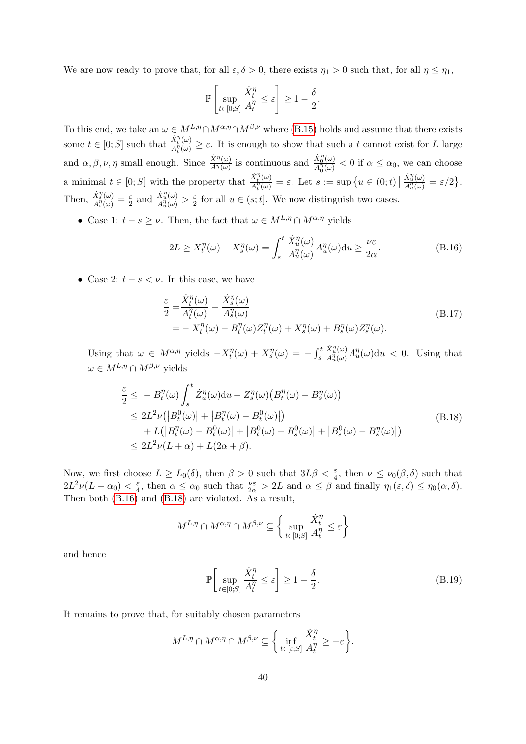We are now ready to prove that, for all $\varepsilon, \delta > 0$, there exists $\eta_1 > 0$ such that, for all $\eta \leq \eta_1$,

$$\mathbb{P}\left[\sup_{t\in[0;S]} \frac{\dot{X}_t^\eta}{A_t^\eta} \leq \varepsilon\right] \geq 1 - \frac{\delta}{2}.$$

To this end, we take an $\omega \in M^{L,\eta} \cap M^{\alpha,\eta} \cap M^{\beta,\nu}$ where (B.15) holds and assume that there exists some $t \in [0; S]$ such that $\frac{\dot{X}_t^\eta(\omega)}{A_t^\eta(\omega)} \geq \varepsilon$. It is enough to show that such a $t$ cannot exist for $L$ large and $\alpha, \beta, \nu, \eta$ small enough. Since $\frac{\dot{X}^\eta(\omega)}{A^\eta(\omega)}$ is continuous and $\frac{\dot{X}_0^\eta(\omega)}{A_0^\eta(\omega)} < 0$ if $\alpha \leq \alpha_0$, we can choose a minimal $t \in [0; S]$ with the property that $\frac{\dot{X}_t^\eta(\omega)}{A_t^\eta(\omega)} = \varepsilon$. Let $s := \sup\left\{u \in (0; t) \,\middle|\, \frac{\dot{X}_u^\eta(\omega)}{A_u^\eta(\omega)} = \varepsilon/2\right\}$. Then, $\frac{\dot{X}_s^\eta(\omega)}{A_s^\eta(\omega)} = \frac{\varepsilon}{2}$ and $\frac{\dot{X}_u^\eta(\omega)}{A_u^\eta(\omega)} > \frac{\varepsilon}{2}$ for all $u \in (s; t]$. We now distinguish two cases.

- Case 1: $t - s \geq \nu$. Then, the fact that $\omega \in M^{L,\eta} \cap M^{\alpha,\eta}$ yields

$$2L \geq X_t^\eta(\omega) - X_s^\eta(\omega) = \int_s^t \frac{\dot{X}_u^\eta(\omega)}{A_u^\eta(\omega)} A_u^\eta(\omega)\mathrm{d}u \geq \frac{\nu\varepsilon}{2\alpha}. \tag{B.16}$$

- Case 2: $t - s < \nu$. In this case, we have

$$\begin{aligned}\frac{\varepsilon}{2} =& \frac{\dot{X}_t^\eta(\omega)}{A_t^\eta(\omega)} - \frac{\dot{X}_s^\eta(\omega)}{A_s^\eta(\omega)} \\ =& - X_t^\eta(\omega) - B_t^\eta(\omega)Z_t^\eta(\omega) + X_s^\eta(\omega) + B_s^\eta(\omega)Z_s^\eta(\omega).\end{aligned} \tag{B.17}$$

  Using that $\omega \in M^{\alpha,\eta}$ yields $-X_t^\eta(\omega) + X_s^\eta(\omega) = -\int_s^t \frac{\dot{X}_u^\eta(\omega)}{A_u^\eta(\omega)} A_u^\eta(\omega)\mathrm{d}u < 0$. Using that $\omega \in M^{L,\eta} \cap M^{\beta,\nu}$ yields

$$\begin{aligned}\frac{\varepsilon}{2} \leq& - B_t^\eta(\omega)\int_s^t \dot{Z}_u^\eta(\omega)\mathrm{d}u - Z_s^\eta(\omega)\big(B_t^\eta(\omega) - B_s^\eta(\omega)\big) \\ \leq& \, 2L^2\nu\big(\left|B_t^0(\omega)\right| + \left|B_t^\eta(\omega) - B_t^0(\omega)\right|\big) \\ &+ L\big(\left|B_t^\eta(\omega) - B_t^0(\omega)\right| + \left|B_t^0(\omega) - B_s^0(\omega)\right| + \left|B_s^0(\omega) - B_s^\eta(\omega)\right|\big) \\ \leq& \, 2L^2\nu(L+\alpha) + L(2\alpha + \beta).\end{aligned} \tag{B.18}$$

Now, we first choose $L \geq L_0(\delta)$, then $\beta > 0$ such that $3L\beta < \frac{\varepsilon}{4}$, then $\nu \leq \nu_0(\beta, \delta)$ such that $2L^2\nu(L + \alpha_0) < \frac{\varepsilon}{4}$, then $\alpha \leq \alpha_0$ such that $\frac{\nu\varepsilon}{2\alpha} > 2L$ and $\alpha \leq \beta$ and finally $\eta_1(\varepsilon, \delta) \leq \eta_0(\alpha, \delta)$. Then both (B.16) and (B.18) are violated. As a result,

$$M^{L,\eta} \cap M^{\alpha,\eta} \cap M^{\beta,\nu} \subseteq \left\{\sup_{t\in[0;S]} \frac{\dot{X}_t^\eta}{A_t^\eta} \leq \varepsilon\right\}$$

and hence

$$\mathbb{P}\left[\sup_{t\in[0;S]} \frac{\dot{X}_t^\eta}{A_t^\eta} \leq \varepsilon\right] \geq 1 - \frac{\delta}{2}. \tag{B.19}$$

It remains to prove that, for suitably chosen parameters

$$M^{L,\eta} \cap M^{\alpha,\eta} \cap M^{\beta,\nu} \subseteq \left\{\inf_{t\in[\varepsilon;S]} \frac{\dot{X}_t^\eta}{A_t^\eta} \geq -\varepsilon\right\}.$$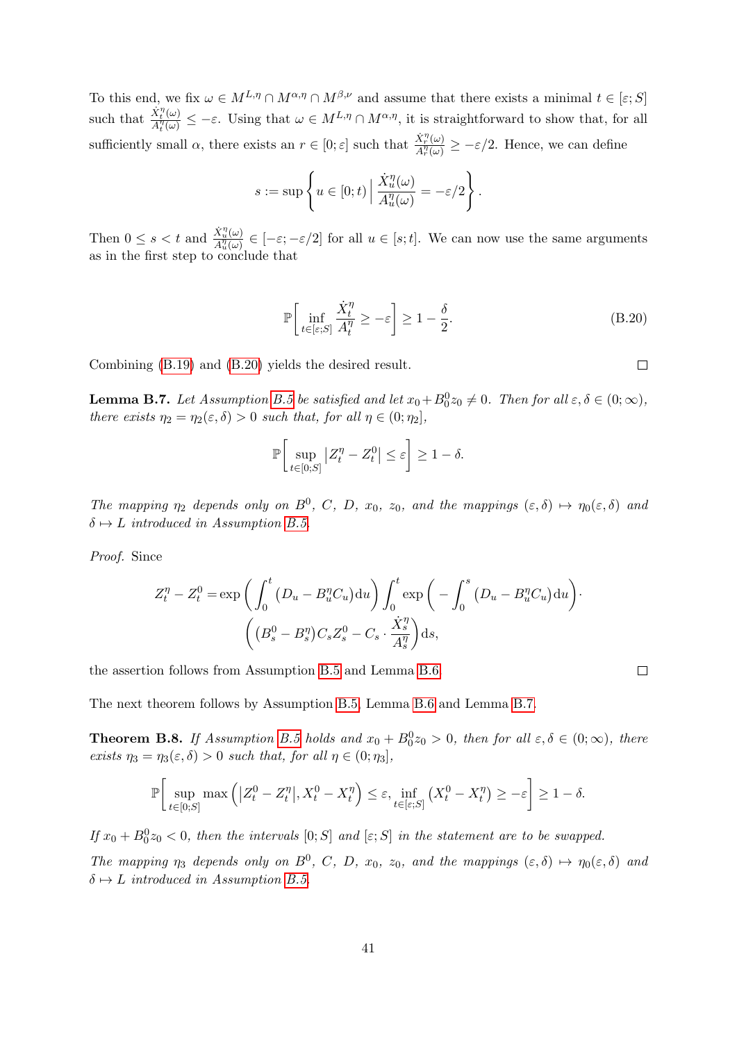To this end, we fix $\omega \in M^{L,\eta} \cap M^{\alpha,\eta} \cap M^{\beta,\nu}$ and assume that there exists a minimal $t \in [\varepsilon; S]$ such that $\frac{\dot{X}_t^\eta(\omega)}{A_t^\eta(\omega)} \leq -\varepsilon$. Using that $\omega \in M^{L,\eta} \cap M^{\alpha,\eta}$, it is straightforward to show that, for all sufficiently small $\alpha$, there exists an $r \in [0; \varepsilon]$ such that $\frac{\dot{X}_r^\eta(\omega)}{A_r^\eta(\omega)} \geq -\varepsilon/2$. Hence, we can define

$$s := \sup \left\{ u \in [0; t) \,\Big|\, \frac{\dot{X}_u^\eta(\omega)}{A_u^\eta(\omega)} = -\varepsilon/2 \right\}.$$

Then $0 \leq s < t$ and $\frac{\dot{X}_u^\eta(\omega)}{A_u^\eta(\omega)} \in [-\varepsilon; -\varepsilon/2]$ for all $u \in [s; t]$. We can now use the same arguments as in the first step to conclude that

$$\mathbb{P}\left[ \inf_{t \in [\varepsilon; S]} \frac{\dot{X}_t^\eta}{A_t^\eta} \geq -\varepsilon \right] \geq 1 - \frac{\delta}{2}. \tag{B.20}$$

Combining (B.19) and (B.20) yields the desired result. ◻

**Lemma B.7.** *Let Assumption B.5 be satisfied and let $x_0 + B_0^0 z_0 \neq 0$. Then for all $\varepsilon, \delta \in (0; \infty)$, there exists $\eta_2 = \eta_2(\varepsilon, \delta) > 0$ such that, for all $\eta \in (0; \eta_2]$,*

$$\mathbb{P}\left[ \sup_{t \in [0; S]} \left| Z_t^\eta - Z_t^0 \right| \leq \varepsilon \right] \geq 1 - \delta.$$

*The mapping $\eta_2$ depends only on $B^0$, $C$, $D$, $x_0$, $z_0$, and the mappings $(\varepsilon, \delta) \mapsto \eta_0(\varepsilon, \delta)$ and $\delta \mapsto L$ introduced in Assumption B.5.*

*Proof.* Since

$$\begin{aligned} Z_t^\eta - Z_t^0 = &\exp\left( \int_0^t \left( D_u - B_u^\eta C_u \right) \mathrm{d}u \right) \int_0^t \exp\left( -\int_0^s \left( D_u - B_u^\eta C_u \right) \mathrm{d}u \right) \cdot \\ &\left( \left( B_s^0 - B_s^\eta \right) C_s Z_s^0 - C_s \cdot \frac{\dot{X}_s^\eta}{A_s^\eta} \right) \mathrm{d}s, \end{aligned}$$

the assertion follows from Assumption B.5 and Lemma B.6. ◻

The next theorem follows by Assumption B.5, Lemma B.6 and Lemma B.7.

**Theorem B.8.** *If Assumption B.5 holds and $x_0 + B_0^0 z_0 > 0$, then for all $\varepsilon, \delta \in (0; \infty)$, there exists $\eta_3 = \eta_3(\varepsilon, \delta) > 0$ such that, for all $\eta \in (0; \eta_3]$,*

$$\mathbb{P}\left[ \sup_{t \in [0; S]} \max\left( \left| Z_t^0 - Z_t^\eta \right|, X_t^0 - X_t^\eta \right) \leq \varepsilon, \inf_{t \in [\varepsilon; S]} \left( X_t^0 - X_t^\eta \right) \geq -\varepsilon \right] \geq 1 - \delta.$$

*If $x_0 + B_0^0 z_0 < 0$, then the intervals $[0; S]$ and $[\varepsilon; S]$ in the statement are to be swapped.*

*The mapping $\eta_3$ depends only on $B^0$, $C$, $D$, $x_0$, $z_0$, and the mappings $(\varepsilon, \delta) \mapsto \eta_0(\varepsilon, \delta)$ and $\delta \mapsto L$ introduced in Assumption B.5.*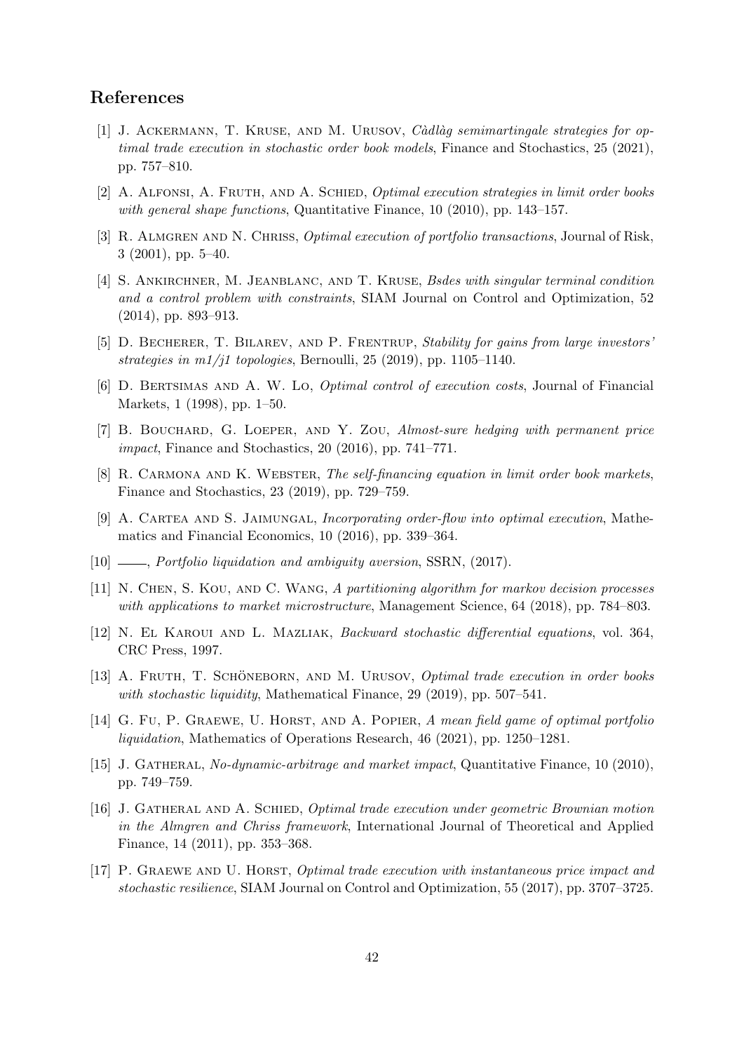## References

[1] J. Ackermann, T. Kruse, and M. Urusov, *Càdlàg semimartingale strategies for optimal trade execution in stochastic order book models*, Finance and Stochastics, 25 (2021), pp. 757–810.

[2] A. Alfonsi, A. Fruth, and A. Schied, *Optimal execution strategies in limit order books with general shape functions*, Quantitative Finance, 10 (2010), pp. 143–157.

[3] R. Almgren and N. Chriss, *Optimal execution of portfolio transactions*, Journal of Risk, 3 (2001), pp. 5–40.

[4] S. Ankirchner, M. Jeanblanc, and T. Kruse, *Bsdes with singular terminal condition and a control problem with constraints*, SIAM Journal on Control and Optimization, 52 (2014), pp. 893–913.

[5] D. Becherer, T. Bilarev, and P. Frentrup, *Stability for gains from large investors' strategies in m1/j1 topologies*, Bernoulli, 25 (2019), pp. 1105–1140.

[6] D. Bertsimas and A. W. Lo, *Optimal control of execution costs*, Journal of Financial Markets, 1 (1998), pp. 1–50.

[7] B. Bouchard, G. Loeper, and Y. Zou, *Almost-sure hedging with permanent price impact*, Finance and Stochastics, 20 (2016), pp. 741–771.

[8] R. Carmona and K. Webster, *The self-financing equation in limit order book markets*, Finance and Stochastics, 23 (2019), pp. 729–759.

[9] A. Cartea and S. Jaimungal, *Incorporating order-flow into optimal execution*, Mathematics and Financial Economics, 10 (2016), pp. 339–364.

[10] ——, *Portfolio liquidation and ambiguity aversion*, SSRN, (2017).

[11] N. Chen, S. Kou, and C. Wang, *A partitioning algorithm for markov decision processes with applications to market microstructure*, Management Science, 64 (2018), pp. 784–803.

[12] N. El Karoui and L. Mazliak, *Backward stochastic differential equations*, vol. 364, CRC Press, 1997.

[13] A. Fruth, T. Schöneborn, and M. Urusov, *Optimal trade execution in order books with stochastic liquidity*, Mathematical Finance, 29 (2019), pp. 507–541.

[14] G. Fu, P. Graewe, U. Horst, and A. Popier, *A mean field game of optimal portfolio liquidation*, Mathematics of Operations Research, 46 (2021), pp. 1250–1281.

[15] J. Gatheral, *No-dynamic-arbitrage and market impact*, Quantitative Finance, 10 (2010), pp. 749–759.

[16] J. Gatheral and A. Schied, *Optimal trade execution under geometric Brownian motion in the Almgren and Chriss framework*, International Journal of Theoretical and Applied Finance, 14 (2011), pp. 353–368.

[17] P. Graewe and U. Horst, *Optimal trade execution with instantaneous price impact and stochastic resilience*, SIAM Journal on Control and Optimization, 55 (2017), pp. 3707–3725.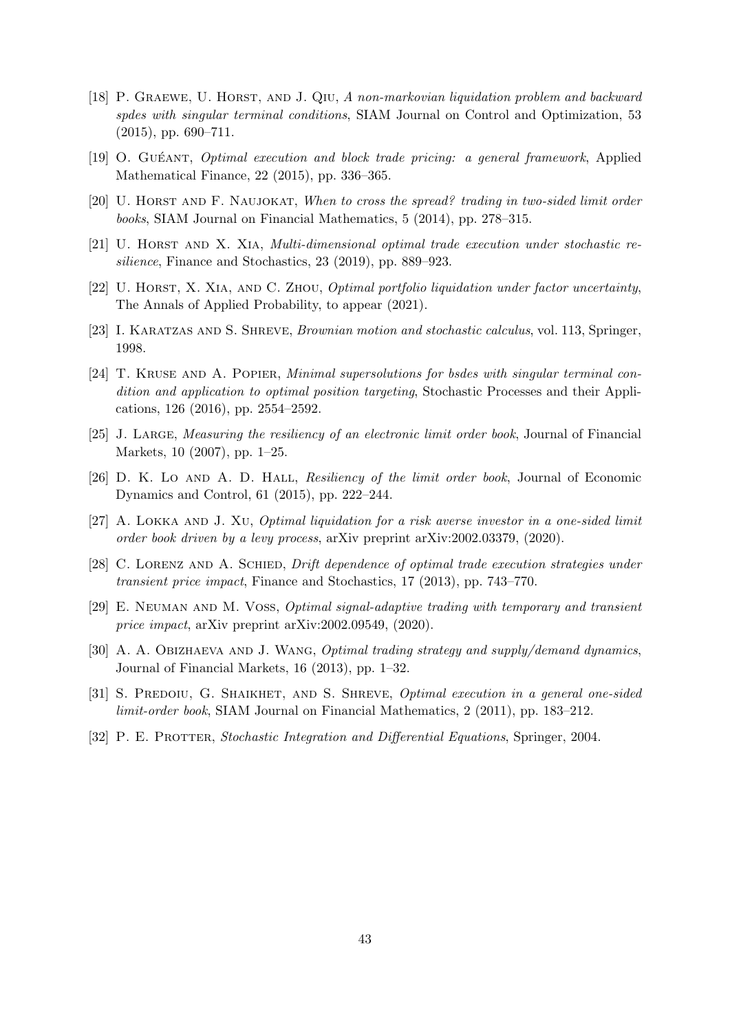[18] P. Graewe, U. Horst, and J. Qiu, *A non-markovian liquidation problem and backward spdes with singular terminal conditions*, SIAM Journal on Control and Optimization, 53 (2015), pp. 690–711.

[19] O. Guéant, *Optimal execution and block trade pricing: a general framework*, Applied Mathematical Finance, 22 (2015), pp. 336–365.

[20] U. Horst and F. Naujokat, *When to cross the spread? trading in two-sided limit order books*, SIAM Journal on Financial Mathematics, 5 (2014), pp. 278–315.

[21] U. Horst and X. Xia, *Multi-dimensional optimal trade execution under stochastic resilience*, Finance and Stochastics, 23 (2019), pp. 889–923.

[22] U. Horst, X. Xia, and C. Zhou, *Optimal portfolio liquidation under factor uncertainty*, The Annals of Applied Probability, to appear (2021).

[23] I. Karatzas and S. Shreve, *Brownian motion and stochastic calculus*, vol. 113, Springer, 1998.

[24] T. Kruse and A. Popier, *Minimal supersolutions for bsdes with singular terminal condition and application to optimal position targeting*, Stochastic Processes and their Applications, 126 (2016), pp. 2554–2592.

[25] J. Large, *Measuring the resiliency of an electronic limit order book*, Journal of Financial Markets, 10 (2007), pp. 1–25.

[26] D. K. Lo and A. D. Hall, *Resiliency of the limit order book*, Journal of Economic Dynamics and Control, 61 (2015), pp. 222–244.

[27] A. Lokka and J. Xu, *Optimal liquidation for a risk averse investor in a one-sided limit order book driven by a levy process*, arXiv preprint arXiv:2002.03379, (2020).

[28] C. Lorenz and A. Schied, *Drift dependence of optimal trade execution strategies under transient price impact*, Finance and Stochastics, 17 (2013), pp. 743–770.

[29] E. Neuman and M. Voss, *Optimal signal-adaptive trading with temporary and transient price impact*, arXiv preprint arXiv:2002.09549, (2020).

[30] A. A. Obizhaeva and J. Wang, *Optimal trading strategy and supply/demand dynamics*, Journal of Financial Markets, 16 (2013), pp. 1–32.

[31] S. Predoiu, G. Shaikhet, and S. Shreve, *Optimal execution in a general one-sided limit-order book*, SIAM Journal on Financial Mathematics, 2 (2011), pp. 183–212.

[32] P. E. Protter, *Stochastic Integration and Differential Equations*, Springer, 2004.